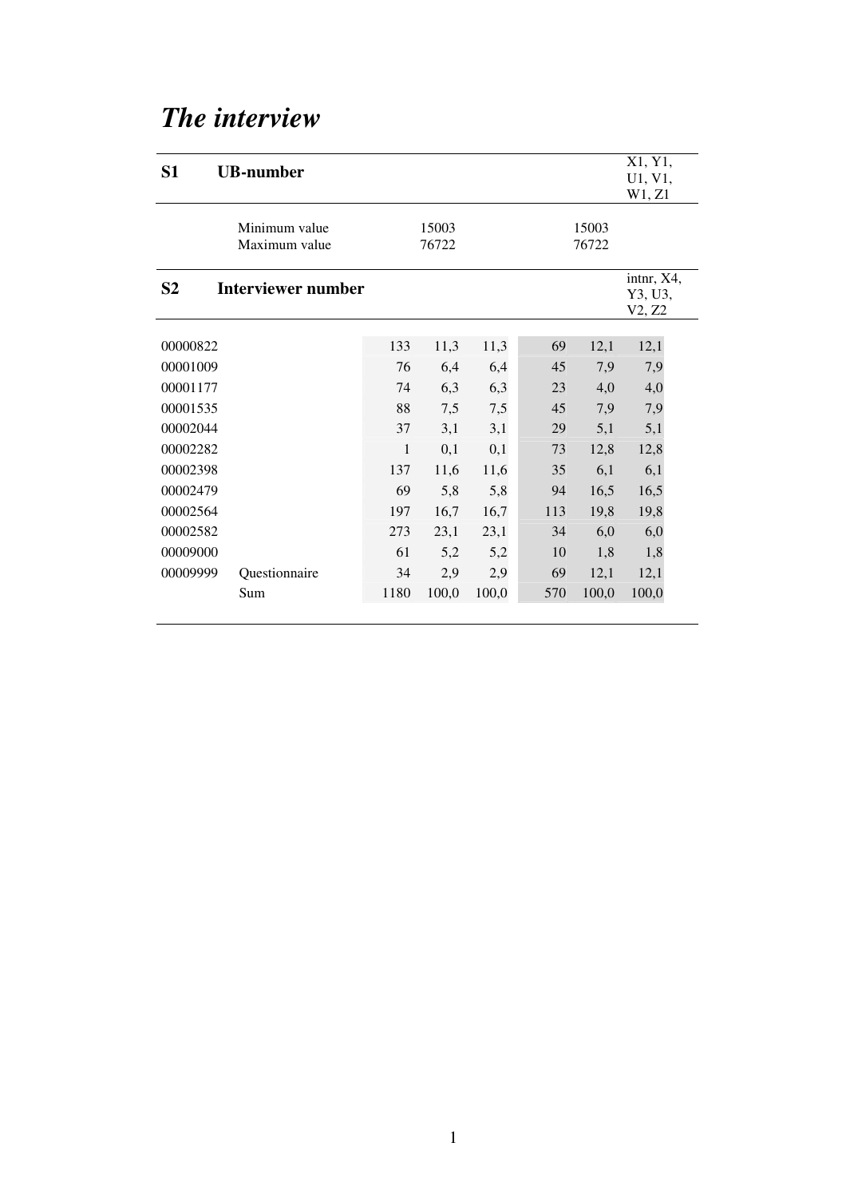# *The interview*

| **S1** | **UB-number** | | | | | | | X1, Y1, U1, V1, W1, Z1 |
|---|---|---|---|---|---|---|---|---|
| | Minimum value | 15003 | | | 15003 | | | |
| | Maximum value | 76722 | | | 76722 | | | |

| **S2** | **Interviewer number** | | | | | | | intnr, X4, Y3, U3, V2, Z2 |
|---|---|---|---|---|---|---|---|---|
| 00000822 | | 133 | 11,3 | 11,3 | 69 | 12,1 | 12,1 | |
| 00001009 | | 76 | 6,4 | 6,4 | 45 | 7,9 | 7,9 | |
| 00001177 | | 74 | 6,3 | 6,3 | 23 | 4,0 | 4,0 | |
| 00001535 | | 88 | 7,5 | 7,5 | 45 | 7,9 | 7,9 | |
| 00002044 | | 37 | 3,1 | 3,1 | 29 | 5,1 | 5,1 | |
| 00002282 | | 1 | 0,1 | 0,1 | 73 | 12,8 | 12,8 | |
| 00002398 | | 137 | 11,6 | 11,6 | 35 | 6,1 | 6,1 | |
| 00002479 | | 69 | 5,8 | 5,8 | 94 | 16,5 | 16,5 | |
| 00002564 | | 197 | 16,7 | 16,7 | 113 | 19,8 | 19,8 | |
| 00002582 | | 273 | 23,1 | 23,1 | 34 | 6,0 | 6,0 | |
| 00009000 | | 61 | 5,2 | 5,2 | 10 | 1,8 | 1,8 | |
| 00009999 | Questionnaire | 34 | 2,9 | 2,9 | 69 | 12,1 | 12,1 | |
| | Sum | 1180 | 100,0 | 100,0 | 570 | 100,0 | 100,0 | |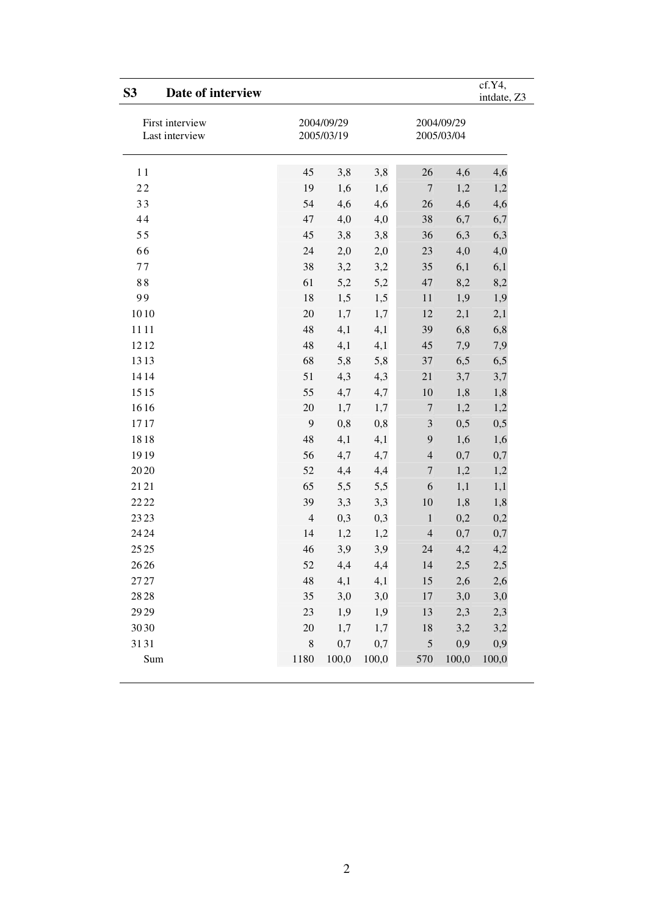## S3 Date of interview

cf.Y4, intdate, Z3

| | | | | | | |
|---|---|---|---|---|---|---|
| First interview | 2004/09/29 | | | 2004/09/29 | | |
| Last interview | 2005/03/19 | | | 2005/03/04 | | |
| 1 1 | 45 | 3,8 | 3,8 | 26 | 4,6 | 4,6 |
| 2 2 | 19 | 1,6 | 1,6 | 7 | 1,2 | 1,2 |
| 3 3 | 54 | 4,6 | 4,6 | 26 | 4,6 | 4,6 |
| 4 4 | 47 | 4,0 | 4,0 | 38 | 6,7 | 6,7 |
| 5 5 | 45 | 3,8 | 3,8 | 36 | 6,3 | 6,3 |
| 6 6 | 24 | 2,0 | 2,0 | 23 | 4,0 | 4,0 |
| 7 7 | 38 | 3,2 | 3,2 | 35 | 6,1 | 6,1 |
| 8 8 | 61 | 5,2 | 5,2 | 47 | 8,2 | 8,2 |
| 9 9 | 18 | 1,5 | 1,5 | 11 | 1,9 | 1,9 |
| 10 10 | 20 | 1,7 | 1,7 | 12 | 2,1 | 2,1 |
| 11 11 | 48 | 4,1 | 4,1 | 39 | 6,8 | 6,8 |
| 12 12 | 48 | 4,1 | 4,1 | 45 | 7,9 | 7,9 |
| 13 13 | 68 | 5,8 | 5,8 | 37 | 6,5 | 6,5 |
| 14 14 | 51 | 4,3 | 4,3 | 21 | 3,7 | 3,7 |
| 15 15 | 55 | 4,7 | 4,7 | 10 | 1,8 | 1,8 |
| 16 16 | 20 | 1,7 | 1,7 | 7 | 1,2 | 1,2 |
| 17 17 | 9 | 0,8 | 0,8 | 3 | 0,5 | 0,5 |
| 18 18 | 48 | 4,1 | 4,1 | 9 | 1,6 | 1,6 |
| 19 19 | 56 | 4,7 | 4,7 | 4 | 0,7 | 0,7 |
| 20 20 | 52 | 4,4 | 4,4 | 7 | 1,2 | 1,2 |
| 21 21 | 65 | 5,5 | 5,5 | 6 | 1,1 | 1,1 |
| 22 22 | 39 | 3,3 | 3,3 | 10 | 1,8 | 1,8 |
| 23 23 | 4 | 0,3 | 0,3 | 1 | 0,2 | 0,2 |
| 24 24 | 14 | 1,2 | 1,2 | 4 | 0,7 | 0,7 |
| 25 25 | 46 | 3,9 | 3,9 | 24 | 4,2 | 4,2 |
| 26 26 | 52 | 4,4 | 4,4 | 14 | 2,5 | 2,5 |
| 27 27 | 48 | 4,1 | 4,1 | 15 | 2,6 | 2,6 |
| 28 28 | 35 | 3,0 | 3,0 | 17 | 3,0 | 3,0 |
| 29 29 | 23 | 1,9 | 1,9 | 13 | 2,3 | 2,3 |
| 30 30 | 20 | 1,7 | 1,7 | 18 | 3,2 | 3,2 |
| 31 31 | 8 | 0,7 | 0,7 | 5 | 0,9 | 0,9 |
| Sum | 1180 | 100,0 | 100,0 | 570 | 100,0 | 100,0 |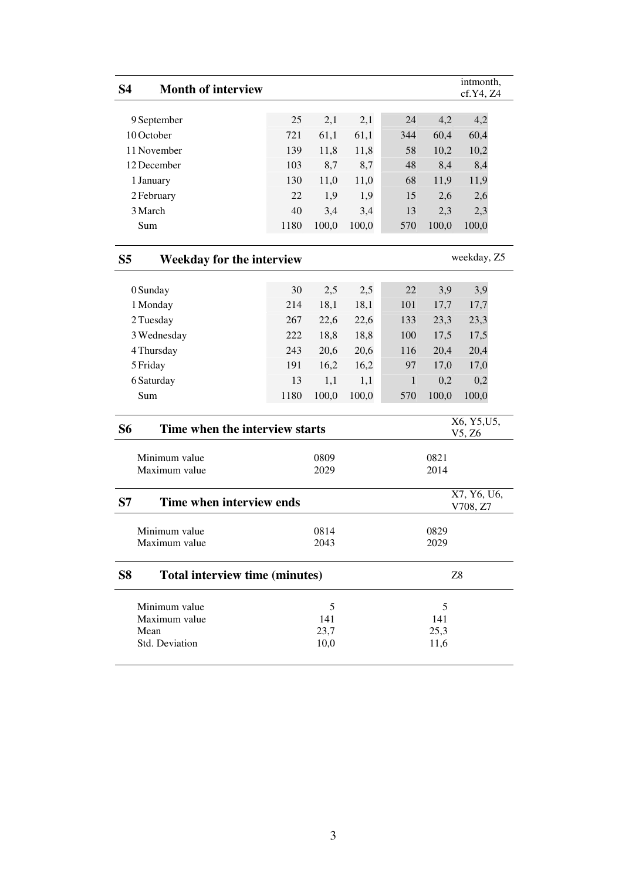## S4 Month of interview

intmonth, cf.Y4, Z4

| | | | | | | |
|---|---|---|---|---|---|---|
| 9 September | 25 | 2,1 | 2,1 | 24 | 4,2 | 4,2 |
| 10 October | 721 | 61,1 | 61,1 | 344 | 60,4 | 60,4 |
| 11 November | 139 | 11,8 | 11,8 | 58 | 10,2 | 10,2 |
| 12 December | 103 | 8,7 | 8,7 | 48 | 8,4 | 8,4 |
| 1 January | 130 | 11,0 | 11,0 | 68 | 11,9 | 11,9 |
| 2 February | 22 | 1,9 | 1,9 | 15 | 2,6 | 2,6 |
| 3 March | 40 | 3,4 | 3,4 | 13 | 2,3 | 2,3 |
| Sum | 1180 | 100,0 | 100,0 | 570 | 100,0 | 100,0 |

## S5 Weekday for the interview

weekday, Z5

| | | | | | | |
|---|---|---|---|---|---|---|
| 0 Sunday | 30 | 2,5 | 2,5 | 22 | 3,9 | 3,9 |
| 1 Monday | 214 | 18,1 | 18,1 | 101 | 17,7 | 17,7 |
| 2 Tuesday | 267 | 22,6 | 22,6 | 133 | 23,3 | 23,3 |
| 3 Wednesday | 222 | 18,8 | 18,8 | 100 | 17,5 | 17,5 |
| 4 Thursday | 243 | 20,6 | 20,6 | 116 | 20,4 | 20,4 |
| 5 Friday | 191 | 16,2 | 16,2 | 97 | 17,0 | 17,0 |
| 6 Saturday | 13 | 1,1 | 1,1 | 1 | 0,2 | 0,2 |
| Sum | 1180 | 100,0 | 100,0 | 570 | 100,0 | 100,0 |

## S6 Time when the interview starts

X6, Y5,U5, V5, Z6

| | | |
|---|---|---|
| Minimum value | 0809 | 0821 |
| Maximum value | 2029 | 2014 |

## S7 Time when interview ends

X7, Y6, U6, V708, Z7

| | | |
|---|---|---|
| Minimum value | 0814 | 0829 |
| Maximum value | 2043 | 2029 |

## S8 Total interview time (minutes)

Z8

| | | |
|---|---|---|
| Minimum value | 5 | 5 |
| Maximum value | 141 | 141 |
| Mean | 23,7 | 25,3 |
| Std. Deviation | 10,0 | 11,6 |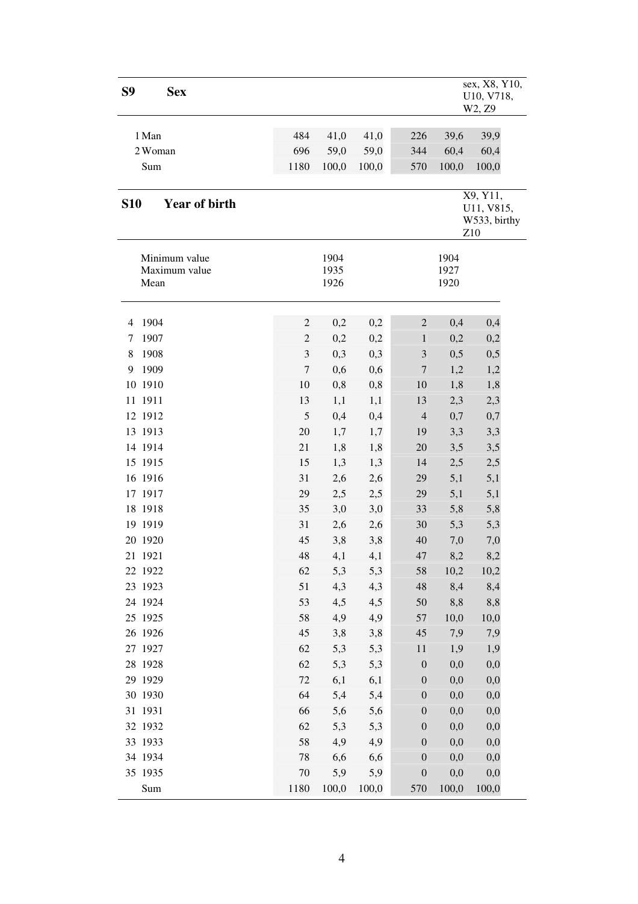## S9 Sex

sex, X8, Y10, U10, V718, W2, Z9

| | | | | | | |
|---|---|---|---|---|---|---|
| 1 Man | 484 | 41,0 | 41,0 | 226 | 39,6 | 39,9 |
| 2 Woman | 696 | 59,0 | 59,0 | 344 | 60,4 | 60,4 |
| Sum | 1180 | 100,0 | 100,0 | 570 | 100,0 | 100,0 |

## S10 Year of birth

X9, Y11, U11, V815, W533, birthy Z10

| | | |
|---|---|---|
| Minimum value | 1904 | 1904 |
| Maximum value | 1935 | 1927 |
| Mean | 1926 | 1920 |

| | | | | | | |
|---|---|---|---|---|---|---|
| 4 1904 | 2 | 0,2 | 0,2 | 2 | 0,4 | 0,4 |
| 7 1907 | 2 | 0,2 | 0,2 | 1 | 0,2 | 0,2 |
| 8 1908 | 3 | 0,3 | 0,3 | 3 | 0,5 | 0,5 |
| 9 1909 | 7 | 0,6 | 0,6 | 7 | 1,2 | 1,2 |
| 10 1910 | 10 | 0,8 | 0,8 | 10 | 1,8 | 1,8 |
| 11 1911 | 13 | 1,1 | 1,1 | 13 | 2,3 | 2,3 |
| 12 1912 | 5 | 0,4 | 0,4 | 4 | 0,7 | 0,7 |
| 13 1913 | 20 | 1,7 | 1,7 | 19 | 3,3 | 3,3 |
| 14 1914 | 21 | 1,8 | 1,8 | 20 | 3,5 | 3,5 |
| 15 1915 | 15 | 1,3 | 1,3 | 14 | 2,5 | 2,5 |
| 16 1916 | 31 | 2,6 | 2,6 | 29 | 5,1 | 5,1 |
| 17 1917 | 29 | 2,5 | 2,5 | 29 | 5,1 | 5,1 |
| 18 1918 | 35 | 3,0 | 3,0 | 33 | 5,8 | 5,8 |
| 19 1919 | 31 | 2,6 | 2,6 | 30 | 5,3 | 5,3 |
| 20 1920 | 45 | 3,8 | 3,8 | 40 | 7,0 | 7,0 |
| 21 1921 | 48 | 4,1 | 4,1 | 47 | 8,2 | 8,2 |
| 22 1922 | 62 | 5,3 | 5,3 | 58 | 10,2 | 10,2 |
| 23 1923 | 51 | 4,3 | 4,3 | 48 | 8,4 | 8,4 |
| 24 1924 | 53 | 4,5 | 4,5 | 50 | 8,8 | 8,8 |
| 25 1925 | 58 | 4,9 | 4,9 | 57 | 10,0 | 10,0 |
| 26 1926 | 45 | 3,8 | 3,8 | 45 | 7,9 | 7,9 |
| 27 1927 | 62 | 5,3 | 5,3 | 11 | 1,9 | 1,9 |
| 28 1928 | 62 | 5,3 | 5,3 | 0 | 0,0 | 0,0 |
| 29 1929 | 72 | 6,1 | 6,1 | 0 | 0,0 | 0,0 |
| 30 1930 | 64 | 5,4 | 5,4 | 0 | 0,0 | 0,0 |
| 31 1931 | 66 | 5,6 | 5,6 | 0 | 0,0 | 0,0 |
| 32 1932 | 62 | 5,3 | 5,3 | 0 | 0,0 | 0,0 |
| 33 1933 | 58 | 4,9 | 4,9 | 0 | 0,0 | 0,0 |
| 34 1934 | 78 | 6,6 | 6,6 | 0 | 0,0 | 0,0 |
| 35 1935 | 70 | 5,9 | 5,9 | 0 | 0,0 | 0,0 |
| Sum | 1180 | 100,0 | 100,0 | 570 | 100,0 | 100,0 |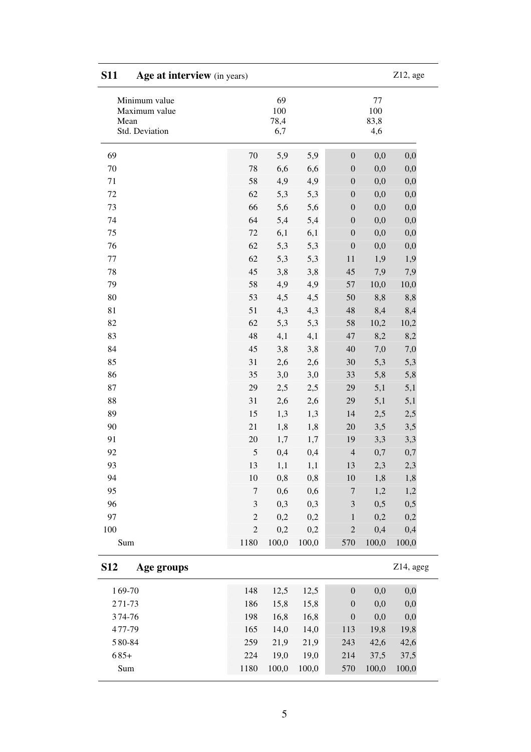## S11 Age at interview (in years) — Z12, age

| | | | | | | |
|---|---|---|---|---|---|---|
| Minimum value | | 69 | | | 77 | |
| Maximum value | | 100 | | | 100 | |
| Mean | | 78,4 | | | 83,8 | |
| Std. Deviation | | 6,7 | | | 4,6 | |

| | | | | | | |
|---|---|---|---|---|---|---|
| 69 | 70 | 5,9 | 5,9 | 0 | 0,0 | 0,0 |
| 70 | 78 | 6,6 | 6,6 | 0 | 0,0 | 0,0 |
| 71 | 58 | 4,9 | 4,9 | 0 | 0,0 | 0,0 |
| 72 | 62 | 5,3 | 5,3 | 0 | 0,0 | 0,0 |
| 73 | 66 | 5,6 | 5,6 | 0 | 0,0 | 0,0 |
| 74 | 64 | 5,4 | 5,4 | 0 | 0,0 | 0,0 |
| 75 | 72 | 6,1 | 6,1 | 0 | 0,0 | 0,0 |
| 76 | 62 | 5,3 | 5,3 | 0 | 0,0 | 0,0 |
| 77 | 62 | 5,3 | 5,3 | 11 | 1,9 | 1,9 |
| 78 | 45 | 3,8 | 3,8 | 45 | 7,9 | 7,9 |
| 79 | 58 | 4,9 | 4,9 | 57 | 10,0 | 10,0 |
| 80 | 53 | 4,5 | 4,5 | 50 | 8,8 | 8,8 |
| 81 | 51 | 4,3 | 4,3 | 48 | 8,4 | 8,4 |
| 82 | 62 | 5,3 | 5,3 | 58 | 10,2 | 10,2 |
| 83 | 48 | 4,1 | 4,1 | 47 | 8,2 | 8,2 |
| 84 | 45 | 3,8 | 3,8 | 40 | 7,0 | 7,0 |
| 85 | 31 | 2,6 | 2,6 | 30 | 5,3 | 5,3 |
| 86 | 35 | 3,0 | 3,0 | 33 | 5,8 | 5,8 |
| 87 | 29 | 2,5 | 2,5 | 29 | 5,1 | 5,1 |
| 88 | 31 | 2,6 | 2,6 | 29 | 5,1 | 5,1 |
| 89 | 15 | 1,3 | 1,3 | 14 | 2,5 | 2,5 |
| 90 | 21 | 1,8 | 1,8 | 20 | 3,5 | 3,5 |
| 91 | 20 | 1,7 | 1,7 | 19 | 3,3 | 3,3 |
| 92 | 5 | 0,4 | 0,4 | 4 | 0,7 | 0,7 |
| 93 | 13 | 1,1 | 1,1 | 13 | 2,3 | 2,3 |
| 94 | 10 | 0,8 | 0,8 | 10 | 1,8 | 1,8 |
| 95 | 7 | 0,6 | 0,6 | 7 | 1,2 | 1,2 |
| 96 | 3 | 0,3 | 0,3 | 3 | 0,5 | 0,5 |
| 97 | 2 | 0,2 | 0,2 | 1 | 0,2 | 0,2 |
| 100 | 2 | 0,2 | 0,2 | 2 | 0,4 | 0,4 |
| Sum | 1180 | 100,0 | 100,0 | 570 | 100,0 | 100,0 |

## S12 Age groups — Z14, ageg

| | | | | | | |
|---|---|---|---|---|---|---|
| 1 69-70 | 148 | 12,5 | 12,5 | 0 | 0,0 | 0,0 |
| 2 71-73 | 186 | 15,8 | 15,8 | 0 | 0,0 | 0,0 |
| 3 74-76 | 198 | 16,8 | 16,8 | 0 | 0,0 | 0,0 |
| 4 77-79 | 165 | 14,0 | 14,0 | 113 | 19,8 | 19,8 |
| 5 80-84 | 259 | 21,9 | 21,9 | 243 | 42,6 | 42,6 |
| 6 85+ | 224 | 19,0 | 19,0 | 214 | 37,5 | 37,5 |
| Sum | 1180 | 100,0 | 100,0 | 570 | 100,0 | 100,0 |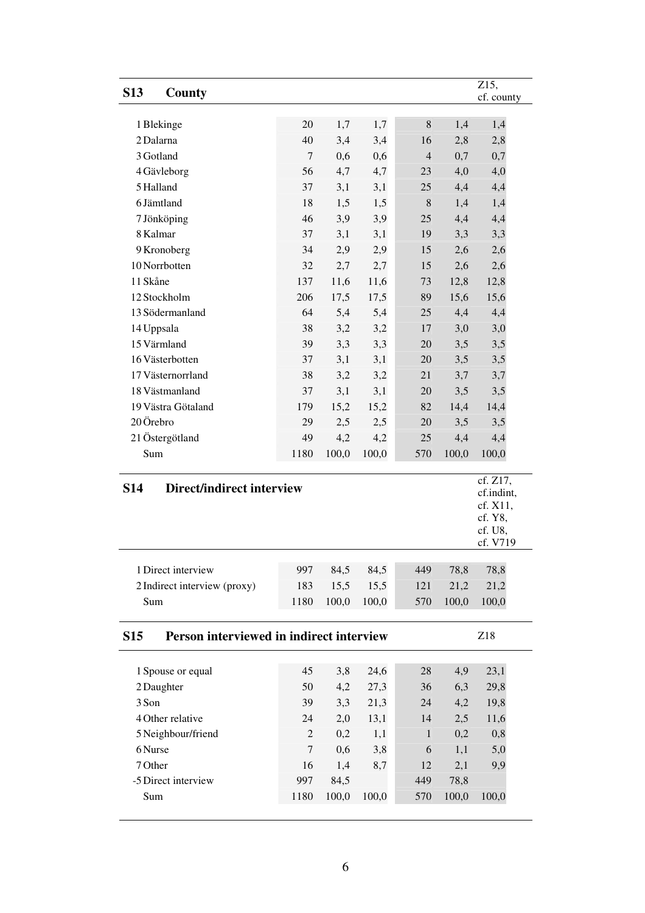## S13 County

Z15, cf. county

| | | | | | | |
|---|---|---|---|---|---|---|
| 1 Blekinge | 20 | 1,7 | 1,7 | 8 | 1,4 | 1,4 |
| 2 Dalarna | 40 | 3,4 | 3,4 | 16 | 2,8 | 2,8 |
| 3 Gotland | 7 | 0,6 | 0,6 | 4 | 0,7 | 0,7 |
| 4 Gävleborg | 56 | 4,7 | 4,7 | 23 | 4,0 | 4,0 |
| 5 Halland | 37 | 3,1 | 3,1 | 25 | 4,4 | 4,4 |
| 6 Jämtland | 18 | 1,5 | 1,5 | 8 | 1,4 | 1,4 |
| 7 Jönköping | 46 | 3,9 | 3,9 | 25 | 4,4 | 4,4 |
| 8 Kalmar | 37 | 3,1 | 3,1 | 19 | 3,3 | 3,3 |
| 9 Kronoberg | 34 | 2,9 | 2,9 | 15 | 2,6 | 2,6 |
| 10 Norrbotten | 32 | 2,7 | 2,7 | 15 | 2,6 | 2,6 |
| 11 Skåne | 137 | 11,6 | 11,6 | 73 | 12,8 | 12,8 |
| 12 Stockholm | 206 | 17,5 | 17,5 | 89 | 15,6 | 15,6 |
| 13 Södermanland | 64 | 5,4 | 5,4 | 25 | 4,4 | 4,4 |
| 14 Uppsala | 38 | 3,2 | 3,2 | 17 | 3,0 | 3,0 |
| 15 Värmland | 39 | 3,3 | 3,3 | 20 | 3,5 | 3,5 |
| 16 Västerbotten | 37 | 3,1 | 3,1 | 20 | 3,5 | 3,5 |
| 17 Västernorrland | 38 | 3,2 | 3,2 | 21 | 3,7 | 3,7 |
| 18 Västmanland | 37 | 3,1 | 3,1 | 20 | 3,5 | 3,5 |
| 19 Västra Götaland | 179 | 15,2 | 15,2 | 82 | 14,4 | 14,4 |
| 20 Örebro | 29 | 2,5 | 2,5 | 20 | 3,5 | 3,5 |
| 21 Östergötland | 49 | 4,2 | 4,2 | 25 | 4,4 | 4,4 |
| Sum | 1180 | 100,0 | 100,0 | 570 | 100,0 | 100,0 |

## S14 Direct/indirect interview

cf. Z17, cf.indint, cf. X11, cf. Y8, cf. U8, cf. V719

| | | | | | | |
|---|---|---|---|---|---|---|
| 1 Direct interview | 997 | 84,5 | 84,5 | 449 | 78,8 | 78,8 |
| 2 Indirect interview (proxy) | 183 | 15,5 | 15,5 | 121 | 21,2 | 21,2 |
| Sum | 1180 | 100,0 | 100,0 | 570 | 100,0 | 100,0 |

## S15 Person interviewed in indirect interview

Z18

| | | | | | | |
|---|---|---|---|---|---|---|
| 1 Spouse or equal | 45 | 3,8 | 24,6 | 28 | 4,9 | 23,1 |
| 2 Daughter | 50 | 4,2 | 27,3 | 36 | 6,3 | 29,8 |
| 3 Son | 39 | 3,3 | 21,3 | 24 | 4,2 | 19,8 |
| 4 Other relative | 24 | 2,0 | 13,1 | 14 | 2,5 | 11,6 |
| 5 Neighbour/friend | 2 | 0,2 | 1,1 | 1 | 0,2 | 0,8 |
| 6 Nurse | 7 | 0,6 | 3,8 | 6 | 1,1 | 5,0 |
| 7 Other | 16 | 1,4 | 8,7 | 12 | 2,1 | 9,9 |
| -5 Direct interview | 997 | 84,5 | | 449 | 78,8 | |
| Sum | 1180 | 100,0 | 100,0 | 570 | 100,0 | 100,0 |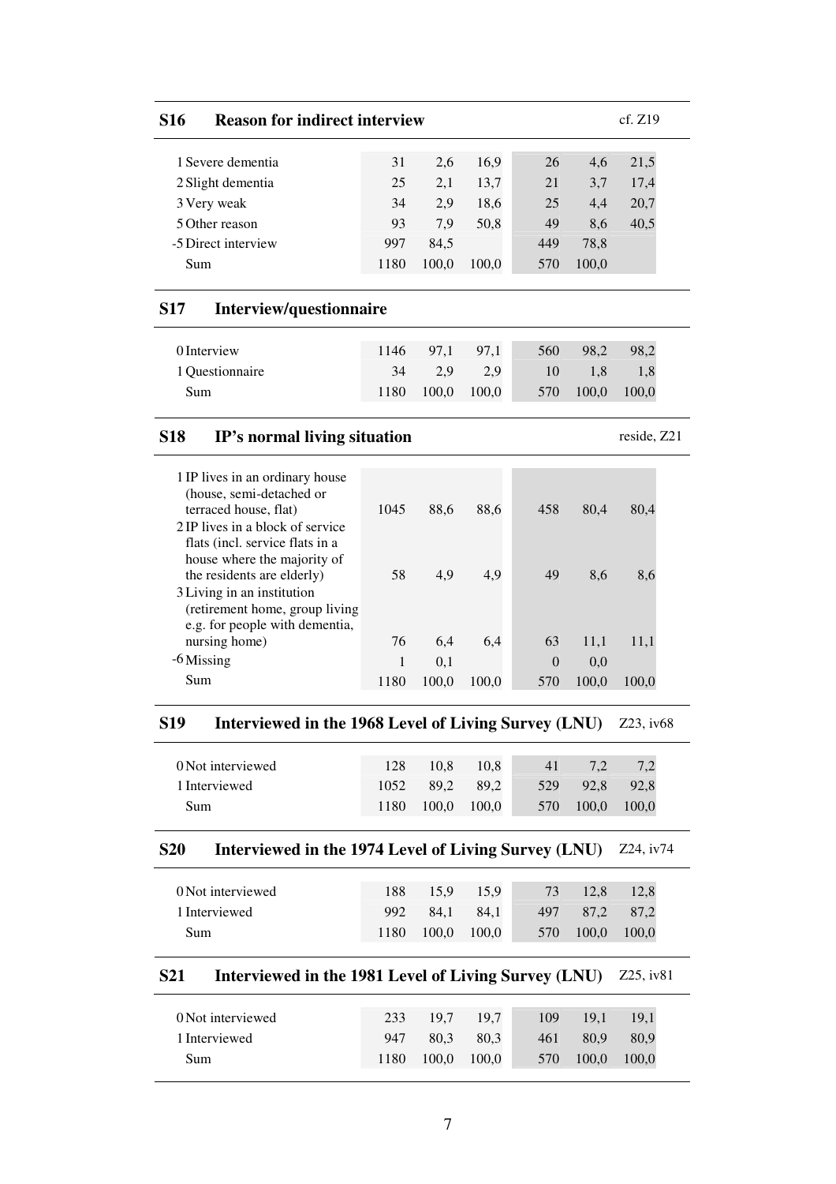## S16 Reason for indirect interview

cf. Z19

| | | | | | | |
|---|---|---|---|---|---|---|
| 1 Severe dementia | 31 | 2,6 | 16,9 | 26 | 4,6 | 21,5 |
| 2 Slight dementia | 25 | 2,1 | 13,7 | 21 | 3,7 | 17,4 |
| 3 Very weak | 34 | 2,9 | 18,6 | 25 | 4,4 | 20,7 |
| 5 Other reason | 93 | 7,9 | 50,8 | 49 | 8,6 | 40,5 |
| -5 Direct interview | 997 | 84,5 | | 449 | 78,8 | |
| Sum | 1180 | 100,0 | 100,0 | 570 | 100,0 | |

## S17 Interview/questionnaire

| | | | | | | |
|---|---|---|---|---|---|---|
| 0 Interview | 1146 | 97,1 | 97,1 | 560 | 98,2 | 98,2 |
| 1 Questionnaire | 34 | 2,9 | 2,9 | 10 | 1,8 | 1,8 |
| Sum | 1180 | 100,0 | 100,0 | 570 | 100,0 | 100,0 |

## S18 IP's normal living situation

reside, Z21

| | | | | | | |
|---|---|---|---|---|---|---|
| 1 IP lives in an ordinary house (house, semi-detached or terraced house, flat) | 1045 | 88,6 | 88,6 | 458 | 80,4 | 80,4 |
| 2 IP lives in a block of service flats (incl. service flats in a house where the majority of the residents are elderly) | 58 | 4,9 | 4,9 | 49 | 8,6 | 8,6 |
| 3 Living in an institution (retirement home, group living e.g. for people with dementia, nursing home) | 76 | 6,4 | 6,4 | 63 | 11,1 | 11,1 |
| -6 Missing | 1 | 0,1 | | 0 | 0,0 | |
| Sum | 1180 | 100,0 | 100,0 | 570 | 100,0 | 100,0 |

## S19 Interviewed in the 1968 Level of Living Survey (LNU)

Z23, iv68

| | | | | | | |
|---|---|---|---|---|---|---|
| 0 Not interviewed | 128 | 10,8 | 10,8 | 41 | 7,2 | 7,2 |
| 1 Interviewed | 1052 | 89,2 | 89,2 | 529 | 92,8 | 92,8 |
| Sum | 1180 | 100,0 | 100,0 | 570 | 100,0 | 100,0 |

## S20 Interviewed in the 1974 Level of Living Survey (LNU)

Z24, iv74

| | | | | | | |
|---|---|---|---|---|---|---|
| 0 Not interviewed | 188 | 15,9 | 15,9 | 73 | 12,8 | 12,8 |
| 1 Interviewed | 992 | 84,1 | 84,1 | 497 | 87,2 | 87,2 |
| Sum | 1180 | 100,0 | 100,0 | 570 | 100,0 | 100,0 |

## S21 Interviewed in the 1981 Level of Living Survey (LNU)

Z25, iv81

| | | | | | | |
|---|---|---|---|---|---|---|
| 0 Not interviewed | 233 | 19,7 | 19,7 | 109 | 19,1 | 19,1 |
| 1 Interviewed | 947 | 80,3 | 80,3 | 461 | 80,9 | 80,9 |
| Sum | 1180 | 100,0 | 100,0 | 570 | 100,0 | 100,0 |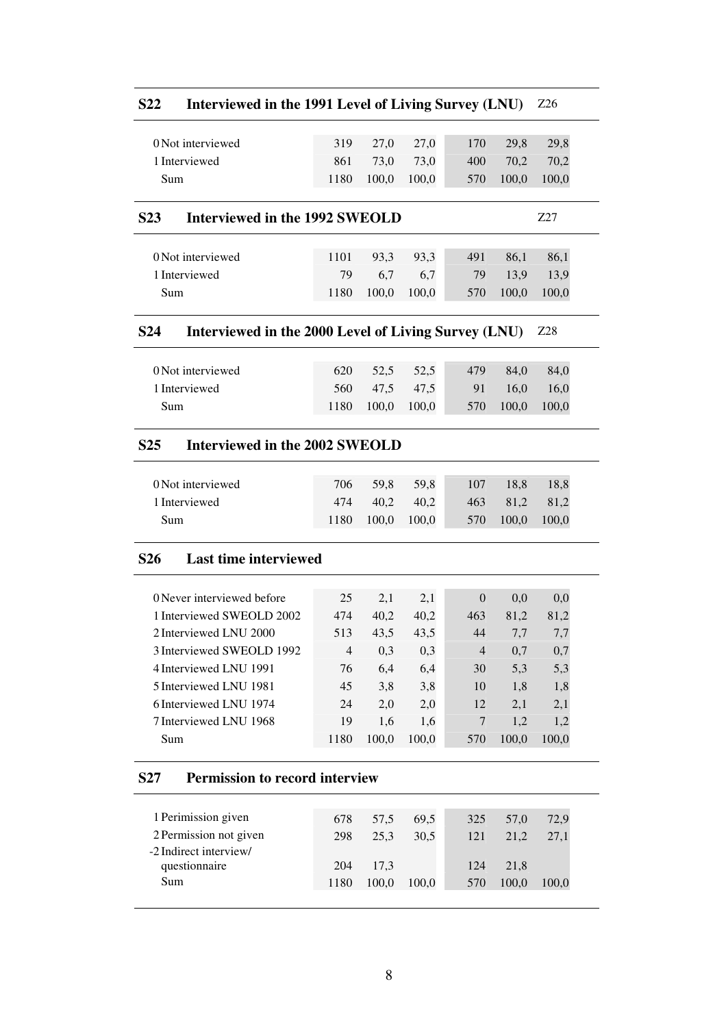## S22 Interviewed in the 1991 Level of Living Survey (LNU) Z26

| | | | | | | |
|---|---|---|---|---|---|---|
| 0 Not interviewed | 319 | 27,0 | 27,0 | 170 | 29,8 | 29,8 |
| 1 Interviewed | 861 | 73,0 | 73,0 | 400 | 70,2 | 70,2 |
| Sum | 1180 | 100,0 | 100,0 | 570 | 100,0 | 100,0 |

## S23 Interviewed in the 1992 SWEOLD Z27

| | | | | | | |
|---|---|---|---|---|---|---|
| 0 Not interviewed | 1101 | 93,3 | 93,3 | 491 | 86,1 | 86,1 |
| 1 Interviewed | 79 | 6,7 | 6,7 | 79 | 13,9 | 13,9 |
| Sum | 1180 | 100,0 | 100,0 | 570 | 100,0 | 100,0 |

## S24 Interviewed in the 2000 Level of Living Survey (LNU) Z28

| | | | | | | |
|---|---|---|---|---|---|---|
| 0 Not interviewed | 620 | 52,5 | 52,5 | 479 | 84,0 | 84,0 |
| 1 Interviewed | 560 | 47,5 | 47,5 | 91 | 16,0 | 16,0 |
| Sum | 1180 | 100,0 | 100,0 | 570 | 100,0 | 100,0 |

## S25 Interviewed in the 2002 SWEOLD

| | | | | | | |
|---|---|---|---|---|---|---|
| 0 Not interviewed | 706 | 59,8 | 59,8 | 107 | 18,8 | 18,8 |
| 1 Interviewed | 474 | 40,2 | 40,2 | 463 | 81,2 | 81,2 |
| Sum | 1180 | 100,0 | 100,0 | 570 | 100,0 | 100,0 |

## S26 Last time interviewed

| | | | | | | |
|---|---|---|---|---|---|---|
| 0 Never interviewed before | 25 | 2,1 | 2,1 | 0 | 0,0 | 0,0 |
| 1 Interviewed SWEOLD 2002 | 474 | 40,2 | 40,2 | 463 | 81,2 | 81,2 |
| 2 Interviewed LNU 2000 | 513 | 43,5 | 43,5 | 44 | 7,7 | 7,7 |
| 3 Interviewed SWEOLD 1992 | 4 | 0,3 | 0,3 | 4 | 0,7 | 0,7 |
| 4 Interviewed LNU 1991 | 76 | 6,4 | 6,4 | 30 | 5,3 | 5,3 |
| 5 Interviewed LNU 1981 | 45 | 3,8 | 3,8 | 10 | 1,8 | 1,8 |
| 6 Interviewed LNU 1974 | 24 | 2,0 | 2,0 | 12 | 2,1 | 2,1 |
| 7 Interviewed LNU 1968 | 19 | 1,6 | 1,6 | 7 | 1,2 | 1,2 |
| Sum | 1180 | 100,0 | 100,0 | 570 | 100,0 | 100,0 |

## S27 Permission to record interview

| | | | | | | |
|---|---|---|---|---|---|---|
| 1 Perimission given | 678 | 57,5 | 69,5 | 325 | 57,0 | 72,9 |
| 2 Permission not given | 298 | 25,3 | 30,5 | 121 | 21,2 | 27,1 |
| -2 Indirect interview/ questionnaire | 204 | 17,3 | | 124 | 21,8 | |
| Sum | 1180 | 100,0 | 100,0 | 570 | 100,0 | 100,0 |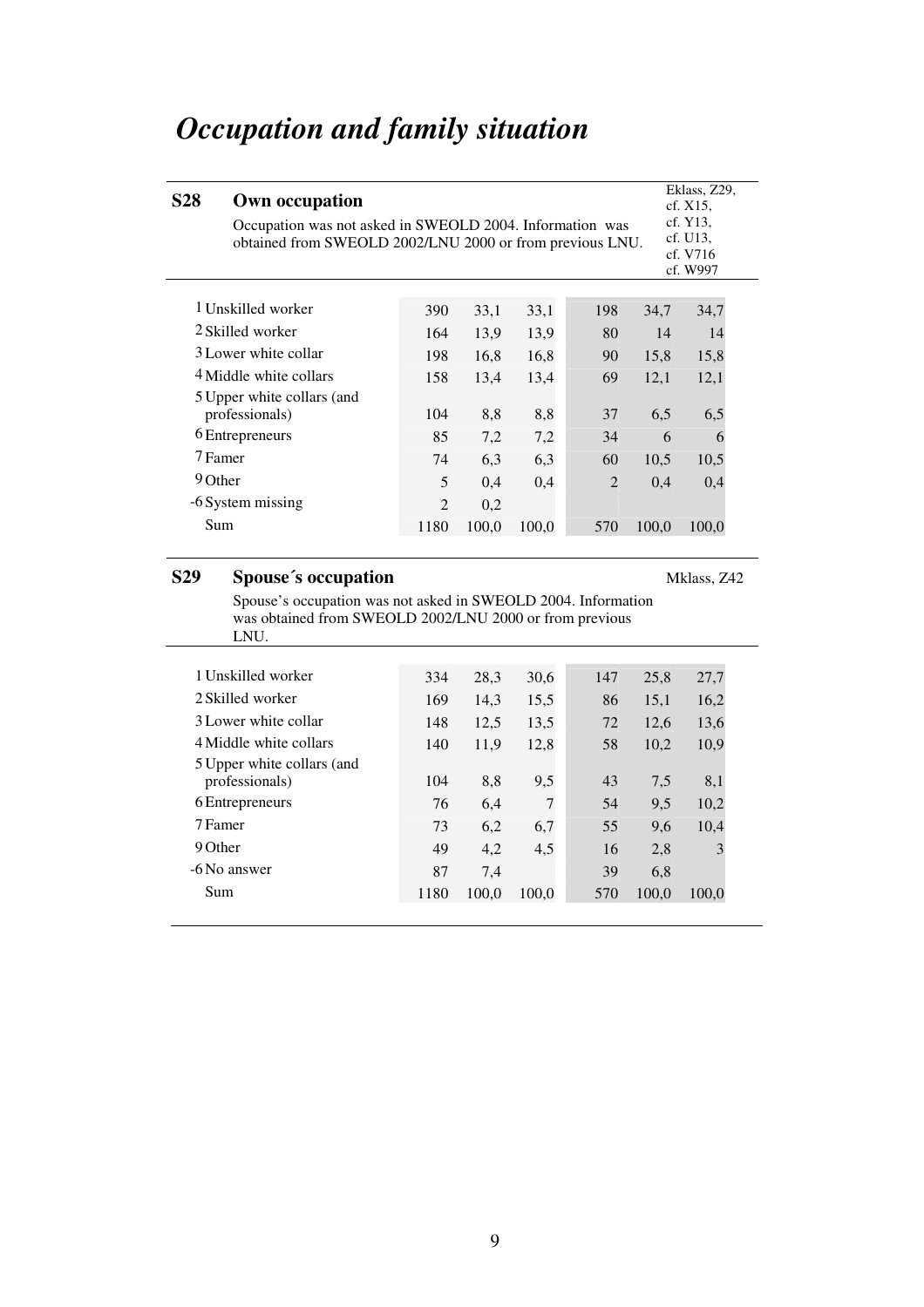# *Occupation and family situation*

**S28 Own occupation**

Eklass, Z29, cf. X15, cf. Y13, cf. U13, cf. V716 cf. W997

Occupation was not asked in SWEOLD 2004. Information was obtained from SWEOLD 2002/LNU 2000 or from previous LNU.

| | | | | | | |
|---|---|---|---|---|---|---|
| 1 Unskilled worker | 390 | 33,1 | 33,1 | 198 | 34,7 | 34,7 |
| 2 Skilled worker | 164 | 13,9 | 13,9 | 80 | 14 | 14 |
| 3 Lower white collar | 198 | 16,8 | 16,8 | 90 | 15,8 | 15,8 |
| 4 Middle white collars | 158 | 13,4 | 13,4 | 69 | 12,1 | 12,1 |
| 5 Upper white collars (and professionals) | 104 | 8,8 | 8,8 | 37 | 6,5 | 6,5 |
| 6 Entrepreneurs | 85 | 7,2 | 7,2 | 34 | 6 | 6 |
| 7 Famer | 74 | 6,3 | 6,3 | 60 | 10,5 | 10,5 |
| 9 Other | 5 | 0,4 | 0,4 | 2 | 0,4 | 0,4 |
| -6 System missing | 2 | 0,2 | | | | |
| Sum | 1180 | 100,0 | 100,0 | 570 | 100,0 | 100,0 |

**S29 Spouse´s occupation**

Mklass, Z42

Spouse's occupation was not asked in SWEOLD 2004. Information was obtained from SWEOLD 2002/LNU 2000 or from previous LNU.

| | | | | | | |
|---|---|---|---|---|---|---|
| 1 Unskilled worker | 334 | 28,3 | 30,6 | 147 | 25,8 | 27,7 |
| 2 Skilled worker | 169 | 14,3 | 15,5 | 86 | 15,1 | 16,2 |
| 3 Lower white collar | 148 | 12,5 | 13,5 | 72 | 12,6 | 13,6 |
| 4 Middle white collars | 140 | 11,9 | 12,8 | 58 | 10,2 | 10,9 |
| 5 Upper white collars (and professionals) | 104 | 8,8 | 9,5 | 43 | 7,5 | 8,1 |
| 6 Entrepreneurs | 76 | 6,4 | 7 | 54 | 9,5 | 10,2 |
| 7 Famer | 73 | 6,2 | 6,7 | 55 | 9,6 | 10,4 |
| 9 Other | 49 | 4,2 | 4,5 | 16 | 2,8 | 3 |
| -6 No answer | 87 | 7,4 | | 39 | 6,8 | |
| Sum | 1180 | 100,0 | 100,0 | 570 | 100,0 | 100,0 |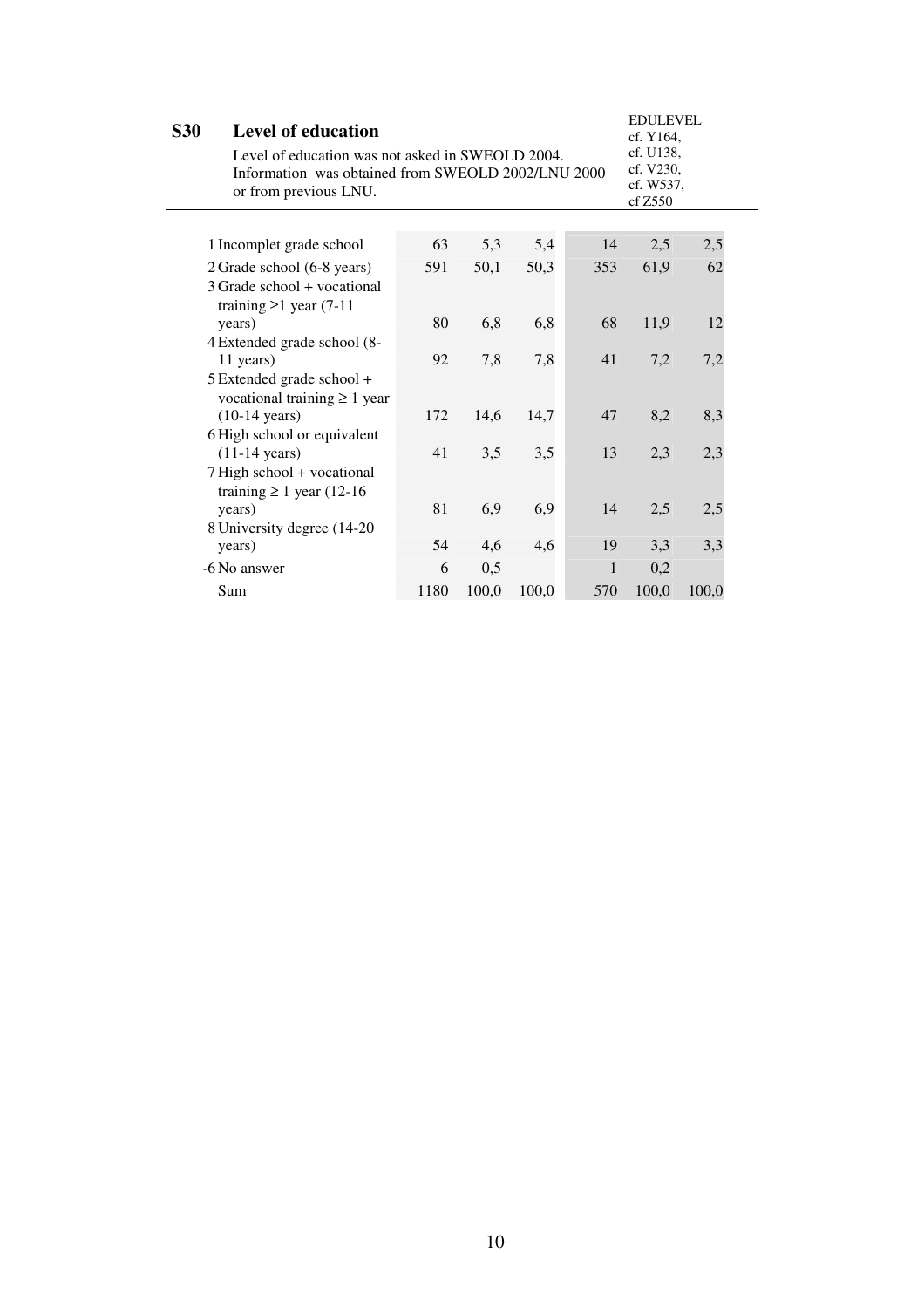## S30 Level of education

Level of education was not asked in SWEOLD 2004. Information was obtained from SWEOLD 2002/LNU 2000 or from previous LNU.

EDULEVEL
cf. Y164,
cf. U138,
cf. V230,
cf. W537,
cf Z550

| | | | | | | |
|---|---|---|---|---|---|---|
| 1 Incomplet grade school | 63 | 5,3 | 5,4 | 14 | 2,5 | 2,5 |
| 2 Grade school (6-8 years) | 591 | 50,1 | 50,3 | 353 | 61,9 | 62 |
| 3 Grade school + vocational training ≥1 year (7-11 years) | 80 | 6,8 | 6,8 | 68 | 11,9 | 12 |
| 4 Extended grade school (8-11 years) | 92 | 7,8 | 7,8 | 41 | 7,2 | 7,2 |
| 5 Extended grade school + vocational training ≥ 1 year (10-14 years) | 172 | 14,6 | 14,7 | 47 | 8,2 | 8,3 |
| 6 High school or equivalent (11-14 years) | 41 | 3,5 | 3,5 | 13 | 2,3 | 2,3 |
| 7 High school + vocational training ≥ 1 year (12-16 years) | 81 | 6,9 | 6,9 | 14 | 2,5 | 2,5 |
| 8 University degree (14-20 years) | 54 | 4,6 | 4,6 | 19 | 3,3 | 3,3 |
| -6 No answer | 6 | 0,5 | | 1 | 0,2 | |
| Sum | 1180 | 100,0 | 100,0 | 570 | 100,0 | 100,0 |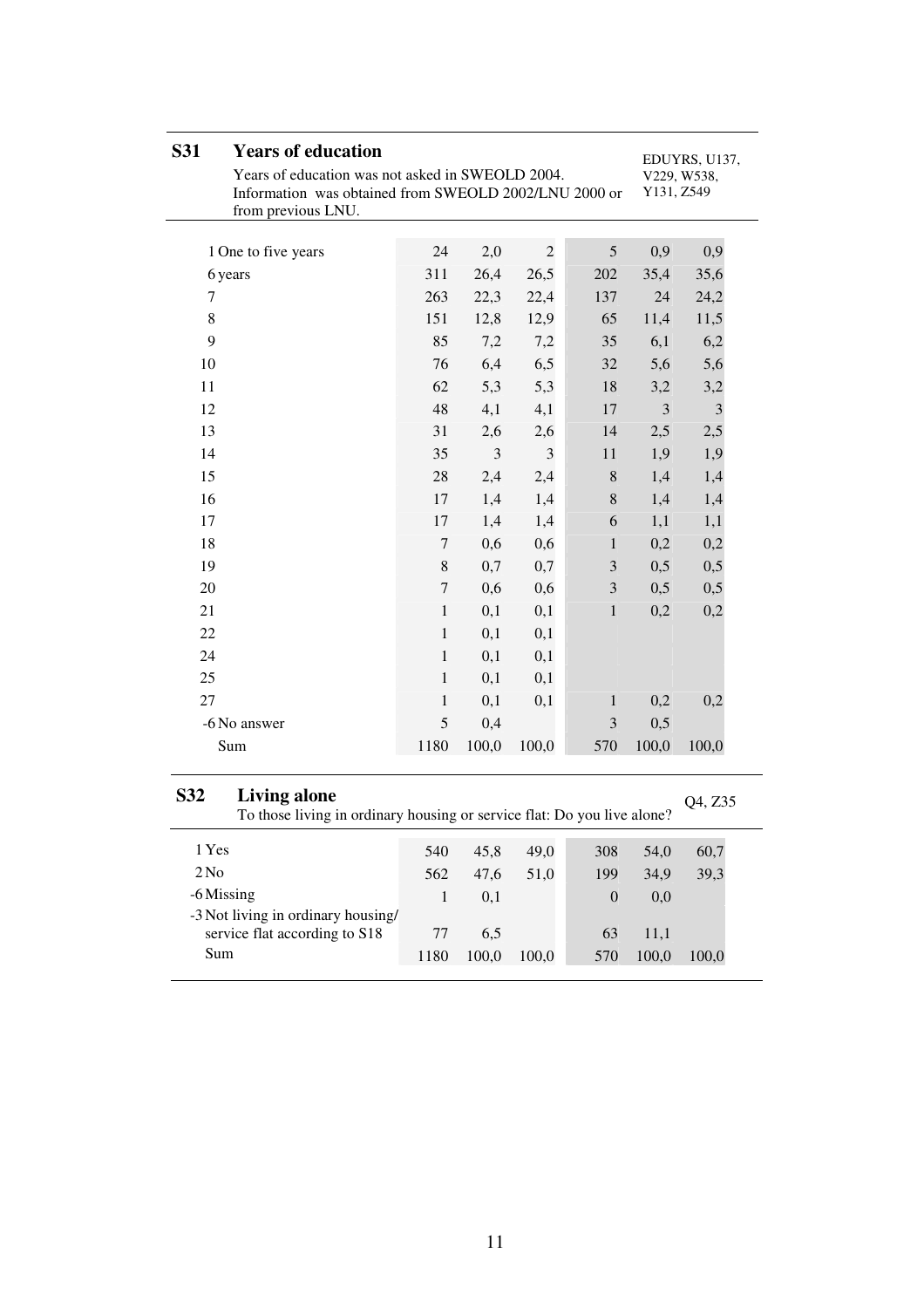## S31 Years of education

Years of education was not asked in SWEOLD 2004. Information was obtained from SWEOLD 2002/LNU 2000 or from previous LNU.

EDUYRS, U137, V229, W538, Y131, Z549

| | | | | | | |
|---|---|---|---|---|---|---|
| 1 One to five years | 24 | 2,0 | 2 | 5 | 0,9 | 0,9 |
| 6 years | 311 | 26,4 | 26,5 | 202 | 35,4 | 35,6 |
| 7 | 263 | 22,3 | 22,4 | 137 | 24 | 24,2 |
| 8 | 151 | 12,8 | 12,9 | 65 | 11,4 | 11,5 |
| 9 | 85 | 7,2 | 7,2 | 35 | 6,1 | 6,2 |
| 10 | 76 | 6,4 | 6,5 | 32 | 5,6 | 5,6 |
| 11 | 62 | 5,3 | 5,3 | 18 | 3,2 | 3,2 |
| 12 | 48 | 4,1 | 4,1 | 17 | 3 | 3 |
| 13 | 31 | 2,6 | 2,6 | 14 | 2,5 | 2,5 |
| 14 | 35 | 3 | 3 | 11 | 1,9 | 1,9 |
| 15 | 28 | 2,4 | 2,4 | 8 | 1,4 | 1,4 |
| 16 | 17 | 1,4 | 1,4 | 8 | 1,4 | 1,4 |
| 17 | 17 | 1,4 | 1,4 | 6 | 1,1 | 1,1 |
| 18 | 7 | 0,6 | 0,6 | 1 | 0,2 | 0,2 |
| 19 | 8 | 0,7 | 0,7 | 3 | 0,5 | 0,5 |
| 20 | 7 | 0,6 | 0,6 | 3 | 0,5 | 0,5 |
| 21 | 1 | 0,1 | 0,1 | 1 | 0,2 | 0,2 |
| 22 | 1 | 0,1 | 0,1 | | | |
| 24 | 1 | 0,1 | 0,1 | | | |
| 25 | 1 | 0,1 | 0,1 | | | |
| 27 | 1 | 0,1 | 0,1 | 1 | 0,2 | 0,2 |
| -6 No answer | 5 | 0,4 | | 3 | 0,5 | |
| Sum | 1180 | 100,0 | 100,0 | 570 | 100,0 | 100,0 |

## S32 Living alone

To those living in ordinary housing or service flat: Do you live alone?

Q4, Z35

| | | | | | | |
|---|---|---|---|---|---|---|
| 1 Yes | 540 | 45,8 | 49,0 | 308 | 54,0 | 60,7 |
| 2 No | 562 | 47,6 | 51,0 | 199 | 34,9 | 39,3 |
| -6 Missing | 1 | 0,1 | | 0 | 0,0 | |
| -3 Not living in ordinary housing/ service flat according to S18 | 77 | 6,5 | | 63 | 11,1 | |
| Sum | 1180 | 100,0 | 100,0 | 570 | 100,0 | 100,0 |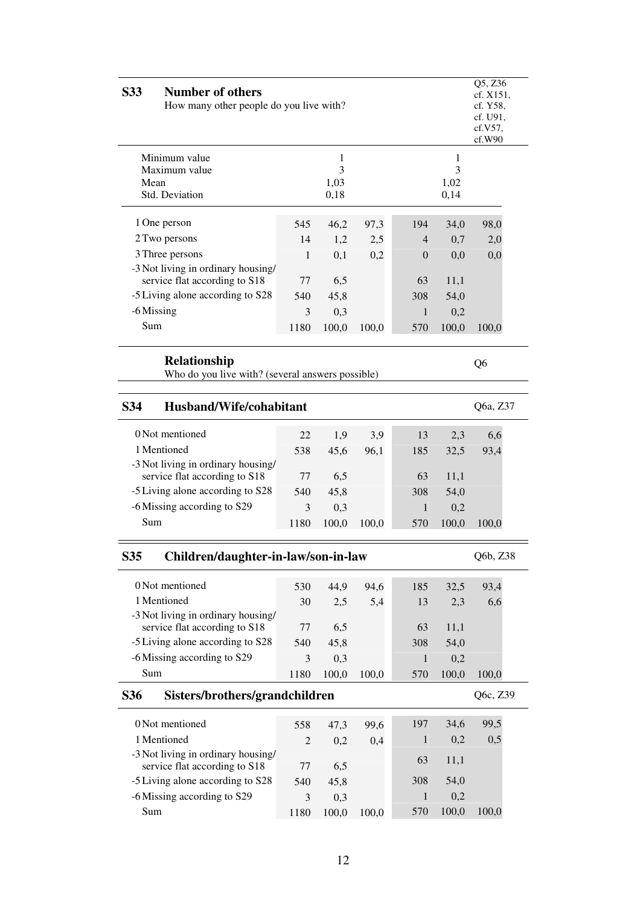## S33 Number of others

How many other people do you live with?

Q5, Z36, cf. X151, cf. Y58, cf. U91, cf.V57, cf.W90

| | | | | | | |
|---|---|---|---|---|---|---|
| Minimum value | | 1 | | | 1 | |
| Maximum value | | 3 | | | 3 | |
| Mean | | 1,03 | | | 1,02 | |
| Std. Deviation | | 0,18 | | | 0,14 | |

| | | | | | | |
|---|---|---|---|---|---|---|
| 1 One person | 545 | 46,2 | 97,3 | 194 | 34,0 | 98,0 |
| 2 Two persons | 14 | 1,2 | 2,5 | 4 | 0,7 | 2,0 |
| 3 Three persons | 1 | 0,1 | 0,2 | 0 | 0,0 | 0,0 |
| -3 Not living in ordinary housing/ service flat according to S18 | 77 | 6,5 | | 63 | 11,1 | |
| -5 Living alone according to S28 | 540 | 45,8 | | 308 | 54,0 | |
| -6 Missing | 3 | 0,3 | | 1 | 0,2 | |
| Sum | 1180 | 100,0 | 100,0 | 570 | 100,0 | 100,0 |

## Relationship

Who do you live with? (several answers possible)

Q6

## S34 Husband/Wife/cohabitant

Q6a, Z37

| | | | | | | |
|---|---|---|---|---|---|---|
| 0 Not mentioned | 22 | 1,9 | 3,9 | 13 | 2,3 | 6,6 |
| 1 Mentioned | 538 | 45,6 | 96,1 | 185 | 32,5 | 93,4 |
| -3 Not living in ordinary housing/ service flat according to S18 | 77 | 6,5 | | 63 | 11,1 | |
| -5 Living alone according to S28 | 540 | 45,8 | | 308 | 54,0 | |
| -6 Missing according to S29 | 3 | 0,3 | | 1 | 0,2 | |
| Sum | 1180 | 100,0 | 100,0 | 570 | 100,0 | 100,0 |

## S35 Children/daughter-in-law/son-in-law

Q6b, Z38

| | | | | | | |
|---|---|---|---|---|---|---|
| 0 Not mentioned | 530 | 44,9 | 94,6 | 185 | 32,5 | 93,4 |
| 1 Mentioned | 30 | 2,5 | 5,4 | 13 | 2,3 | 6,6 |
| -3 Not living in ordinary housing/ service flat according to S18 | 77 | 6,5 | | 63 | 11,1 | |
| -5 Living alone according to S28 | 540 | 45,8 | | 308 | 54,0 | |
| -6 Missing according to S29 | 3 | 0,3 | | 1 | 0,2 | |
| Sum | 1180 | 100,0 | 100,0 | 570 | 100,0 | 100,0 |

## S36 Sisters/brothers/grandchildren

Q6c, Z39

| | | | | | | |
|---|---|---|---|---|---|---|
| 0 Not mentioned | 558 | 47,3 | 99,6 | 197 | 34,6 | 99,5 |
| 1 Mentioned | 2 | 0,2 | 0,4 | 1 | 0,2 | 0,5 |
| -3 Not living in ordinary housing/ service flat according to S18 | 77 | 6,5 | | 63 | 11,1 | |
| -5 Living alone according to S28 | 540 | 45,8 | | 308 | 54,0 | |
| -6 Missing according to S29 | 3 | 0,3 | | 1 | 0,2 | |
| Sum | 1180 | 100,0 | 100,0 | 570 | 100,0 | 100,0 |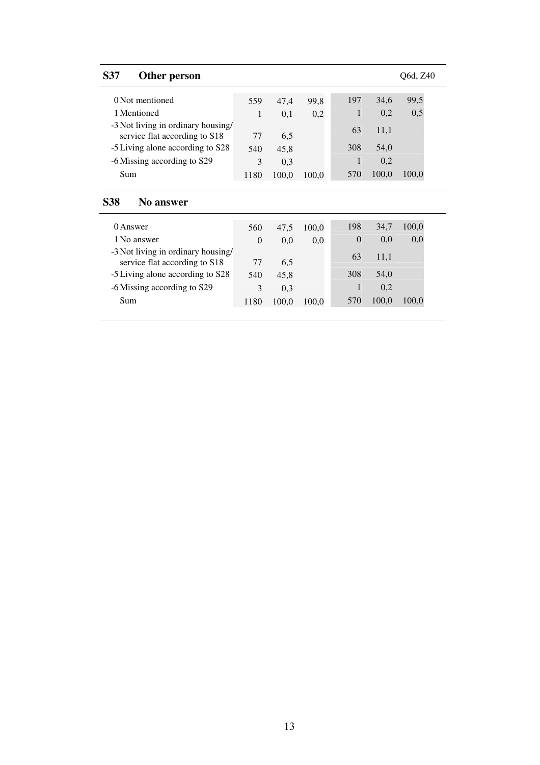## S37 Other person

Q6d, Z40

| | | | | | | |
|---|---|---|---|---|---|---|
| 0 Not mentioned | 559 | 47,4 | 99,8 | 197 | 34,6 | 99,5 |
| 1 Mentioned | 1 | 0,1 | 0,2 | 1 | 0,2 | 0,5 |
| -3 Not living in ordinary housing/ service flat according to S18 | 77 | 6,5 | | 63 | 11,1 | |
| -5 Living alone according to S28 | 540 | 45,8 | | 308 | 54,0 | |
| -6 Missing according to S29 | 3 | 0,3 | | 1 | 0,2 | |
| Sum | 1180 | 100,0 | 100,0 | 570 | 100,0 | 100,0 |

## S38 No answer

| | | | | | | |
|---|---|---|---|---|---|---|
| 0 Answer | 560 | 47,5 | 100,0 | 198 | 34,7 | 100,0 |
| 1 No answer | 0 | 0,0 | 0,0 | 0 | 0,0 | 0,0 |
| -3 Not living in ordinary housing/ service flat according to S18 | 77 | 6,5 | | 63 | 11,1 | |
| -5 Living alone according to S28 | 540 | 45,8 | | 308 | 54,0 | |
| -6 Missing according to S29 | 3 | 0,3 | | 1 | 0,2 | |
| Sum | 1180 | 100,0 | 100,0 | 570 | 100,0 | 100,0 |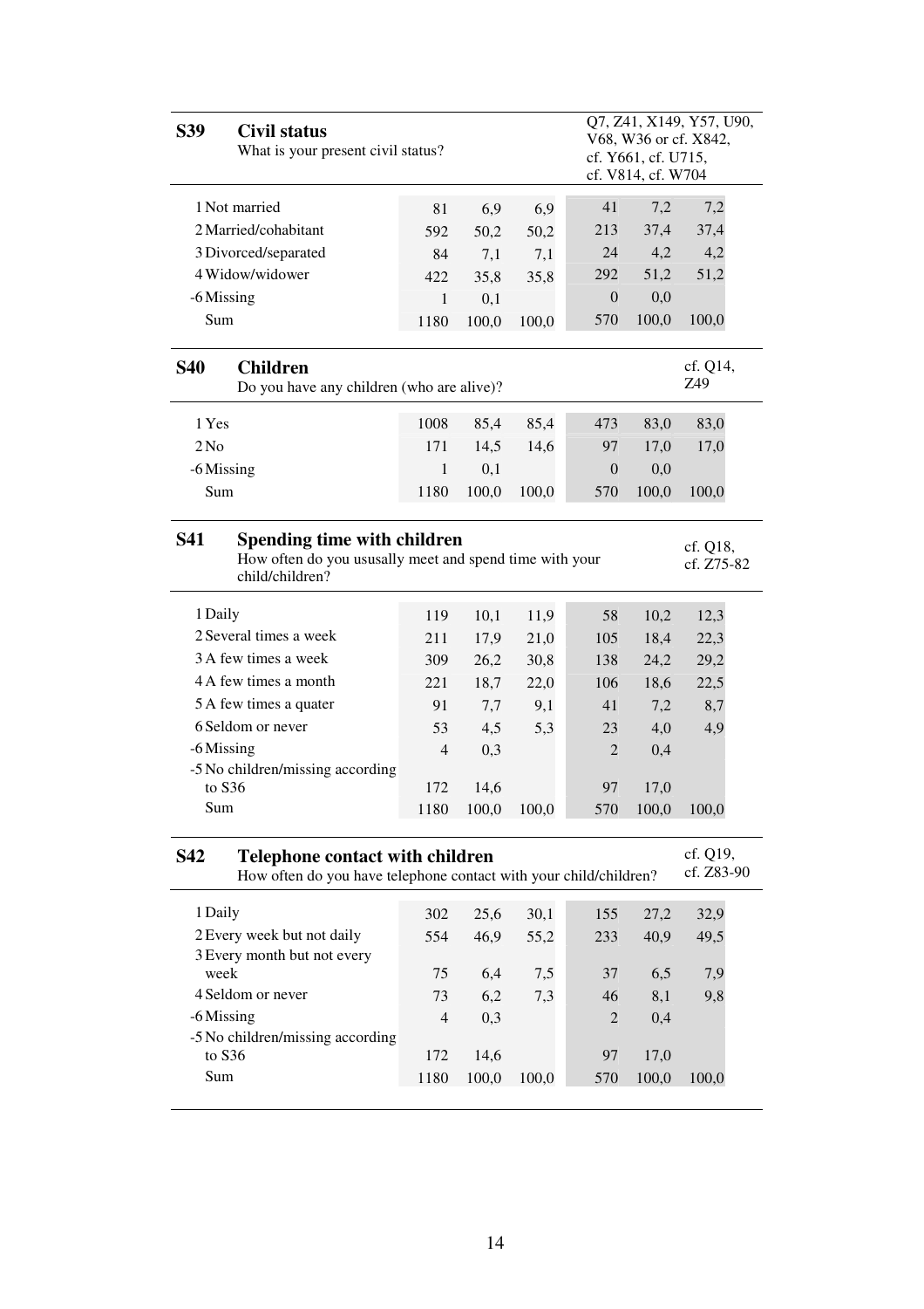**S39 Civil status**
What is your present civil status?

Q7, Z41, X149, Y57, U90, V68, W36 or cf. X842, cf. Y661, cf. U715, cf. V814, cf. W704

| | | | | | | |
|---|---|---|---|---|---|---|
| 1 Not married | 81 | 6,9 | 6,9 | 41 | 7,2 | 7,2 |
| 2 Married/cohabitant | 592 | 50,2 | 50,2 | 213 | 37,4 | 37,4 |
| 3 Divorced/separated | 84 | 7,1 | 7,1 | 24 | 4,2 | 4,2 |
| 4 Widow/widower | 422 | 35,8 | 35,8 | 292 | 51,2 | 51,2 |
| -6 Missing | 1 | 0,1 | | 0 | 0,0 | |
| Sum | 1180 | 100,0 | 100,0 | 570 | 100,0 | 100,0 |

**S40 Children**
Do you have any children (who are alive)?

cf. Q14, Z49

| | | | | | | |
|---|---|---|---|---|---|---|
| 1 Yes | 1008 | 85,4 | 85,4 | 473 | 83,0 | 83,0 |
| 2 No | 171 | 14,5 | 14,6 | 97 | 17,0 | 17,0 |
| -6 Missing | 1 | 0,1 | | 0 | 0,0 | |
| Sum | 1180 | 100,0 | 100,0 | 570 | 100,0 | 100,0 |

**S41 Spending time with children**
How often do you ususally meet and spend time with your child/children?

cf. Q18, cf. Z75-82

| | | | | | | |
|---|---|---|---|---|---|---|
| 1 Daily | 119 | 10,1 | 11,9 | 58 | 10,2 | 12,3 |
| 2 Several times a week | 211 | 17,9 | 21,0 | 105 | 18,4 | 22,3 |
| 3 A few times a week | 309 | 26,2 | 30,8 | 138 | 24,2 | 29,2 |
| 4 A few times a month | 221 | 18,7 | 22,0 | 106 | 18,6 | 22,5 |
| 5 A few times a quater | 91 | 7,7 | 9,1 | 41 | 7,2 | 8,7 |
| 6 Seldom or never | 53 | 4,5 | 5,3 | 23 | 4,0 | 4,9 |
| -6 Missing | 4 | 0,3 | | 2 | 0,4 | |
| -5 No children/missing according to S36 | 172 | 14,6 | | 97 | 17,0 | |
| Sum | 1180 | 100,0 | 100,0 | 570 | 100,0 | 100,0 |

**S42 Telephone contact with children**
How often do you have telephone contact with your child/children?

cf. Q19, cf. Z83-90

| | | | | | | |
|---|---|---|---|---|---|---|
| 1 Daily | 302 | 25,6 | 30,1 | 155 | 27,2 | 32,9 |
| 2 Every week but not daily | 554 | 46,9 | 55,2 | 233 | 40,9 | 49,5 |
| 3 Every month but not every week | 75 | 6,4 | 7,5 | 37 | 6,5 | 7,9 |
| 4 Seldom or never | 73 | 6,2 | 7,3 | 46 | 8,1 | 9,8 |
| -6 Missing | 4 | 0,3 | | 2 | 0,4 | |
| -5 No children/missing according to S36 | 172 | 14,6 | | 97 | 17,0 | |
| Sum | 1180 | 100,0 | 100,0 | 570 | 100,0 | 100,0 |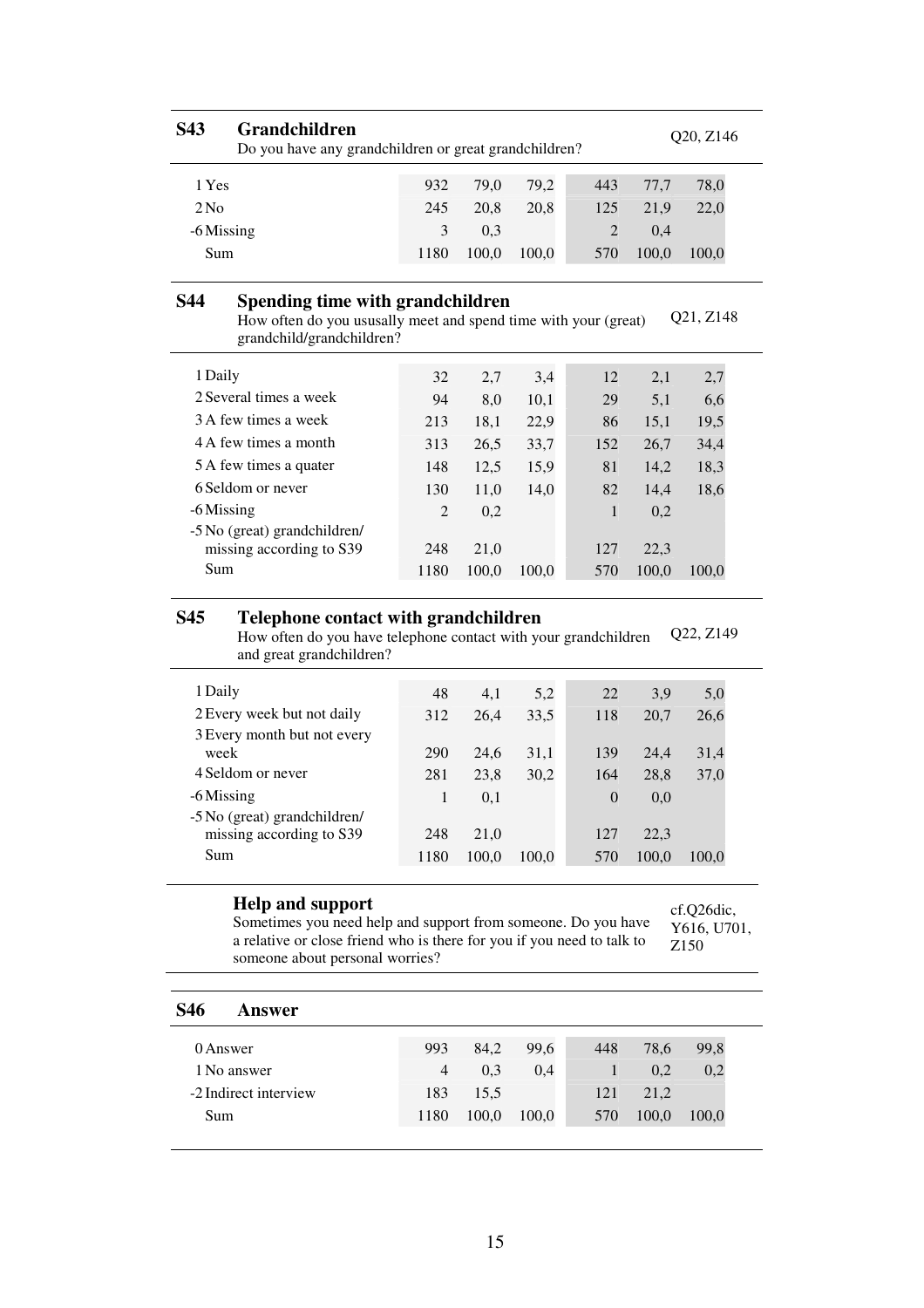**S43 Grandchildren** — Q20, Z146

Do you have any grandchildren or great grandchildren?

| | | | | | | |
|---|---|---|---|---|---|---|
| 1 Yes | 932 | 79,0 | 79,2 | 443 | 77,7 | 78,0 |
| 2 No | 245 | 20,8 | 20,8 | 125 | 21,9 | 22,0 |
| -6 Missing | 3 | 0,3 | | 2 | 0,4 | |
| Sum | 1180 | 100,0 | 100,0 | 570 | 100,0 | 100,0 |

**S44 Spending time with grandchildren** — Q21, Z148

How often do you ususally meet and spend time with your (great) grandchild/grandchildren?

| | | | | | | |
|---|---|---|---|---|---|---|
| 1 Daily | 32 | 2,7 | 3,4 | 12 | 2,1 | 2,7 |
| 2 Several times a week | 94 | 8,0 | 10,1 | 29 | 5,1 | 6,6 |
| 3 A few times a week | 213 | 18,1 | 22,9 | 86 | 15,1 | 19,5 |
| 4 A few times a month | 313 | 26,5 | 33,7 | 152 | 26,7 | 34,4 |
| 5 A few times a quater | 148 | 12,5 | 15,9 | 81 | 14,2 | 18,3 |
| 6 Seldom or never | 130 | 11,0 | 14,0 | 82 | 14,4 | 18,6 |
| -6 Missing | 2 | 0,2 | | 1 | 0,2 | |
| -5 No (great) grandchildren/ missing according to S39 | 248 | 21,0 | | 127 | 22,3 | |
| Sum | 1180 | 100,0 | 100,0 | 570 | 100,0 | 100,0 |

**S45 Telephone contact with grandchildren** — Q22, Z149

How often do you have telephone contact with your grandchildren and great grandchildren?

| | | | | | | |
|---|---|---|---|---|---|---|
| 1 Daily | 48 | 4,1 | 5,2 | 22 | 3,9 | 5,0 |
| 2 Every week but not daily | 312 | 26,4 | 33,5 | 118 | 20,7 | 26,6 |
| 3 Every month but not every week | 290 | 24,6 | 31,1 | 139 | 24,4 | 31,4 |
| 4 Seldom or never | 281 | 23,8 | 30,2 | 164 | 28,8 | 37,0 |
| -6 Missing | 1 | 0,1 | | 0 | 0,0 | |
| -5 No (great) grandchildren/ missing according to S39 | 248 | 21,0 | | 127 | 22,3 | |
| Sum | 1180 | 100,0 | 100,0 | 570 | 100,0 | 100,0 |

**Help and support** — cf.Q26dic, Y616, U701, Z150

Sometimes you need help and support from someone. Do you have a relative or close friend who is there for you if you need to talk to someone about personal worries?

**S46 Answer**

| | | | | | | |
|---|---|---|---|---|---|---|
| 0 Answer | 993 | 84,2 | 99,6 | 448 | 78,6 | 99,8 |
| 1 No answer | 4 | 0,3 | 0,4 | 1 | 0,2 | 0,2 |
| -2 Indirect interview | 183 | 15,5 | | 121 | 21,2 | |
| Sum | 1180 | 100,0 | 100,0 | 570 | 100,0 | 100,0 |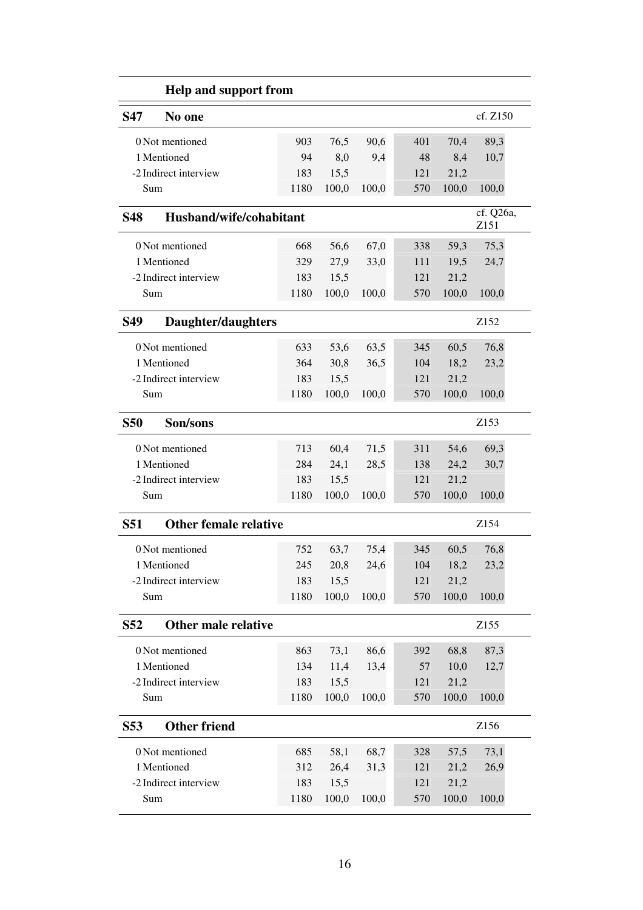## Help and support from

### S47 No one

cf. Z150

| | | | | | | |
|---|---|---|---|---|---|---|
| 0 Not mentioned | 903 | 76,5 | 90,6 | 401 | 70,4 | 89,3 |
| 1 Mentioned | 94 | 8,0 | 9,4 | 48 | 8,4 | 10,7 |
| -2 Indirect interview | 183 | 15,5 | | 121 | 21,2 | |
| Sum | 1180 | 100,0 | 100,0 | 570 | 100,0 | 100,0 |

### S48 Husband/wife/cohabitant

cf. Q26a, Z151

| | | | | | | |
|---|---|---|---|---|---|---|
| 0 Not mentioned | 668 | 56,6 | 67,0 | 338 | 59,3 | 75,3 |
| 1 Mentioned | 329 | 27,9 | 33,0 | 111 | 19,5 | 24,7 |
| -2 Indirect interview | 183 | 15,5 | | 121 | 21,2 | |
| Sum | 1180 | 100,0 | 100,0 | 570 | 100,0 | 100,0 |

### S49 Daughter/daughters

Z152

| | | | | | | |
|---|---|---|---|---|---|---|
| 0 Not mentioned | 633 | 53,6 | 63,5 | 345 | 60,5 | 76,8 |
| 1 Mentioned | 364 | 30,8 | 36,5 | 104 | 18,2 | 23,2 |
| -2 Indirect interview | 183 | 15,5 | | 121 | 21,2 | |
| Sum | 1180 | 100,0 | 100,0 | 570 | 100,0 | 100,0 |

### S50 Son/sons

Z153

| | | | | | | |
|---|---|---|---|---|---|---|
| 0 Not mentioned | 713 | 60,4 | 71,5 | 311 | 54,6 | 69,3 |
| 1 Mentioned | 284 | 24,1 | 28,5 | 138 | 24,2 | 30,7 |
| -2 Indirect interview | 183 | 15,5 | | 121 | 21,2 | |
| Sum | 1180 | 100,0 | 100,0 | 570 | 100,0 | 100,0 |

### S51 Other female relative

Z154

| | | | | | | |
|---|---|---|---|---|---|---|
| 0 Not mentioned | 752 | 63,7 | 75,4 | 345 | 60,5 | 76,8 |
| 1 Mentioned | 245 | 20,8 | 24,6 | 104 | 18,2 | 23,2 |
| -2 Indirect interview | 183 | 15,5 | | 121 | 21,2 | |
| Sum | 1180 | 100,0 | 100,0 | 570 | 100,0 | 100,0 |

### S52 Other male relative

Z155

| | | | | | | |
|---|---|---|---|---|---|---|
| 0 Not mentioned | 863 | 73,1 | 86,6 | 392 | 68,8 | 87,3 |
| 1 Mentioned | 134 | 11,4 | 13,4 | 57 | 10,0 | 12,7 |
| -2 Indirect interview | 183 | 15,5 | | 121 | 21,2 | |
| Sum | 1180 | 100,0 | 100,0 | 570 | 100,0 | 100,0 |

### S53 Other friend

Z156

| | | | | | | |
|---|---|---|---|---|---|---|
| 0 Not mentioned | 685 | 58,1 | 68,7 | 328 | 57,5 | 73,1 |
| 1 Mentioned | 312 | 26,4 | 31,3 | 121 | 21,2 | 26,9 |
| -2 Indirect interview | 183 | 15,5 | | 121 | 21,2 | |
| Sum | 1180 | 100,0 | 100,0 | 570 | 100,0 | 100,0 |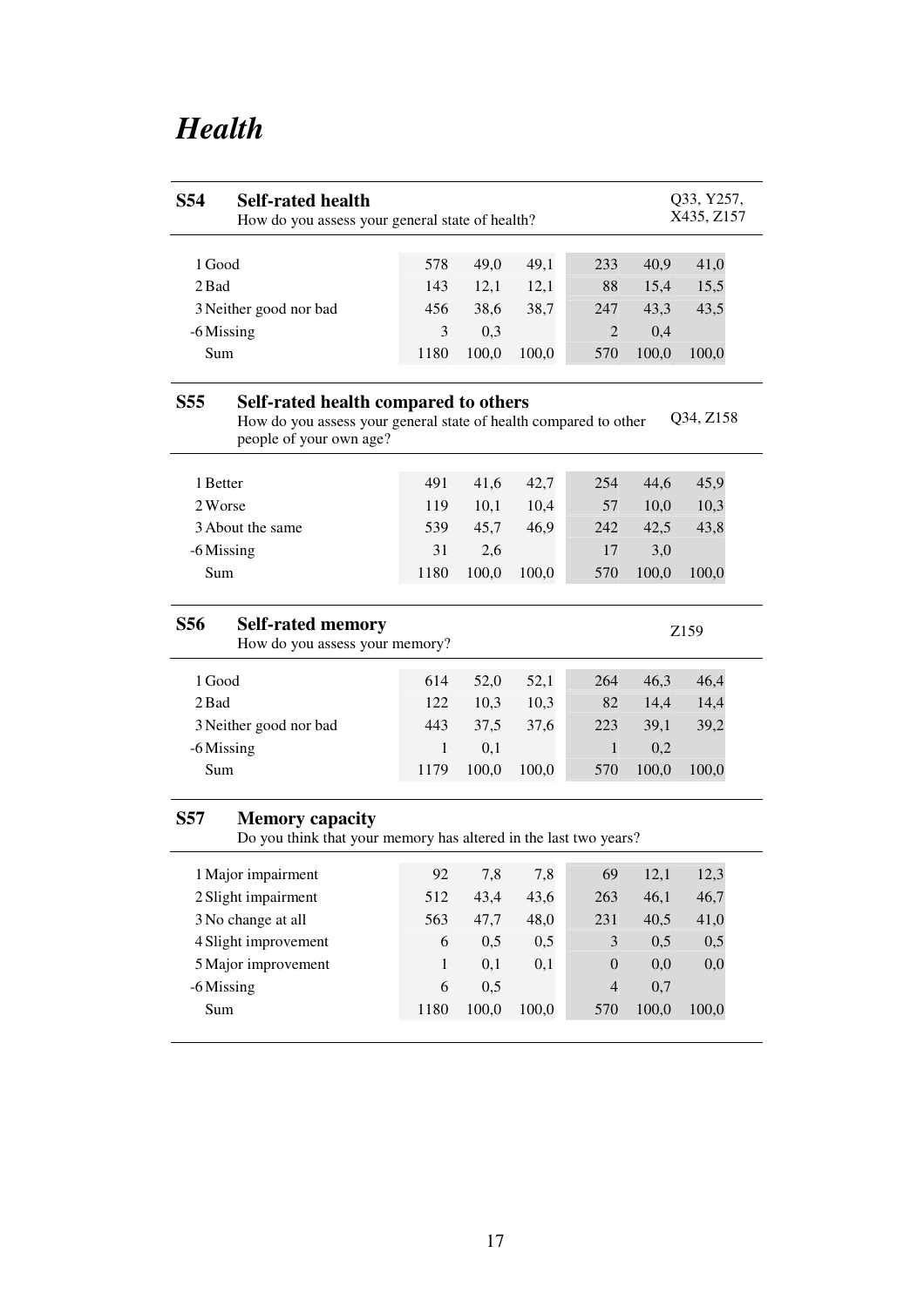# Health

## S54 Self-rated health

How do you assess your general state of health?

Q33, Y257, X435, Z157

| | | | | | | |
|---|---|---|---|---|---|---|
| 1 Good | 578 | 49,0 | 49,1 | 233 | 40,9 | 41,0 |
| 2 Bad | 143 | 12,1 | 12,1 | 88 | 15,4 | 15,5 |
| 3 Neither good nor bad | 456 | 38,6 | 38,7 | 247 | 43,3 | 43,5 |
| -6 Missing | 3 | 0,3 | | 2 | 0,4 | |
| Sum | 1180 | 100,0 | 100,0 | 570 | 100,0 | 100,0 |

## S55 Self-rated health compared to others

How do you assess your general state of health compared to other people of your own age?

Q34, Z158

| | | | | | | |
|---|---|---|---|---|---|---|
| 1 Better | 491 | 41,6 | 42,7 | 254 | 44,6 | 45,9 |
| 2 Worse | 119 | 10,1 | 10,4 | 57 | 10,0 | 10,3 |
| 3 About the same | 539 | 45,7 | 46,9 | 242 | 42,5 | 43,8 |
| -6 Missing | 31 | 2,6 | | 17 | 3,0 | |
| Sum | 1180 | 100,0 | 100,0 | 570 | 100,0 | 100,0 |

## S56 Self-rated memory

How do you assess your memory?

Z159

| | | | | | | |
|---|---|---|---|---|---|---|
| 1 Good | 614 | 52,0 | 52,1 | 264 | 46,3 | 46,4 |
| 2 Bad | 122 | 10,3 | 10,3 | 82 | 14,4 | 14,4 |
| 3 Neither good nor bad | 443 | 37,5 | 37,6 | 223 | 39,1 | 39,2 |
| -6 Missing | 1 | 0,1 | | 1 | 0,2 | |
| Sum | 1179 | 100,0 | 100,0 | 570 | 100,0 | 100,0 |

## S57 Memory capacity

Do you think that your memory has altered in the last two years?

| | | | | | | |
|---|---|---|---|---|---|---|
| 1 Major impairment | 92 | 7,8 | 7,8 | 69 | 12,1 | 12,3 |
| 2 Slight impairment | 512 | 43,4 | 43,6 | 263 | 46,1 | 46,7 |
| 3 No change at all | 563 | 47,7 | 48,0 | 231 | 40,5 | 41,0 |
| 4 Slight improvement | 6 | 0,5 | 0,5 | 3 | 0,5 | 0,5 |
| 5 Major improvement | 1 | 0,1 | 0,1 | 0 | 0,0 | 0,0 |
| -6 Missing | 6 | 0,5 | | 4 | 0,7 | |
| Sum | 1180 | 100,0 | 100,0 | 570 | 100,0 | 100,0 |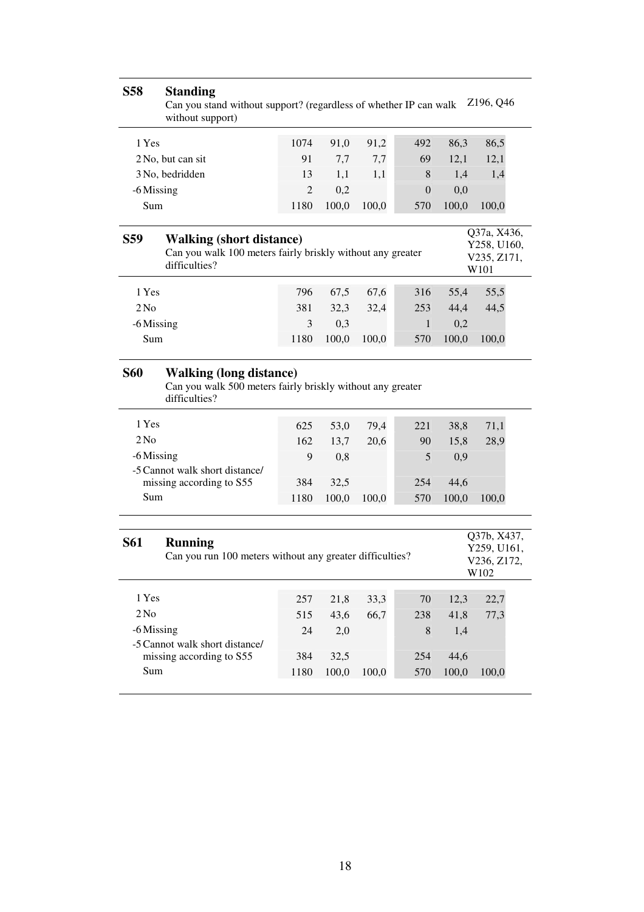## S58 Standing

Can you stand without support? (regardless of whether IP can walk without support)

Z196, Q46

| | | | | | | |
|---|---|---|---|---|---|---|
| 1 Yes | 1074 | 91,0 | 91,2 | 492 | 86,3 | 86,5 |
| 2 No, but can sit | 91 | 7,7 | 7,7 | 69 | 12,1 | 12,1 |
| 3 No, bedridden | 13 | 1,1 | 1,1 | 8 | 1,4 | 1,4 |
| -6 Missing | 2 | 0,2 | | 0 | 0,0 | |
| Sum | 1180 | 100,0 | 100,0 | 570 | 100,0 | 100,0 |

## S59 Walking (short distance)

Can you walk 100 meters fairly briskly without any greater difficulties?

Q37a, X436, Y258, U160, V235, Z171, W101

| | | | | | | |
|---|---|---|---|---|---|---|
| 1 Yes | 796 | 67,5 | 67,6 | 316 | 55,4 | 55,5 |
| 2 No | 381 | 32,3 | 32,4 | 253 | 44,4 | 44,5 |
| -6 Missing | 3 | 0,3 | | 1 | 0,2 | |
| Sum | 1180 | 100,0 | 100,0 | 570 | 100,0 | 100,0 |

## S60 Walking (long distance)

Can you walk 500 meters fairly briskly without any greater difficulties?

| | | | | | | |
|---|---|---|---|---|---|---|
| 1 Yes | 625 | 53,0 | 79,4 | 221 | 38,8 | 71,1 |
| 2 No | 162 | 13,7 | 20,6 | 90 | 15,8 | 28,9 |
| -6 Missing | 9 | 0,8 | | 5 | 0,9 | |
| -5 Cannot walk short distance/ missing according to S55 | 384 | 32,5 | | 254 | 44,6 | |
| Sum | 1180 | 100,0 | 100,0 | 570 | 100,0 | 100,0 |

## S61 Running

Can you run 100 meters without any greater difficulties?

Q37b, X437, Y259, U161, V236, Z172, W102

| | | | | | | |
|---|---|---|---|---|---|---|
| 1 Yes | 257 | 21,8 | 33,3 | 70 | 12,3 | 22,7 |
| 2 No | 515 | 43,6 | 66,7 | 238 | 41,8 | 77,3 |
| -6 Missing | 24 | 2,0 | | 8 | 1,4 | |
| -5 Cannot walk short distance/ missing according to S55 | 384 | 32,5 | | 254 | 44,6 | |
| Sum | 1180 | 100,0 | 100,0 | 570 | 100,0 | 100,0 |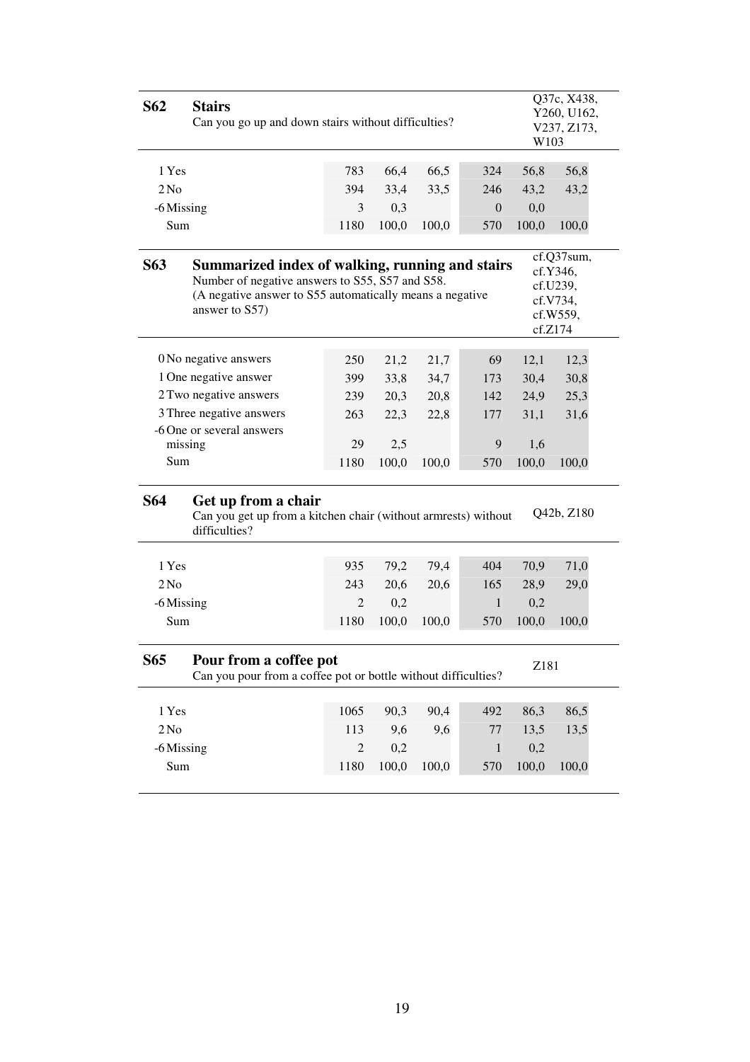## S62 Stairs

Can you go up and down stairs without difficulties?

Q37c, X438, Y260, U162, V237, Z173, W103

| | | | | | | |
|---|---|---|---|---|---|---|
| 1 Yes | 783 | 66,4 | 66,5 | 324 | 56,8 | 56,8 |
| 2 No | 394 | 33,4 | 33,5 | 246 | 43,2 | 43,2 |
| -6 Missing | 3 | 0,3 | | 0 | 0,0 | |
| Sum | 1180 | 100,0 | 100,0 | 570 | 100,0 | 100,0 |

## S63 Summarized index of walking, running and stairs

Number of negative answers to S55, S57 and S58.
(A negative answer to S55 automatically means a negative answer to S57)

cf.Q37sum, cf.Y346, cf.U239, cf.V734, cf.W559, cf.Z174

| | | | | | | |
|---|---|---|---|---|---|---|
| 0 No negative answers | 250 | 21,2 | 21,7 | 69 | 12,1 | 12,3 |
| 1 One negative answer | 399 | 33,8 | 34,7 | 173 | 30,4 | 30,8 |
| 2 Two negative answers | 239 | 20,3 | 20,8 | 142 | 24,9 | 25,3 |
| 3 Three negative answers | 263 | 22,3 | 22,8 | 177 | 31,1 | 31,6 |
| -6 One or several answers missing | 29 | 2,5 | | 9 | 1,6 | |
| Sum | 1180 | 100,0 | 100,0 | 570 | 100,0 | 100,0 |

## S64 Get up from a chair

Can you get up from a kitchen chair (without armrests) without difficulties?

Q42b, Z180

| | | | | | | |
|---|---|---|---|---|---|---|
| 1 Yes | 935 | 79,2 | 79,4 | 404 | 70,9 | 71,0 |
| 2 No | 243 | 20,6 | 20,6 | 165 | 28,9 | 29,0 |
| -6 Missing | 2 | 0,2 | | 1 | 0,2 | |
| Sum | 1180 | 100,0 | 100,0 | 570 | 100,0 | 100,0 |

## S65 Pour from a coffee pot

Can you pour from a coffee pot or bottle without difficulties?

Z181

| | | | | | | |
|---|---|---|---|---|---|---|
| 1 Yes | 1065 | 90,3 | 90,4 | 492 | 86,3 | 86,5 |
| 2 No | 113 | 9,6 | 9,6 | 77 | 13,5 | 13,5 |
| -6 Missing | 2 | 0,2 | | 1 | 0,2 | |
| Sum | 1180 | 100,0 | 100,0 | 570 | 100,0 | 100,0 |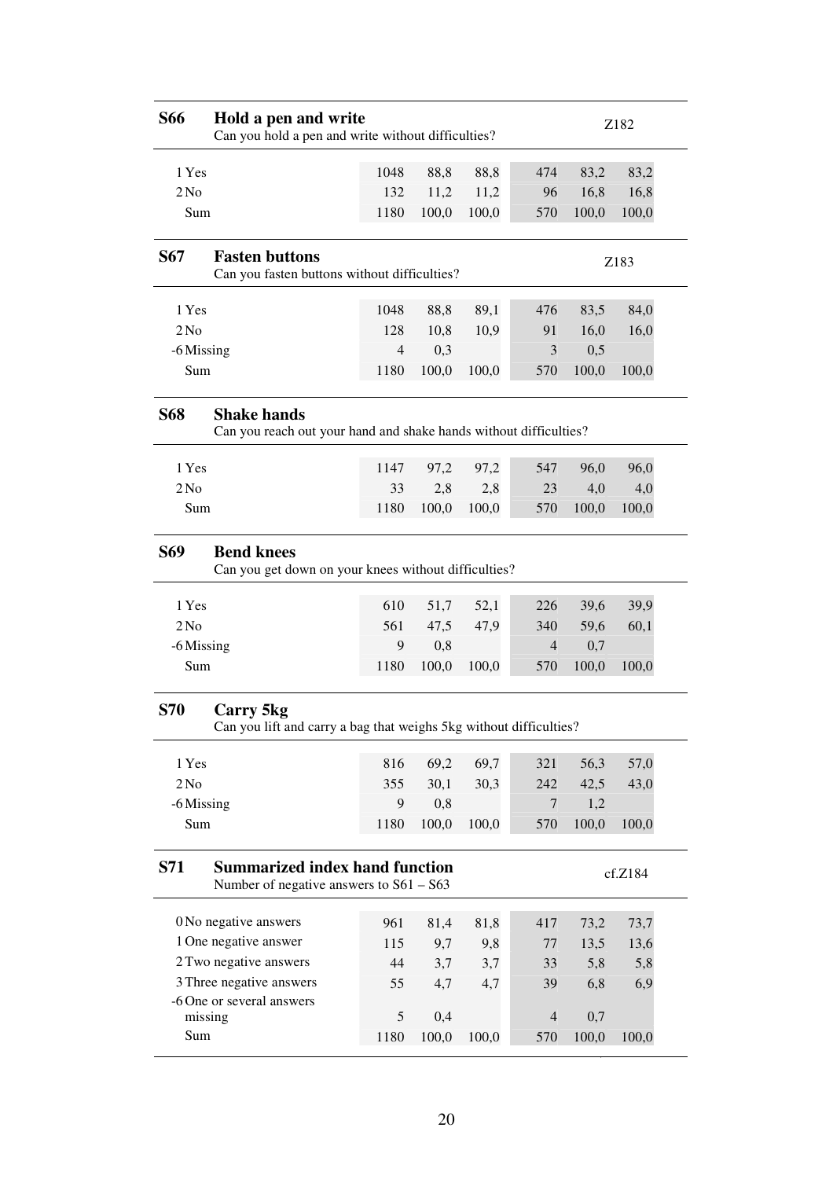## S66 Hold a pen and write

Can you hold a pen and write without difficulties?

Z182

| | | | | | | |
|---|---|---|---|---|---|---|
| 1 Yes | 1048 | 88,8 | 88,8 | 474 | 83,2 | 83,2 |
| 2 No | 132 | 11,2 | 11,2 | 96 | 16,8 | 16,8 |
| Sum | 1180 | 100,0 | 100,0 | 570 | 100,0 | 100,0 |

## S67 Fasten buttons

Can you fasten buttons without difficulties?

Z183

| | | | | | | |
|---|---|---|---|---|---|---|
| 1 Yes | 1048 | 88,8 | 89,1 | 476 | 83,5 | 84,0 |
| 2 No | 128 | 10,8 | 10,9 | 91 | 16,0 | 16,0 |
| -6 Missing | 4 | 0,3 | | 3 | 0,5 | |
| Sum | 1180 | 100,0 | 100,0 | 570 | 100,0 | 100,0 |

## S68 Shake hands

Can you reach out your hand and shake hands without difficulties?

| | | | | | | |
|---|---|---|---|---|---|---|
| 1 Yes | 1147 | 97,2 | 97,2 | 547 | 96,0 | 96,0 |
| 2 No | 33 | 2,8 | 2,8 | 23 | 4,0 | 4,0 |
| Sum | 1180 | 100,0 | 100,0 | 570 | 100,0 | 100,0 |

## S69 Bend knees

Can you get down on your knees without difficulties?

| | | | | | | |
|---|---|---|---|---|---|---|
| 1 Yes | 610 | 51,7 | 52,1 | 226 | 39,6 | 39,9 |
| 2 No | 561 | 47,5 | 47,9 | 340 | 59,6 | 60,1 |
| -6 Missing | 9 | 0,8 | | 4 | 0,7 | |
| Sum | 1180 | 100,0 | 100,0 | 570 | 100,0 | 100,0 |

## S70 Carry 5kg

Can you lift and carry a bag that weighs 5kg without difficulties?

| | | | | | | |
|---|---|---|---|---|---|---|
| 1 Yes | 816 | 69,2 | 69,7 | 321 | 56,3 | 57,0 |
| 2 No | 355 | 30,1 | 30,3 | 242 | 42,5 | 43,0 |
| -6 Missing | 9 | 0,8 | | 7 | 1,2 | |
| Sum | 1180 | 100,0 | 100,0 | 570 | 100,0 | 100,0 |

## S71 Summarized index hand function

Number of negative answers to S61 – S63

cf.Z184

| | | | | | | |
|---|---|---|---|---|---|---|
| 0 No negative answers | 961 | 81,4 | 81,8 | 417 | 73,2 | 73,7 |
| 1 One negative answer | 115 | 9,7 | 9,8 | 77 | 13,5 | 13,6 |
| 2 Two negative answers | 44 | 3,7 | 3,7 | 33 | 5,8 | 5,8 |
| 3 Three negative answers | 55 | 4,7 | 4,7 | 39 | 6,8 | 6,9 |
| -6 One or several answers missing | 5 | 0,4 | | 4 | 0,7 | |
| Sum | 1180 | 100,0 | 100,0 | 570 | 100,0 | 100,0 |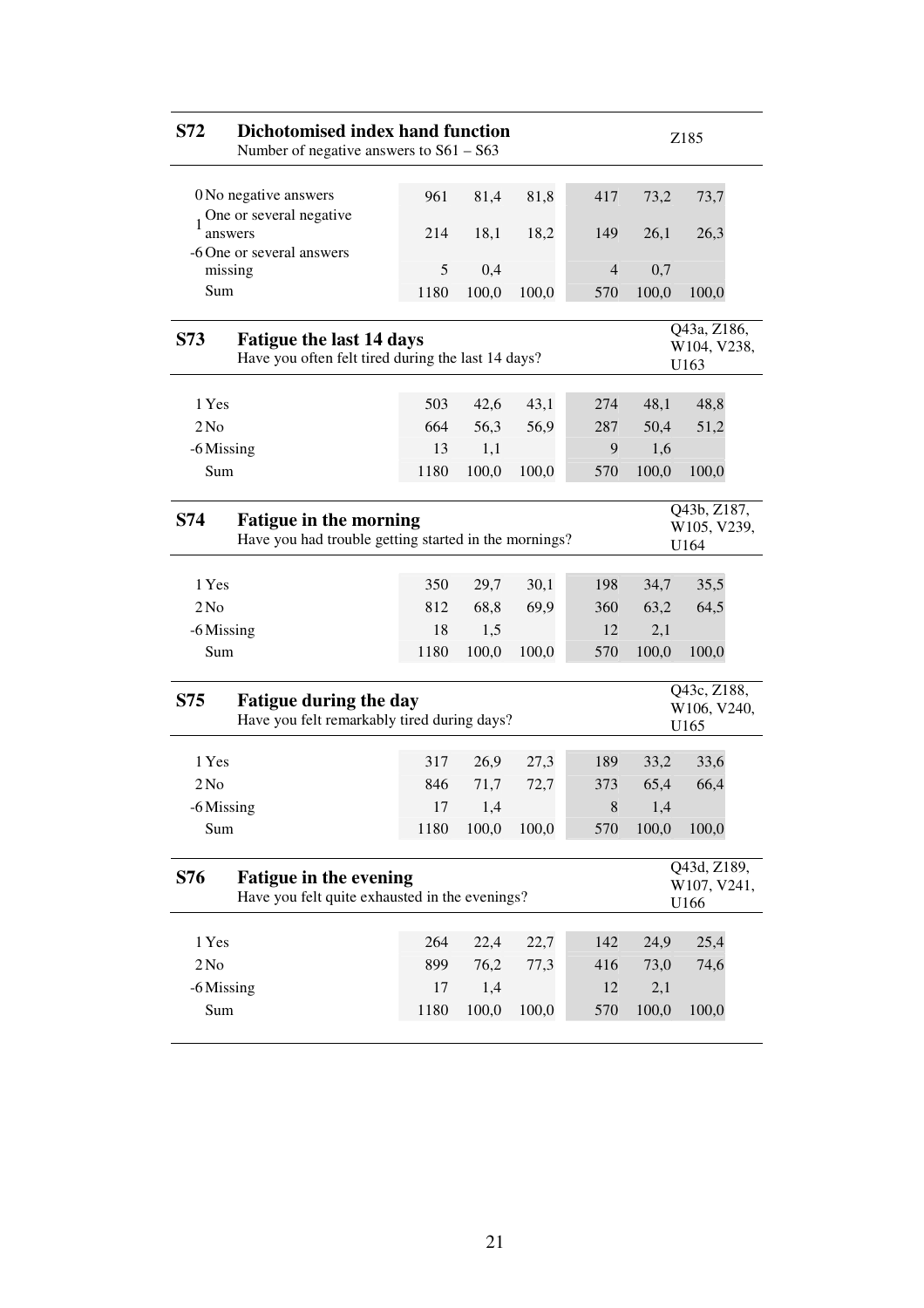## S72 Dichotomised index hand function

Number of negative answers to S61 – S63

Z185

| | | | | | | |
|---|---|---|---|---|---|---|
| 0 No negative answers | 961 | 81,4 | 81,8 | 417 | 73,2 | 73,7 |
| 1 One or several negative answers | 214 | 18,1 | 18,2 | 149 | 26,1 | 26,3 |
| -6 One or several answers missing | 5 | 0,4 | | 4 | 0,7 | |
| Sum | 1180 | 100,0 | 100,0 | 570 | 100,0 | 100,0 |

## S73 Fatigue the last 14 days

Have you often felt tired during the last 14 days?

Q43a, Z186, W104, V238, U163

| | | | | | | |
|---|---|---|---|---|---|---|
| 1 Yes | 503 | 42,6 | 43,1 | 274 | 48,1 | 48,8 |
| 2 No | 664 | 56,3 | 56,9 | 287 | 50,4 | 51,2 |
| -6 Missing | 13 | 1,1 | | 9 | 1,6 | |
| Sum | 1180 | 100,0 | 100,0 | 570 | 100,0 | 100,0 |

## S74 Fatigue in the morning

Have you had trouble getting started in the mornings?

Q43b, Z187, W105, V239, U164

| | | | | | | |
|---|---|---|---|---|---|---|
| 1 Yes | 350 | 29,7 | 30,1 | 198 | 34,7 | 35,5 |
| 2 No | 812 | 68,8 | 69,9 | 360 | 63,2 | 64,5 |
| -6 Missing | 18 | 1,5 | | 12 | 2,1 | |
| Sum | 1180 | 100,0 | 100,0 | 570 | 100,0 | 100,0 |

## S75 Fatigue during the day

Have you felt remarkably tired during days?

Q43c, Z188, W106, V240, U165

| | | | | | | |
|---|---|---|---|---|---|---|
| 1 Yes | 317 | 26,9 | 27,3 | 189 | 33,2 | 33,6 |
| 2 No | 846 | 71,7 | 72,7 | 373 | 65,4 | 66,4 |
| -6 Missing | 17 | 1,4 | | 8 | 1,4 | |
| Sum | 1180 | 100,0 | 100,0 | 570 | 100,0 | 100,0 |

## S76 Fatigue in the evening

Have you felt quite exhausted in the evenings?

Q43d, Z189, W107, V241, U166

| | | | | | | |
|---|---|---|---|---|---|---|
| 1 Yes | 264 | 22,4 | 22,7 | 142 | 24,9 | 25,4 |
| 2 No | 899 | 76,2 | 77,3 | 416 | 73,0 | 74,6 |
| -6 Missing | 17 | 1,4 | | 12 | 2,1 | |
| Sum | 1180 | 100,0 | 100,0 | 570 | 100,0 | 100,0 |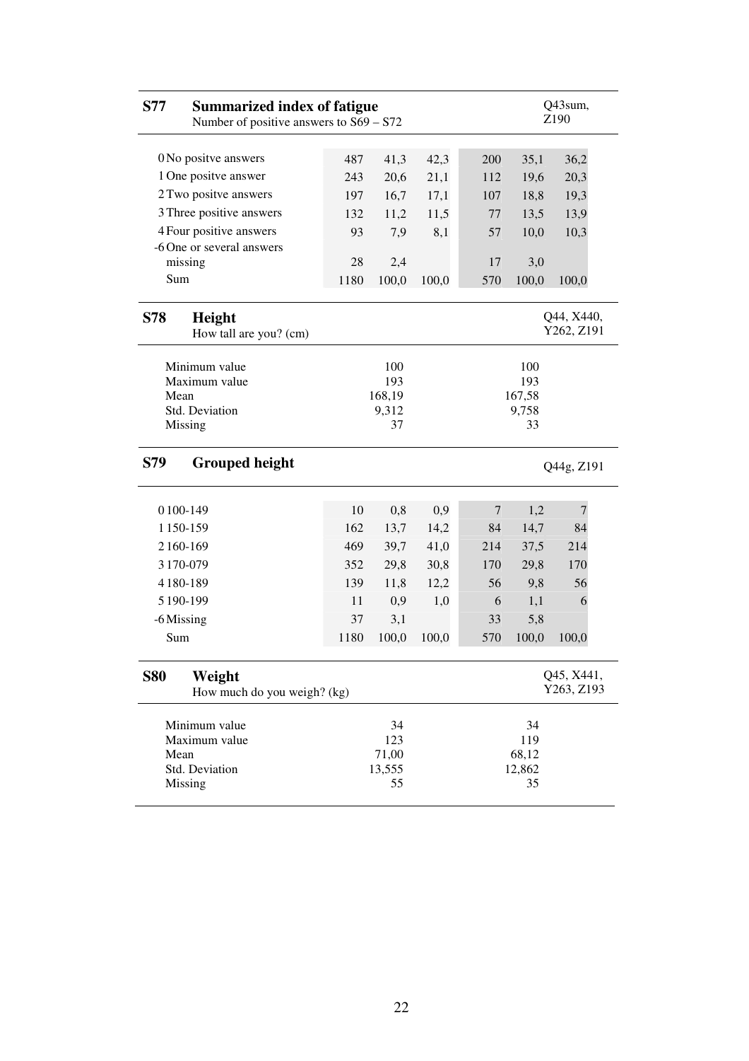## S77 Summarized index of fatigue

Number of positive answers to S69 – S72

Q43sum, Z190

| | | | | | | |
|---|---|---|---|---|---|---|
| 0 No positve answers | 487 | 41,3 | 42,3 | 200 | 35,1 | 36,2 |
| 1 One positve answer | 243 | 20,6 | 21,1 | 112 | 19,6 | 20,3 |
| 2 Two positve answers | 197 | 16,7 | 17,1 | 107 | 18,8 | 19,3 |
| 3 Three positive answers | 132 | 11,2 | 11,5 | 77 | 13,5 | 13,9 |
| 4 Four positive answers | 93 | 7,9 | 8,1 | 57 | 10,0 | 10,3 |
| -6 One or several answers missing | 28 | 2,4 | | 17 | 3,0 | |
| Sum | 1180 | 100,0 | 100,0 | 570 | 100,0 | 100,0 |

## S78 Height

How tall are you? (cm)

Q44, X440, Y262, Z191

| | | |
|---|---|---|
| Minimum value | 100 | 100 |
| Maximum value | 193 | 193 |
| Mean | 168,19 | 167,58 |
| Std. Deviation | 9,312 | 9,758 |
| Missing | 37 | 33 |

## S79 Grouped height

Q44g, Z191

| | | | | | | |
|---|---|---|---|---|---|---|
| 0 100-149 | 10 | 0,8 | 0,9 | 7 | 1,2 | 7 |
| 1 150-159 | 162 | 13,7 | 14,2 | 84 | 14,7 | 84 |
| 2 160-169 | 469 | 39,7 | 41,0 | 214 | 37,5 | 214 |
| 3 170-079 | 352 | 29,8 | 30,8 | 170 | 29,8 | 170 |
| 4 180-189 | 139 | 11,8 | 12,2 | 56 | 9,8 | 56 |
| 5 190-199 | 11 | 0,9 | 1,0 | 6 | 1,1 | 6 |
| -6 Missing | 37 | 3,1 | | 33 | 5,8 | |
| Sum | 1180 | 100,0 | 100,0 | 570 | 100,0 | 100,0 |

## S80 Weight

How much do you weigh? (kg)

Q45, X441, Y263, Z193

| | | |
|---|---|---|
| Minimum value | 34 | 34 |
| Maximum value | 123 | 119 |
| Mean | 71,00 | 68,12 |
| Std. Deviation | 13,555 | 12,862 |
| Missing | 55 | 35 |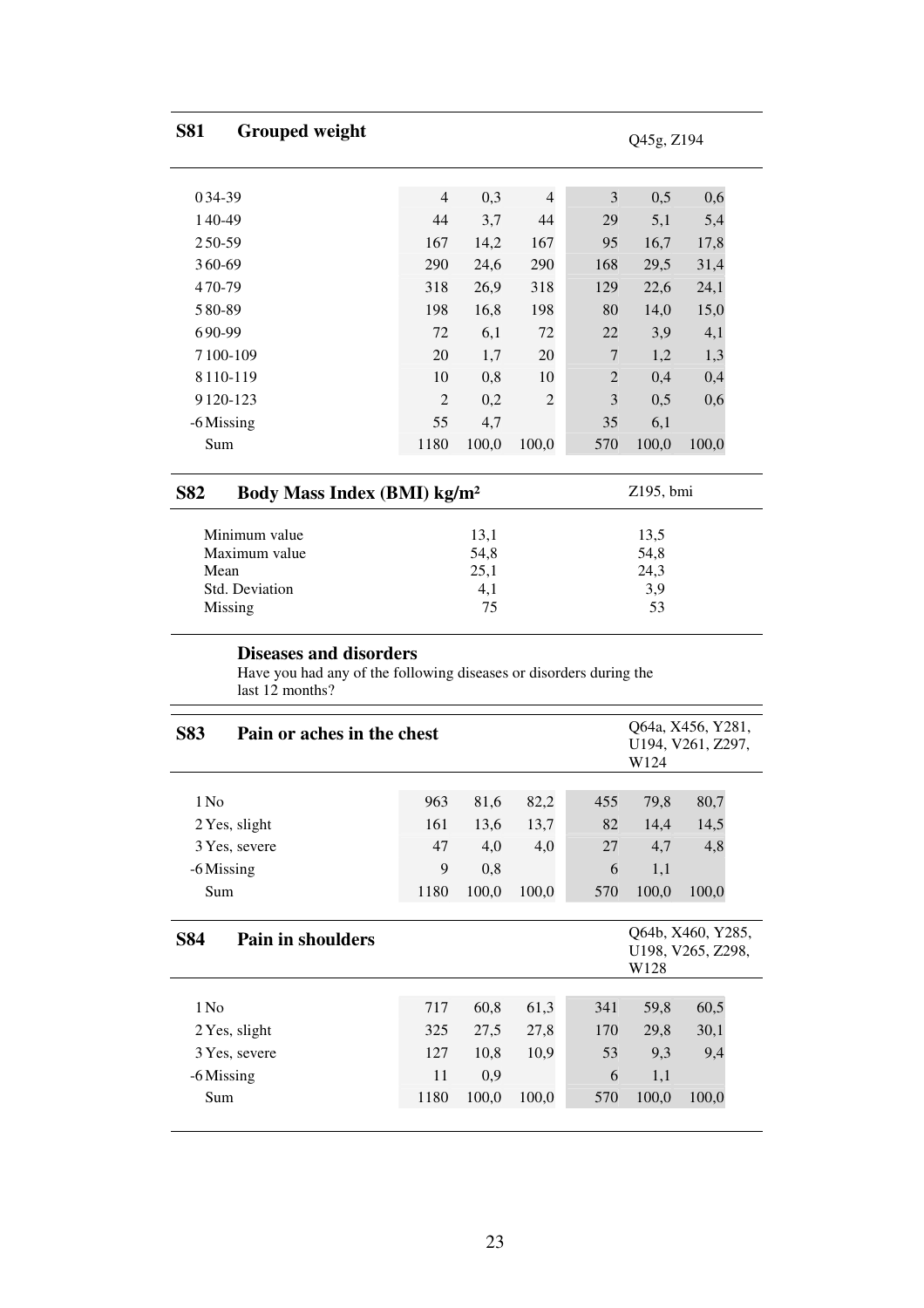## S81 Grouped weight

Q45g, Z194

| | | | | | | |
|---|---|---|---|---|---|---|
| 0 34-39 | 4 | 0,3 | 4 | 3 | 0,5 | 0,6 |
| 1 40-49 | 44 | 3,7 | 44 | 29 | 5,1 | 5,4 |
| 2 50-59 | 167 | 14,2 | 167 | 95 | 16,7 | 17,8 |
| 3 60-69 | 290 | 24,6 | 290 | 168 | 29,5 | 31,4 |
| 4 70-79 | 318 | 26,9 | 318 | 129 | 22,6 | 24,1 |
| 5 80-89 | 198 | 16,8 | 198 | 80 | 14,0 | 15,0 |
| 6 90-99 | 72 | 6,1 | 72 | 22 | 3,9 | 4,1 |
| 7 100-109 | 20 | 1,7 | 20 | 7 | 1,2 | 1,3 |
| 8 110-119 | 10 | 0,8 | 10 | 2 | 0,4 | 0,4 |
| 9 120-123 | 2 | 0,2 | 2 | 3 | 0,5 | 0,6 |
| -6 Missing | 55 | 4,7 | | 35 | 6,1 | |
| Sum | 1180 | 100,0 | 100,0 | 570 | 100,0 | 100,0 |

## S82 Body Mass Index (BMI) kg/m²

Z195, bmi

| | | |
|---|---|---|
| Minimum value | 13,1 | 13,5 |
| Maximum value | 54,8 | 54,8 |
| Mean | 25,1 | 24,3 |
| Std. Deviation | 4,1 | 3,9 |
| Missing | 75 | 53 |

### Diseases and disorders

Have you had any of the following diseases or disorders during the last 12 months?

## S83 Pain or aches in the chest

Q64a, X456, Y281, U194, V261, Z297, W124

| | | | | | | |
|---|---|---|---|---|---|---|
| 1 No | 963 | 81,6 | 82,2 | 455 | 79,8 | 80,7 |
| 2 Yes, slight | 161 | 13,6 | 13,7 | 82 | 14,4 | 14,5 |
| 3 Yes, severe | 47 | 4,0 | 4,0 | 27 | 4,7 | 4,8 |
| -6 Missing | 9 | 0,8 | | 6 | 1,1 | |
| Sum | 1180 | 100,0 | 100,0 | 570 | 100,0 | 100,0 |

## S84 Pain in shoulders

Q64b, X460, Y285, U198, V265, Z298, W128

| | | | | | | |
|---|---|---|---|---|---|---|
| 1 No | 717 | 60,8 | 61,3 | 341 | 59,8 | 60,5 |
| 2 Yes, slight | 325 | 27,5 | 27,8 | 170 | 29,8 | 30,1 |
| 3 Yes, severe | 127 | 10,8 | 10,9 | 53 | 9,3 | 9,4 |
| -6 Missing | 11 | 0,9 | | 6 | 1,1 | |
| Sum | 1180 | 100,0 | 100,0 | 570 | 100,0 | 100,0 |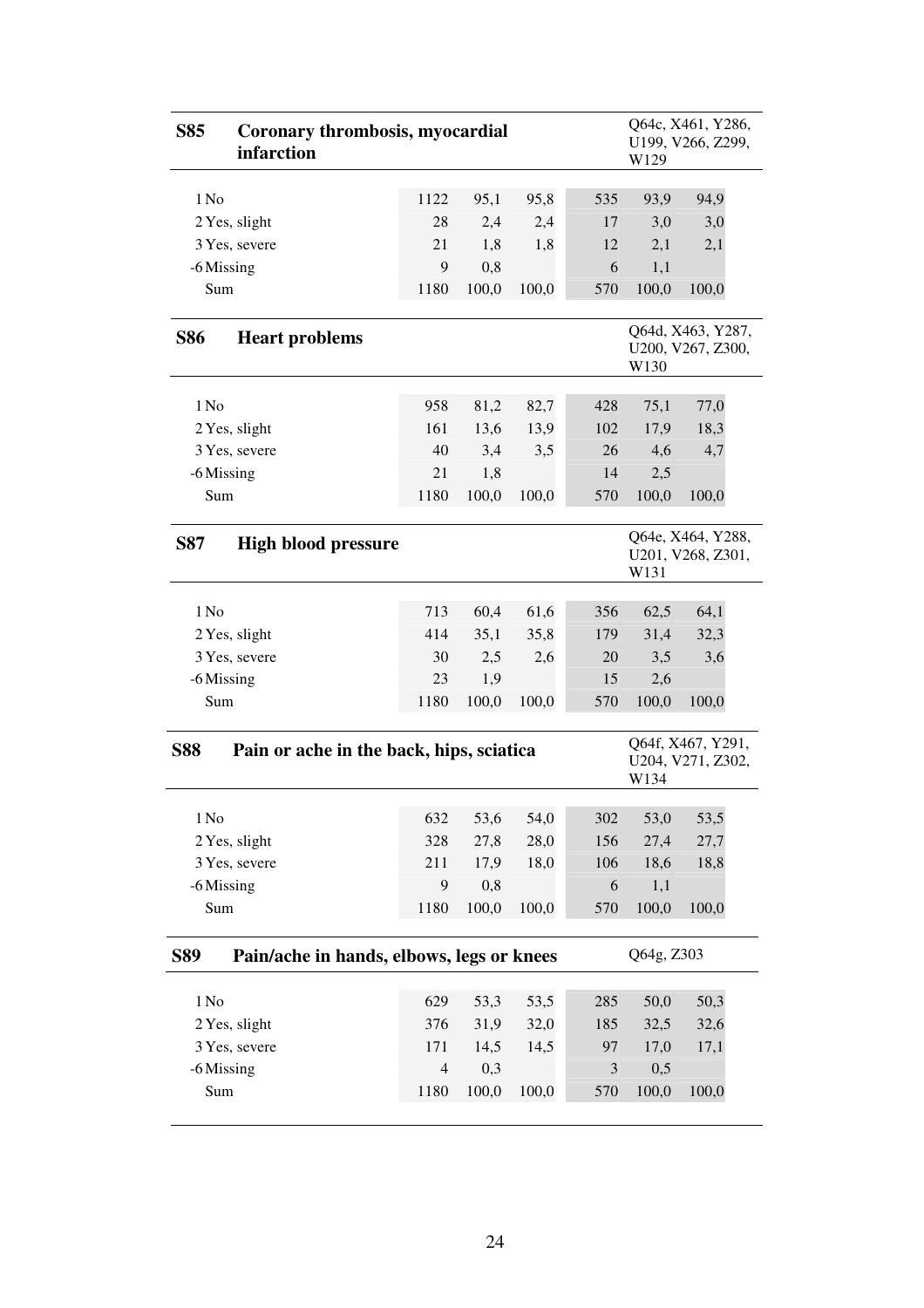## S85 Coronary thrombosis, myocardial infarction

Q64c, X461, Y286, U199, V266, Z299, W129

| | | | | | | |
|---|---|---|---|---|---|---|
| 1 No | 1122 | 95,1 | 95,8 | 535 | 93,9 | 94,9 |
| 2 Yes, slight | 28 | 2,4 | 2,4 | 17 | 3,0 | 3,0 |
| 3 Yes, severe | 21 | 1,8 | 1,8 | 12 | 2,1 | 2,1 |
| -6 Missing | 9 | 0,8 | | 6 | 1,1 | |
| Sum | 1180 | 100,0 | 100,0 | 570 | 100,0 | 100,0 |

## S86 Heart problems

Q64d, X463, Y287, U200, V267, Z300, W130

| | | | | | | |
|---|---|---|---|---|---|---|
| 1 No | 958 | 81,2 | 82,7 | 428 | 75,1 | 77,0 |
| 2 Yes, slight | 161 | 13,6 | 13,9 | 102 | 17,9 | 18,3 |
| 3 Yes, severe | 40 | 3,4 | 3,5 | 26 | 4,6 | 4,7 |
| -6 Missing | 21 | 1,8 | | 14 | 2,5 | |
| Sum | 1180 | 100,0 | 100,0 | 570 | 100,0 | 100,0 |

## S87 High blood pressure

Q64e, X464, Y288, U201, V268, Z301, W131

| | | | | | | |
|---|---|---|---|---|---|---|
| 1 No | 713 | 60,4 | 61,6 | 356 | 62,5 | 64,1 |
| 2 Yes, slight | 414 | 35,1 | 35,8 | 179 | 31,4 | 32,3 |
| 3 Yes, severe | 30 | 2,5 | 2,6 | 20 | 3,5 | 3,6 |
| -6 Missing | 23 | 1,9 | | 15 | 2,6 | |
| Sum | 1180 | 100,0 | 100,0 | 570 | 100,0 | 100,0 |

## S88 Pain or ache in the back, hips, sciatica

Q64f, X467, Y291, U204, V271, Z302, W134

| | | | | | | |
|---|---|---|---|---|---|---|
| 1 No | 632 | 53,6 | 54,0 | 302 | 53,0 | 53,5 |
| 2 Yes, slight | 328 | 27,8 | 28,0 | 156 | 27,4 | 27,7 |
| 3 Yes, severe | 211 | 17,9 | 18,0 | 106 | 18,6 | 18,8 |
| -6 Missing | 9 | 0,8 | | 6 | 1,1 | |
| Sum | 1180 | 100,0 | 100,0 | 570 | 100,0 | 100,0 |

## S89 Pain/ache in hands, elbows, legs or knees

Q64g, Z303

| | | | | | | |
|---|---|---|---|---|---|---|
| 1 No | 629 | 53,3 | 53,5 | 285 | 50,0 | 50,3 |
| 2 Yes, slight | 376 | 31,9 | 32,0 | 185 | 32,5 | 32,6 |
| 3 Yes, severe | 171 | 14,5 | 14,5 | 97 | 17,0 | 17,1 |
| -6 Missing | 4 | 0,3 | | 3 | 0,5 | |
| Sum | 1180 | 100,0 | 100,0 | 570 | 100,0 | 100,0 |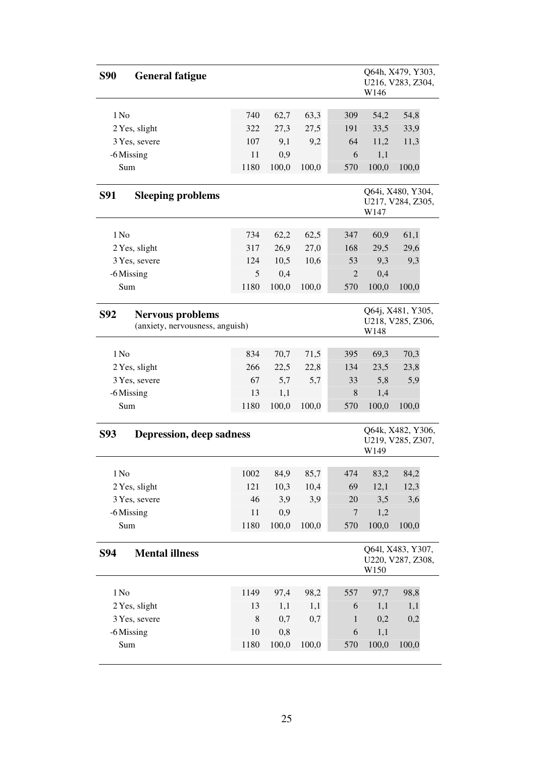### S90 General fatigue

Q64h, X479, Y303, U216, V283, Z304, W146

| | | | | | | |
|---|---|---|---|---|---|---|
| 1 No | 740 | 62,7 | 63,3 | 309 | 54,2 | 54,8 |
| 2 Yes, slight | 322 | 27,3 | 27,5 | 191 | 33,5 | 33,9 |
| 3 Yes, severe | 107 | 9,1 | 9,2 | 64 | 11,2 | 11,3 |
| -6 Missing | 11 | 0,9 | | 6 | 1,1 | |
| Sum | 1180 | 100,0 | 100,0 | 570 | 100,0 | 100,0 |

### S91 Sleeping problems

Q64i, X480, Y304, U217, V284, Z305, W147

| | | | | | | |
|---|---|---|---|---|---|---|
| 1 No | 734 | 62,2 | 62,5 | 347 | 60,9 | 61,1 |
| 2 Yes, slight | 317 | 26,9 | 27,0 | 168 | 29,5 | 29,6 |
| 3 Yes, severe | 124 | 10,5 | 10,6 | 53 | 9,3 | 9,3 |
| -6 Missing | 5 | 0,4 | | 2 | 0,4 | |
| Sum | 1180 | 100,0 | 100,0 | 570 | 100,0 | 100,0 |

### S92 Nervous problems
(anxiety, nervousness, anguish)

Q64j, X481, Y305, U218, V285, Z306, W148

| | | | | | | |
|---|---|---|---|---|---|---|
| 1 No | 834 | 70,7 | 71,5 | 395 | 69,3 | 70,3 |
| 2 Yes, slight | 266 | 22,5 | 22,8 | 134 | 23,5 | 23,8 |
| 3 Yes, severe | 67 | 5,7 | 5,7 | 33 | 5,8 | 5,9 |
| -6 Missing | 13 | 1,1 | | 8 | 1,4 | |
| Sum | 1180 | 100,0 | 100,0 | 570 | 100,0 | 100,0 |

### S93 Depression, deep sadness

Q64k, X482, Y306, U219, V285, Z307, W149

| | | | | | | |
|---|---|---|---|---|---|---|
| 1 No | 1002 | 84,9 | 85,7 | 474 | 83,2 | 84,2 |
| 2 Yes, slight | 121 | 10,3 | 10,4 | 69 | 12,1 | 12,3 |
| 3 Yes, severe | 46 | 3,9 | 3,9 | 20 | 3,5 | 3,6 |
| -6 Missing | 11 | 0,9 | | 7 | 1,2 | |
| Sum | 1180 | 100,0 | 100,0 | 570 | 100,0 | 100,0 |

### S94 Mental illness

Q64l, X483, Y307, U220, V287, Z308, W150

| | | | | | | |
|---|---|---|---|---|---|---|
| 1 No | 1149 | 97,4 | 98,2 | 557 | 97,7 | 98,8 |
| 2 Yes, slight | 13 | 1,1 | 1,1 | 6 | 1,1 | 1,1 |
| 3 Yes, severe | 8 | 0,7 | 0,7 | 1 | 0,2 | 0,2 |
| -6 Missing | 10 | 0,8 | | 6 | 1,1 | |
| Sum | 1180 | 100,0 | 100,0 | 570 | 100,0 | 100,0 |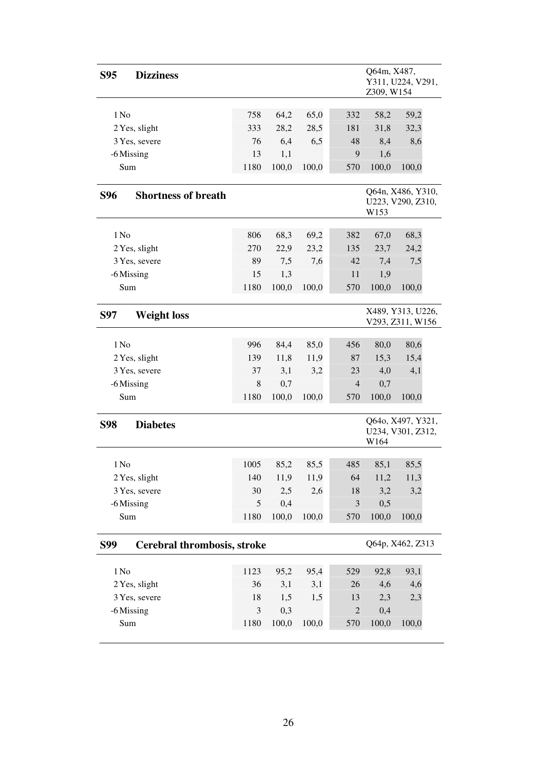| **S95** | **Dizziness** | | | | | Q64m, X487, Y311, U224, V291, Z309, W154 |
|---|---|---|---|---|---|---|
| 1 No | 758 | 64,2 | 65,0 | 332 | 58,2 | 59,2 |
| 2 Yes, slight | 333 | 28,2 | 28,5 | 181 | 31,8 | 32,3 |
| 3 Yes, severe | 76 | 6,4 | 6,5 | 48 | 8,4 | 8,6 |
| -6 Missing | 13 | 1,1 | | 9 | 1,6 | |
| Sum | 1180 | 100,0 | 100,0 | 570 | 100,0 | 100,0 |

| **S96** | **Shortness of breath** | | | | | Q64n, X486, Y310, U223, V290, Z310, W153 |
|---|---|---|---|---|---|---|
| 1 No | 806 | 68,3 | 69,2 | 382 | 67,0 | 68,3 |
| 2 Yes, slight | 270 | 22,9 | 23,2 | 135 | 23,7 | 24,2 |
| 3 Yes, severe | 89 | 7,5 | 7,6 | 42 | 7,4 | 7,5 |
| -6 Missing | 15 | 1,3 | | 11 | 1,9 | |
| Sum | 1180 | 100,0 | 100,0 | 570 | 100,0 | 100,0 |

| **S97** | **Weight loss** | | | | | X489, Y313, U226, V293, Z311, W156 |
|---|---|---|---|---|---|---|
| 1 No | 996 | 84,4 | 85,0 | 456 | 80,0 | 80,6 |
| 2 Yes, slight | 139 | 11,8 | 11,9 | 87 | 15,3 | 15,4 |
| 3 Yes, severe | 37 | 3,1 | 3,2 | 23 | 4,0 | 4,1 |
| -6 Missing | 8 | 0,7 | | 4 | 0,7 | |
| Sum | 1180 | 100,0 | 100,0 | 570 | 100,0 | 100,0 |

| **S98** | **Diabetes** | | | | | Q64o, X497, Y321, U234, V301, Z312, W164 |
|---|---|---|---|---|---|---|
| 1 No | 1005 | 85,2 | 85,5 | 485 | 85,1 | 85,5 |
| 2 Yes, slight | 140 | 11,9 | 11,9 | 64 | 11,2 | 11,3 |
| 3 Yes, severe | 30 | 2,5 | 2,6 | 18 | 3,2 | 3,2 |
| -6 Missing | 5 | 0,4 | | 3 | 0,5 | |
| Sum | 1180 | 100,0 | 100,0 | 570 | 100,0 | 100,0 |

| **S99** | **Cerebral thrombosis, stroke** | | | | | Q64p, X462, Z313 |
|---|---|---|---|---|---|---|
| 1 No | 1123 | 95,2 | 95,4 | 529 | 92,8 | 93,1 |
| 2 Yes, slight | 36 | 3,1 | 3,1 | 26 | 4,6 | 4,6 |
| 3 Yes, severe | 18 | 1,5 | 1,5 | 13 | 2,3 | 2,3 |
| -6 Missing | 3 | 0,3 | | 2 | 0,4 | |
| Sum | 1180 | 100,0 | 100,0 | 570 | 100,0 | 100,0 |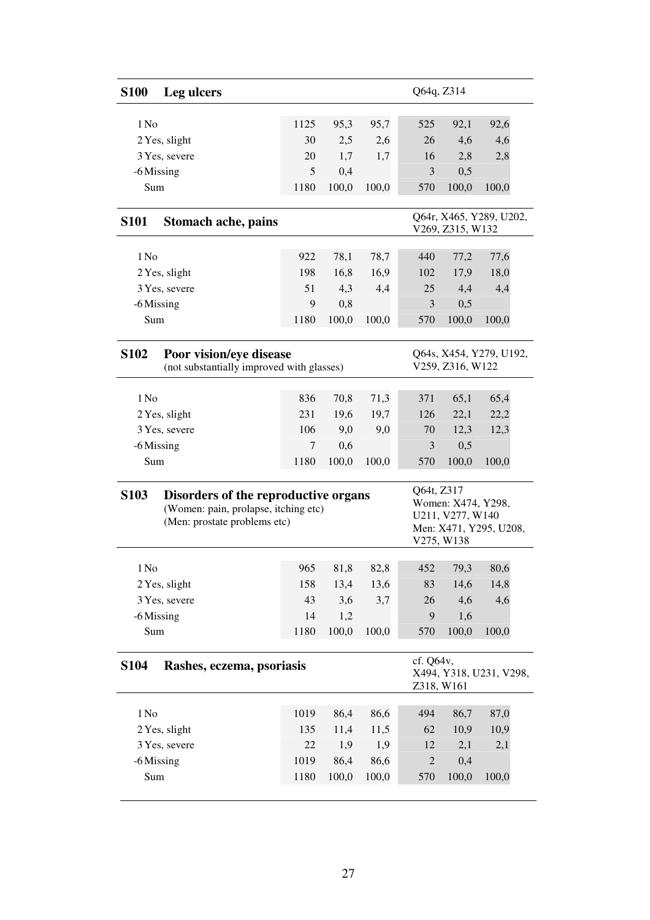## S100 Leg ulcers

Q64q, Z314

| | | | | | | |
|---|---|---|---|---|---|---|
| 1 No | 1125 | 95,3 | 95,7 | 525 | 92,1 | 92,6 |
| 2 Yes, slight | 30 | 2,5 | 2,6 | 26 | 4,6 | 4,6 |
| 3 Yes, severe | 20 | 1,7 | 1,7 | 16 | 2,8 | 2,8 |
| -6 Missing | 5 | 0,4 | | 3 | 0,5 | |
| Sum | 1180 | 100,0 | 100,0 | 570 | 100,0 | 100,0 |

## S101 Stomach ache, pains

Q64r, X465, Y289, U202, V269, Z315, W132

| | | | | | | |
|---|---|---|---|---|---|---|
| 1 No | 922 | 78,1 | 78,7 | 440 | 77,2 | 77,6 |
| 2 Yes, slight | 198 | 16,8 | 16,9 | 102 | 17,9 | 18,0 |
| 3 Yes, severe | 51 | 4,3 | 4,4 | 25 | 4,4 | 4,4 |
| -6 Missing | 9 | 0,8 | | 3 | 0,5 | |
| Sum | 1180 | 100,0 | 100,0 | 570 | 100,0 | 100,0 |

## S102 Poor vision/eye disease

(not substantially improved with glasses)

Q64s, X454, Y279, U192, V259, Z316, W122

| | | | | | | |
|---|---|---|---|---|---|---|
| 1 No | 836 | 70,8 | 71,3 | 371 | 65,1 | 65,4 |
| 2 Yes, slight | 231 | 19,6 | 19,7 | 126 | 22,1 | 22,2 |
| 3 Yes, severe | 106 | 9,0 | 9,0 | 70 | 12,3 | 12,3 |
| -6 Missing | 7 | 0,6 | | 3 | 0,5 | |
| Sum | 1180 | 100,0 | 100,0 | 570 | 100,0 | 100,0 |

## S103 Disorders of the reproductive organs

(Women: pain, prolapse, itching etc)
(Men: prostate problems etc)

Q64t, Z317
Women: X474, Y298, U211, V277, W140
Men: X471, Y295, U208, V275, W138

| | | | | | | |
|---|---|---|---|---|---|---|
| 1 No | 965 | 81,8 | 82,8 | 452 | 79,3 | 80,6 |
| 2 Yes, slight | 158 | 13,4 | 13,6 | 83 | 14,6 | 14,8 |
| 3 Yes, severe | 43 | 3,6 | 3,7 | 26 | 4,6 | 4,6 |
| -6 Missing | 14 | 1,2 | | 9 | 1,6 | |
| Sum | 1180 | 100,0 | 100,0 | 570 | 100,0 | 100,0 |

## S104 Rashes, eczema, psoriasis

cf. Q64v, X494, Y318, U231, V298, Z318, W161

| | | | | | | |
|---|---|---|---|---|---|---|
| 1 No | 1019 | 86,4 | 86,6 | 494 | 86,7 | 87,0 |
| 2 Yes, slight | 135 | 11,4 | 11,5 | 62 | 10,9 | 10,9 |
| 3 Yes, severe | 22 | 1,9 | 1,9 | 12 | 2,1 | 2,1 |
| -6 Missing | 1019 | 86,4 | 86,6 | 2 | 0,4 | |
| Sum | 1180 | 100,0 | 100,0 | 570 | 100,0 | 100,0 |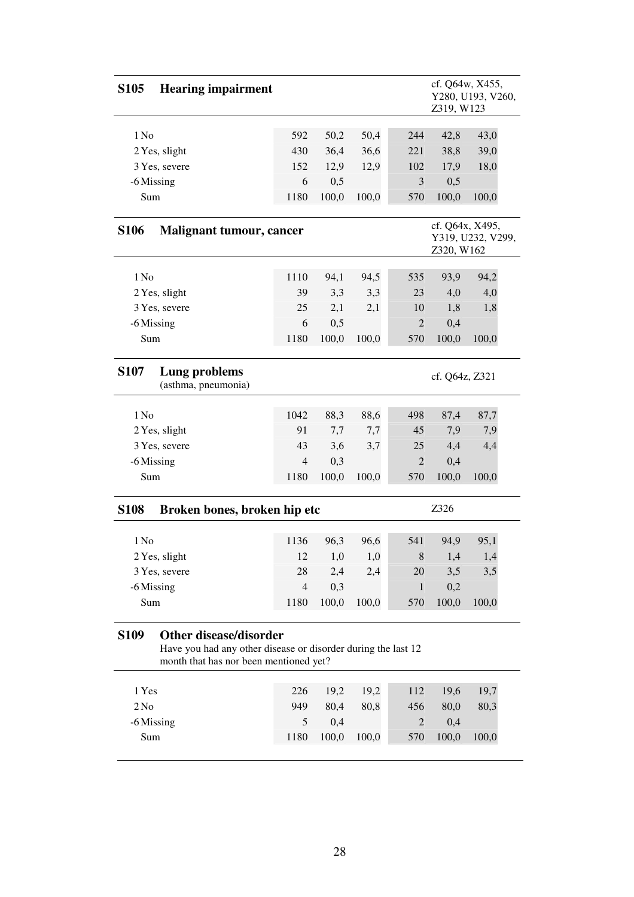## S105 Hearing impairment

cf. Q64w, X455, Y280, U193, V260, Z319, W123

| | | | | | | |
|---|---|---|---|---|---|---|
| 1 No | 592 | 50,2 | 50,4 | 244 | 42,8 | 43,0 |
| 2 Yes, slight | 430 | 36,4 | 36,6 | 221 | 38,8 | 39,0 |
| 3 Yes, severe | 152 | 12,9 | 12,9 | 102 | 17,9 | 18,0 |
| -6 Missing | 6 | 0,5 | | 3 | 0,5 | |
| Sum | 1180 | 100,0 | 100,0 | 570 | 100,0 | 100,0 |

## S106 Malignant tumour, cancer

cf. Q64x, X495, Y319, U232, V299, Z320, W162

| | | | | | | |
|---|---|---|---|---|---|---|
| 1 No | 1110 | 94,1 | 94,5 | 535 | 93,9 | 94,2 |
| 2 Yes, slight | 39 | 3,3 | 3,3 | 23 | 4,0 | 4,0 |
| 3 Yes, severe | 25 | 2,1 | 2,1 | 10 | 1,8 | 1,8 |
| -6 Missing | 6 | 0,5 | | 2 | 0,4 | |
| Sum | 1180 | 100,0 | 100,0 | 570 | 100,0 | 100,0 |

## S107 Lung problems

(asthma, pneumonia)

cf. Q64z, Z321

| | | | | | | |
|---|---|---|---|---|---|---|
| 1 No | 1042 | 88,3 | 88,6 | 498 | 87,4 | 87,7 |
| 2 Yes, slight | 91 | 7,7 | 7,7 | 45 | 7,9 | 7,9 |
| 3 Yes, severe | 43 | 3,6 | 3,7 | 25 | 4,4 | 4,4 |
| -6 Missing | 4 | 0,3 | | 2 | 0,4 | |
| Sum | 1180 | 100,0 | 100,0 | 570 | 100,0 | 100,0 |

## S108 Broken bones, broken hip etc

Z326

| | | | | | | |
|---|---|---|---|---|---|---|
| 1 No | 1136 | 96,3 | 96,6 | 541 | 94,9 | 95,1 |
| 2 Yes, slight | 12 | 1,0 | 1,0 | 8 | 1,4 | 1,4 |
| 3 Yes, severe | 28 | 2,4 | 2,4 | 20 | 3,5 | 3,5 |
| -6 Missing | 4 | 0,3 | | 1 | 0,2 | |
| Sum | 1180 | 100,0 | 100,0 | 570 | 100,0 | 100,0 |

## S109 Other disease/disorder

Have you had any other disease or disorder during the last 12 month that has nor been mentioned yet?

| | | | | | | |
|---|---|---|---|---|---|---|
| 1 Yes | 226 | 19,2 | 19,2 | 112 | 19,6 | 19,7 |
| 2 No | 949 | 80,4 | 80,8 | 456 | 80,0 | 80,3 |
| -6 Missing | 5 | 0,4 | | 2 | 0,4 | |
| Sum | 1180 | 100,0 | 100,0 | 570 | 100,0 | 100,0 |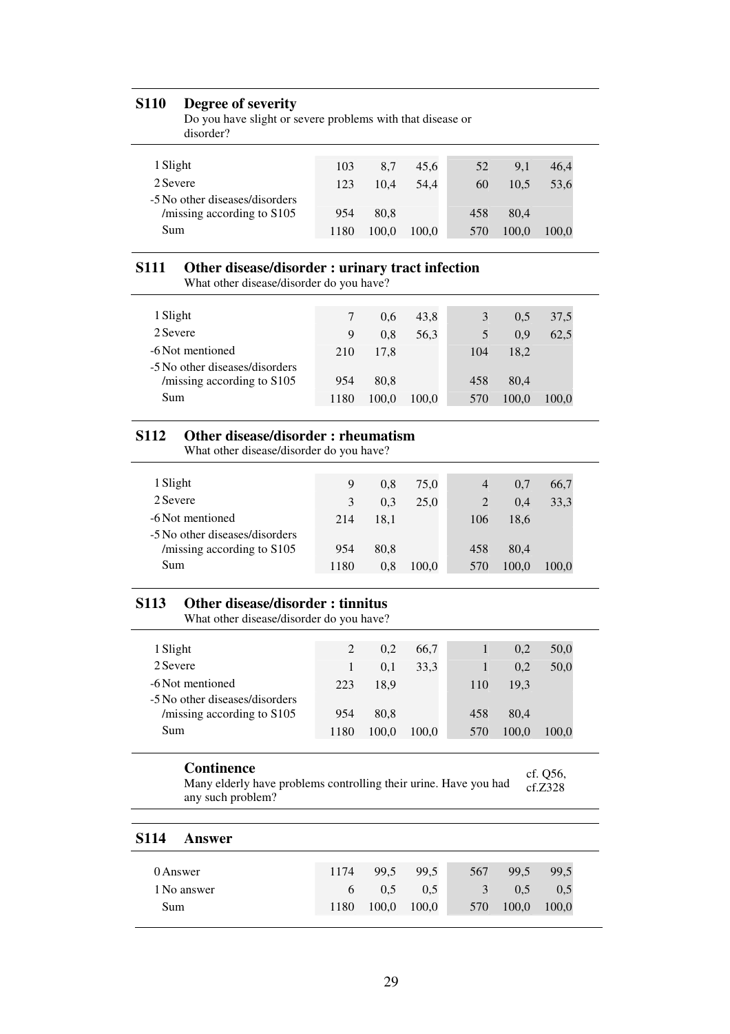## S110 Degree of severity

Do you have slight or severe problems with that disease or disorder?

| | | | | | | |
|---|---|---|---|---|---|---|
| 1 Slight | 103 | 8,7 | 45,6 | 52 | 9,1 | 46,4 |
| 2 Severe | 123 | 10,4 | 54,4 | 60 | 10,5 | 53,6 |
| -5 No other diseases/disorders /missing according to S105 | 954 | 80,8 | | 458 | 80,4 | |
| Sum | 1180 | 100,0 | 100,0 | 570 | 100,0 | 100,0 |

## S111 Other disease/disorder : urinary tract infection

What other disease/disorder do you have?

| | | | | | | |
|---|---|---|---|---|---|---|
| 1 Slight | 7 | 0,6 | 43,8 | 3 | 0,5 | 37,5 |
| 2 Severe | 9 | 0,8 | 56,3 | 5 | 0,9 | 62,5 |
| -6 Not mentioned | 210 | 17,8 | | 104 | 18,2 | |
| -5 No other diseases/disorders /missing according to S105 | 954 | 80,8 | | 458 | 80,4 | |
| Sum | 1180 | 100,0 | 100,0 | 570 | 100,0 | 100,0 |

## S112 Other disease/disorder : rheumatism

What other disease/disorder do you have?

| | | | | | | |
|---|---|---|---|---|---|---|
| 1 Slight | 9 | 0,8 | 75,0 | 4 | 0,7 | 66,7 |
| 2 Severe | 3 | 0,3 | 25,0 | 2 | 0,4 | 33,3 |
| -6 Not mentioned | 214 | 18,1 | | 106 | 18,6 | |
| -5 No other diseases/disorders /missing according to S105 | 954 | 80,8 | | 458 | 80,4 | |
| Sum | 1180 | 0,8 | 100,0 | 570 | 100,0 | 100,0 |

## S113 Other disease/disorder : tinnitus

What other disease/disorder do you have?

| | | | | | | |
|---|---|---|---|---|---|---|
| 1 Slight | 2 | 0,2 | 66,7 | 1 | 0,2 | 50,0 |
| 2 Severe | 1 | 0,1 | 33,3 | 1 | 0,2 | 50,0 |
| -6 Not mentioned | 223 | 18,9 | | 110 | 19,3 | |
| -5 No other diseases/disorders /missing according to S105 | 954 | 80,8 | | 458 | 80,4 | |
| Sum | 1180 | 100,0 | 100,0 | 570 | 100,0 | 100,0 |

## Continence

Many elderly have problems controlling their urine. Have you had any such problem?

cf. Q56, cf.Z328

## S114 Answer

| | | | | | | |
|---|---|---|---|---|---|---|
| 0 Answer | 1174 | 99,5 | 99,5 | 567 | 99,5 | 99,5 |
| 1 No answer | 6 | 0,5 | 0,5 | 3 | 0,5 | 0,5 |
| Sum | 1180 | 100,0 | 100,0 | 570 | 100,0 | 100,0 |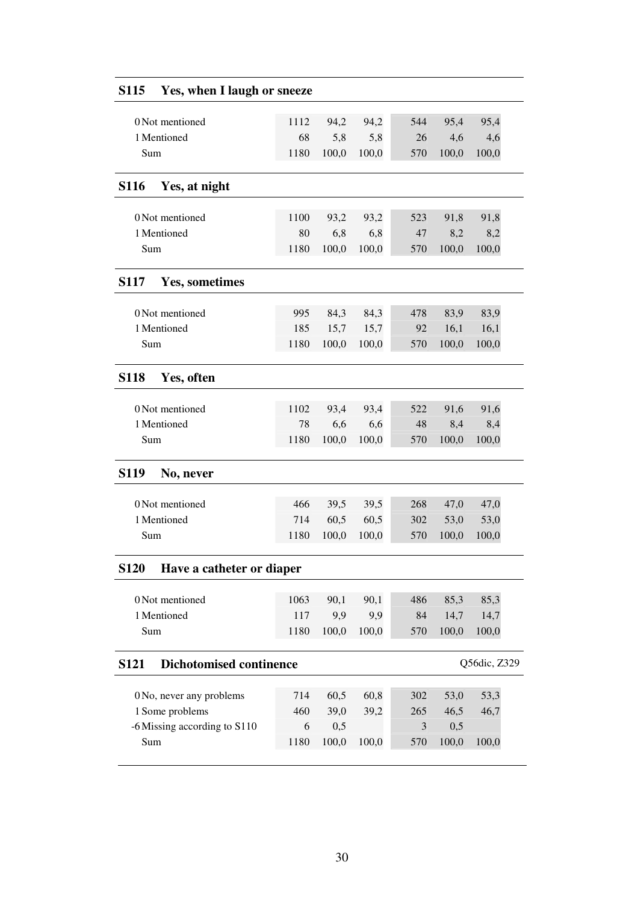## S115 Yes, when I laugh or sneeze

| | | | | | | |
|---|---|---|---|---|---|---|
| 0 Not mentioned | 1112 | 94,2 | 94,2 | 544 | 95,4 | 95,4 |
| 1 Mentioned | 68 | 5,8 | 5,8 | 26 | 4,6 | 4,6 |
| Sum | 1180 | 100,0 | 100,0 | 570 | 100,0 | 100,0 |

## S116 Yes, at night

| | | | | | | |
|---|---|---|---|---|---|---|
| 0 Not mentioned | 1100 | 93,2 | 93,2 | 523 | 91,8 | 91,8 |
| 1 Mentioned | 80 | 6,8 | 6,8 | 47 | 8,2 | 8,2 |
| Sum | 1180 | 100,0 | 100,0 | 570 | 100,0 | 100,0 |

## S117 Yes, sometimes

| | | | | | | |
|---|---|---|---|---|---|---|
| 0 Not mentioned | 995 | 84,3 | 84,3 | 478 | 83,9 | 83,9 |
| 1 Mentioned | 185 | 15,7 | 15,7 | 92 | 16,1 | 16,1 |
| Sum | 1180 | 100,0 | 100,0 | 570 | 100,0 | 100,0 |

## S118 Yes, often

| | | | | | | |
|---|---|---|---|---|---|---|
| 0 Not mentioned | 1102 | 93,4 | 93,4 | 522 | 91,6 | 91,6 |
| 1 Mentioned | 78 | 6,6 | 6,6 | 48 | 8,4 | 8,4 |
| Sum | 1180 | 100,0 | 100,0 | 570 | 100,0 | 100,0 |

## S119 No, never

| | | | | | | |
|---|---|---|---|---|---|---|
| 0 Not mentioned | 466 | 39,5 | 39,5 | 268 | 47,0 | 47,0 |
| 1 Mentioned | 714 | 60,5 | 60,5 | 302 | 53,0 | 53,0 |
| Sum | 1180 | 100,0 | 100,0 | 570 | 100,0 | 100,0 |

## S120 Have a catheter or diaper

| | | | | | | |
|---|---|---|---|---|---|---|
| 0 Not mentioned | 1063 | 90,1 | 90,1 | 486 | 85,3 | 85,3 |
| 1 Mentioned | 117 | 9,9 | 9,9 | 84 | 14,7 | 14,7 |
| Sum | 1180 | 100,0 | 100,0 | 570 | 100,0 | 100,0 |

## S121 Dichotomised continence

Q56dic, Z329

| | | | | | | |
|---|---|---|---|---|---|---|
| 0 No, never any problems | 714 | 60,5 | 60,8 | 302 | 53,0 | 53,3 |
| 1 Some problems | 460 | 39,0 | 39,2 | 265 | 46,5 | 46,7 |
| -6 Missing according to S110 | 6 | 0,5 | | 3 | 0,5 | |
| Sum | 1180 | 100,0 | 100,0 | 570 | 100,0 | 100,0 |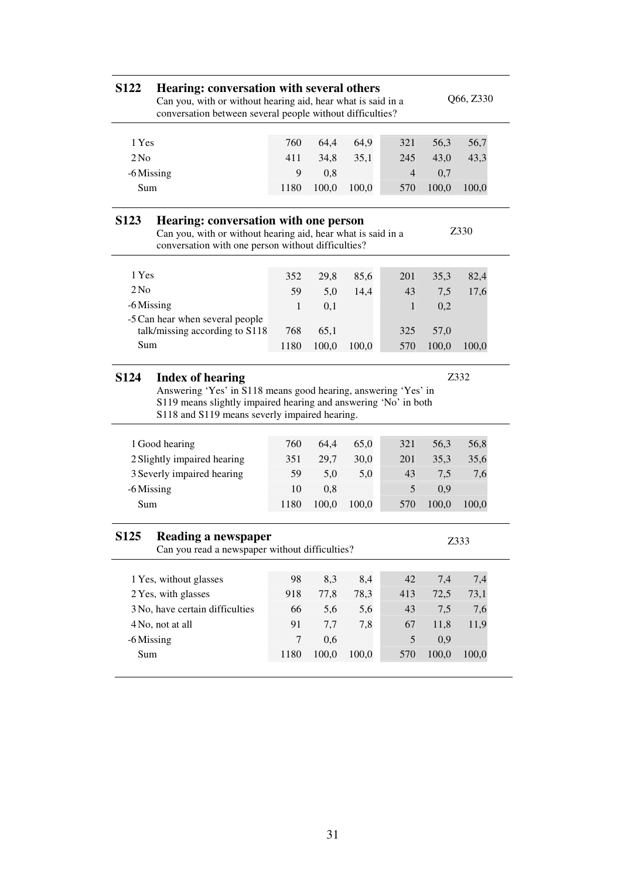## S122 Hearing: conversation with several others

Can you, with or without hearing aid, hear what is said in a conversation between several people without difficulties?

Q66, Z330

| | | | | | | |
|---|---|---|---|---|---|---|
| 1 Yes | 760 | 64,4 | 64,9 | 321 | 56,3 | 56,7 |
| 2 No | 411 | 34,8 | 35,1 | 245 | 43,0 | 43,3 |
| -6 Missing | 9 | 0,8 | | 4 | 0,7 | |
| Sum | 1180 | 100,0 | 100,0 | 570 | 100,0 | 100,0 |

## S123 Hearing: conversation with one person

Can you, with or without hearing aid, hear what is said in a conversation with one person without difficulties?

Z330

| | | | | | | |
|---|---|---|---|---|---|---|
| 1 Yes | 352 | 29,8 | 85,6 | 201 | 35,3 | 82,4 |
| 2 No | 59 | 5,0 | 14,4 | 43 | 7,5 | 17,6 |
| -6 Missing | 1 | 0,1 | | 1 | 0,2 | |
| -5 Can hear when several people talk/missing according to S118 | 768 | 65,1 | | 325 | 57,0 | |
| Sum | 1180 | 100,0 | 100,0 | 570 | 100,0 | 100,0 |

## S124 Index of hearing

Answering 'Yes' in S118 means good hearing, answering 'Yes' in S119 means slightly impaired hearing and answering 'No' in both S118 and S119 means severly impaired hearing.

Z332

| | | | | | | |
|---|---|---|---|---|---|---|
| 1 Good hearing | 760 | 64,4 | 65,0 | 321 | 56,3 | 56,8 |
| 2 Slightly impaired hearing | 351 | 29,7 | 30,0 | 201 | 35,3 | 35,6 |
| 3 Severly impaired hearing | 59 | 5,0 | 5,0 | 43 | 7,5 | 7,6 |
| -6 Missing | 10 | 0,8 | | 5 | 0,9 | |
| Sum | 1180 | 100,0 | 100,0 | 570 | 100,0 | 100,0 |

## S125 Reading a newspaper

Can you read a newspaper without difficulties?

Z333

| | | | | | | |
|---|---|---|---|---|---|---|
| 1 Yes, without glasses | 98 | 8,3 | 8,4 | 42 | 7,4 | 7,4 |
| 2 Yes, with glasses | 918 | 77,8 | 78,3 | 413 | 72,5 | 73,1 |
| 3 No, have certain difficulties | 66 | 5,6 | 5,6 | 43 | 7,5 | 7,6 |
| 4 No, not at all | 91 | 7,7 | 7,8 | 67 | 11,8 | 11,9 |
| -6 Missing | 7 | 0,6 | | 5 | 0,9 | |
| Sum | 1180 | 100,0 | 100,0 | 570 | 100,0 | 100,0 |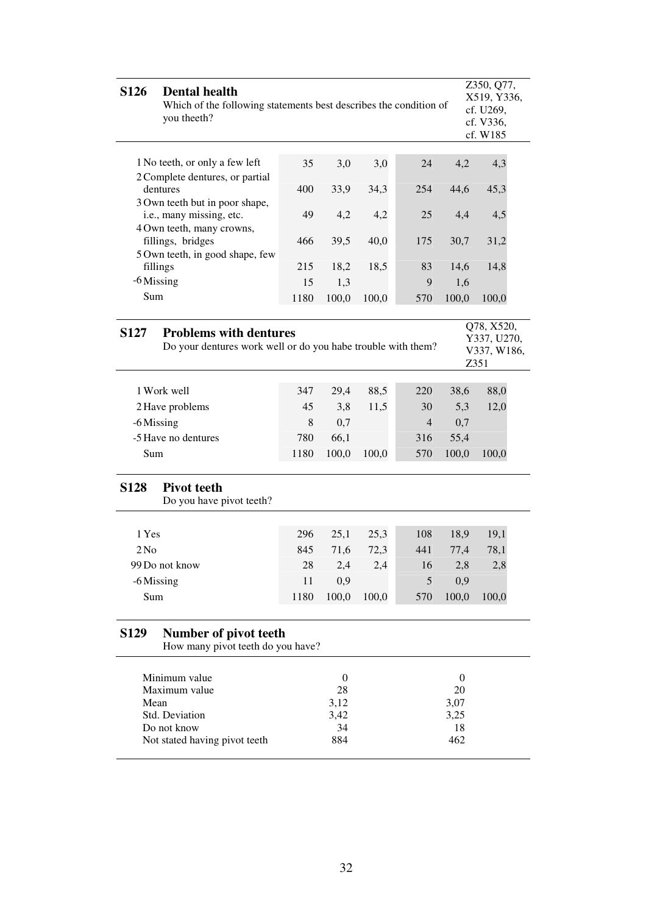## S126 Dental health

Which of the following statements best describes the condition of you theeth?

Z350, Q77, X519, Y336, cf. U269, cf. V336, cf. W185

| | | | | | | |
|---|---|---|---|---|---|---|
| 1 No teeth, or only a few left | 35 | 3,0 | 3,0 | 24 | 4,2 | 4,3 |
| 2 Complete dentures, or partial dentures | 400 | 33,9 | 34,3 | 254 | 44,6 | 45,3 |
| 3 Own teeth but in poor shape, i.e., many missing, etc. | 49 | 4,2 | 4,2 | 25 | 4,4 | 4,5 |
| 4 Own teeth, many crowns, fillings, bridges | 466 | 39,5 | 40,0 | 175 | 30,7 | 31,2 |
| 5 Own teeth, in good shape, few fillings | 215 | 18,2 | 18,5 | 83 | 14,6 | 14,8 |
| -6 Missing | 15 | 1,3 | | 9 | 1,6 | |
| Sum | 1180 | 100,0 | 100,0 | 570 | 100,0 | 100,0 |

## S127 Problems with dentures

Do your dentures work well or do you habe trouble with them?

Q78, X520, Y337, U270, V337, W186, Z351

| | | | | | | |
|---|---|---|---|---|---|---|
| 1 Work well | 347 | 29,4 | 88,5 | 220 | 38,6 | 88,0 |
| 2 Have problems | 45 | 3,8 | 11,5 | 30 | 5,3 | 12,0 |
| -6 Missing | 8 | 0,7 | | 4 | 0,7 | |
| -5 Have no dentures | 780 | 66,1 | | 316 | 55,4 | |
| Sum | 1180 | 100,0 | 100,0 | 570 | 100,0 | 100,0 |

## S128 Pivot teeth

Do you have pivot teeth?

| | | | | | | |
|---|---|---|---|---|---|---|
| 1 Yes | 296 | 25,1 | 25,3 | 108 | 18,9 | 19,1 |
| 2 No | 845 | 71,6 | 72,3 | 441 | 77,4 | 78,1 |
| 99 Do not know | 28 | 2,4 | 2,4 | 16 | 2,8 | 2,8 |
| -6 Missing | 11 | 0,9 | | 5 | 0,9 | |
| Sum | 1180 | 100,0 | 100,0 | 570 | 100,0 | 100,0 |

## S129 Number of pivot teeth

How many pivot teeth do you have?

| | | |
|---|---|---|
| Minimum value | 0 | 0 |
| Maximum value | 28 | 20 |
| Mean | 3,12 | 3,07 |
| Std. Deviation | 3,42 | 3,25 |
| Do not know | 34 | 18 |
| Not stated having pivot teeth | 884 | 462 |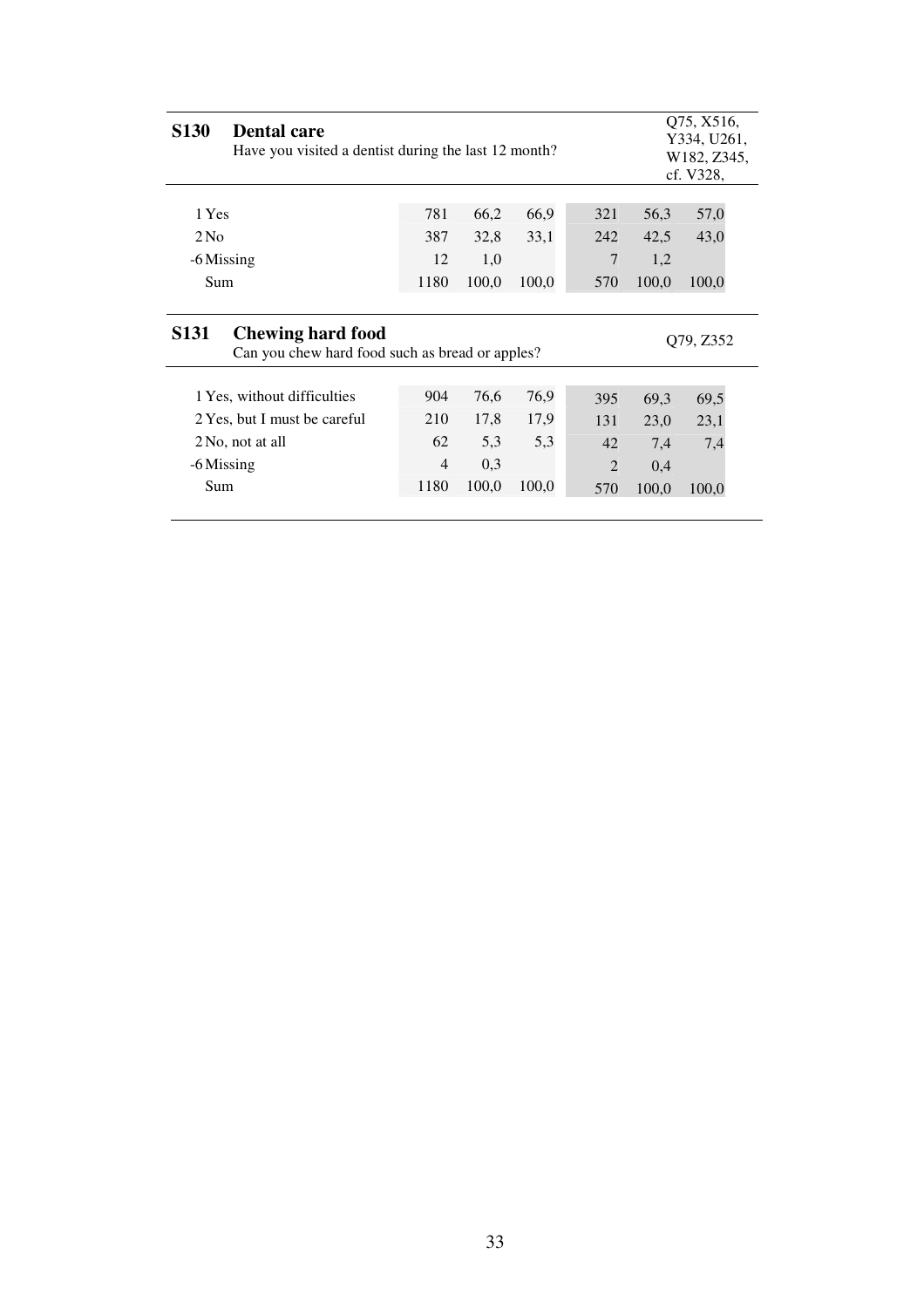## S130 Dental care

Have you visited a dentist during the last 12 month?

Q75, X516, Y334, U261, W182, Z345, cf. V328,

| | | | | | | |
|---|---|---|---|---|---|---|
| 1 Yes | 781 | 66,2 | 66,9 | 321 | 56,3 | 57,0 |
| 2 No | 387 | 32,8 | 33,1 | 242 | 42,5 | 43,0 |
| -6 Missing | 12 | 1,0 | | 7 | 1,2 | |
| Sum | 1180 | 100,0 | 100,0 | 570 | 100,0 | 100,0 |

## S131 Chewing hard food

Can you chew hard food such as bread or apples?

Q79, Z352

| | | | | | | |
|---|---|---|---|---|---|---|
| 1 Yes, without difficulties | 904 | 76,6 | 76,9 | 395 | 69,3 | 69,5 |
| 2 Yes, but I must be careful | 210 | 17,8 | 17,9 | 131 | 23,0 | 23,1 |
| 2 No, not at all | 62 | 5,3 | 5,3 | 42 | 7,4 | 7,4 |
| -6 Missing | 4 | 0,3 | | 2 | 0,4 | |
| Sum | 1180 | 100,0 | 100,0 | 570 | 100,0 | 100,0 |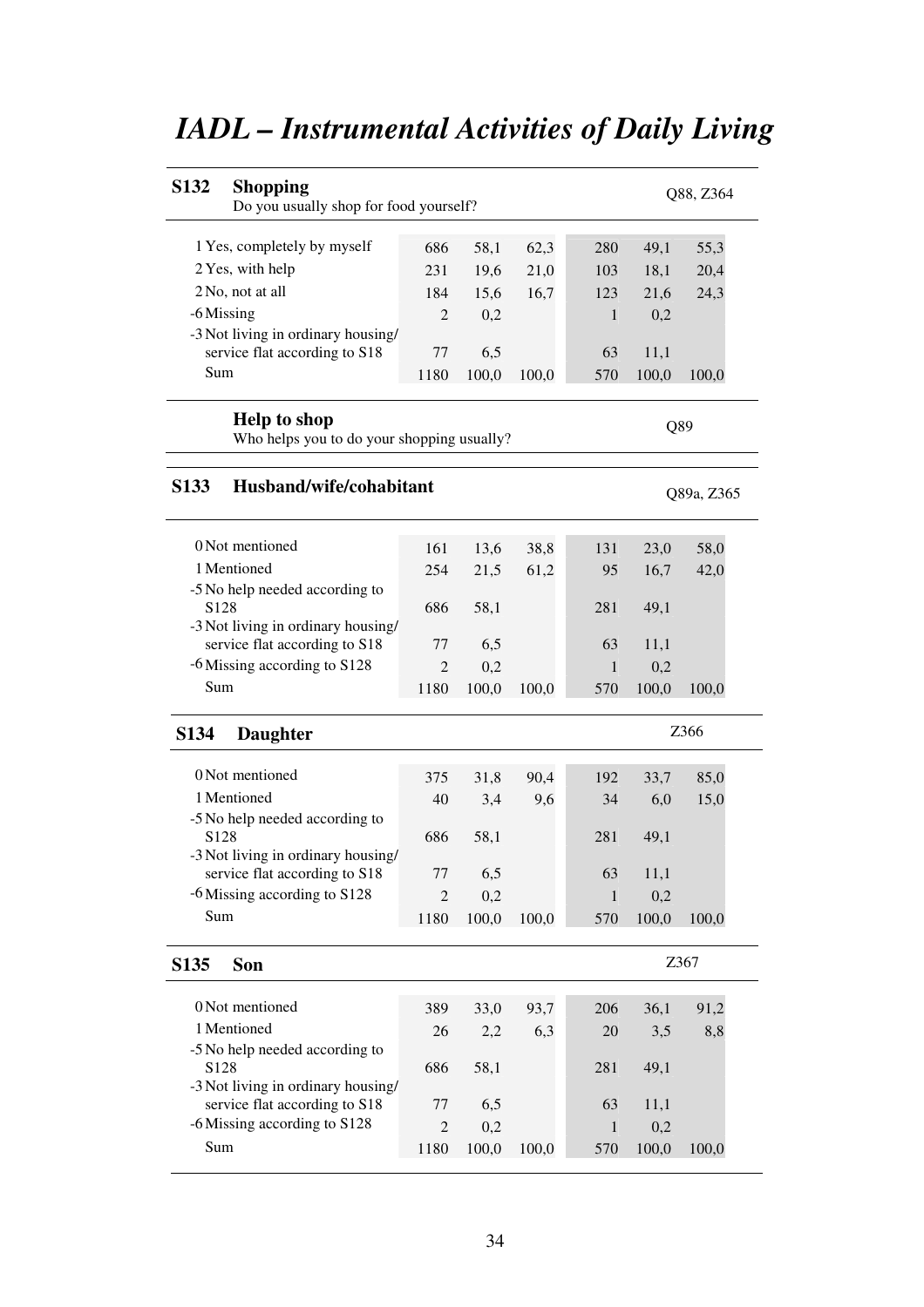# *IADL – Instrumental Activities of Daily Living*

**S132 Shopping** — Q88, Z364

Do you usually shop for food yourself?

| | | | | | | |
|---|---|---|---|---|---|---|
| 1 Yes, completely by myself | 686 | 58,1 | 62,3 | 280 | 49,1 | 55,3 |
| 2 Yes, with help | 231 | 19,6 | 21,0 | 103 | 18,1 | 20,4 |
| 2 No, not at all | 184 | 15,6 | 16,7 | 123 | 21,6 | 24,3 |
| -6 Missing | 2 | 0,2 | | 1 | 0,2 | |
| -3 Not living in ordinary housing/ service flat according to S18 | 77 | 6,5 | | 63 | 11,1 | |
| Sum | 1180 | 100,0 | 100,0 | 570 | 100,0 | 100,0 |

**Help to shop** — Q89

Who helps you to do your shopping usually?

**S133 Husband/wife/cohabitant** — Q89a, Z365

| | | | | | | |
|---|---|---|---|---|---|---|
| 0 Not mentioned | 161 | 13,6 | 38,8 | 131 | 23,0 | 58,0 |
| 1 Mentioned | 254 | 21,5 | 61,2 | 95 | 16,7 | 42,0 |
| -5 No help needed according to S128 | 686 | 58,1 | | 281 | 49,1 | |
| -3 Not living in ordinary housing/ service flat according to S18 | 77 | 6,5 | | 63 | 11,1 | |
| -6 Missing according to S128 | 2 | 0,2 | | 1 | 0,2 | |
| Sum | 1180 | 100,0 | 100,0 | 570 | 100,0 | 100,0 |

**S134 Daughter** — Z366

| | | | | | | |
|---|---|---|---|---|---|---|
| 0 Not mentioned | 375 | 31,8 | 90,4 | 192 | 33,7 | 85,0 |
| 1 Mentioned | 40 | 3,4 | 9,6 | 34 | 6,0 | 15,0 |
| -5 No help needed according to S128 | 686 | 58,1 | | 281 | 49,1 | |
| -3 Not living in ordinary housing/ service flat according to S18 | 77 | 6,5 | | 63 | 11,1 | |
| -6 Missing according to S128 | 2 | 0,2 | | 1 | 0,2 | |
| Sum | 1180 | 100,0 | 100,0 | 570 | 100,0 | 100,0 |

**S135 Son** — Z367

| | | | | | | |
|---|---|---|---|---|---|---|
| 0 Not mentioned | 389 | 33,0 | 93,7 | 206 | 36,1 | 91,2 |
| 1 Mentioned | 26 | 2,2 | 6,3 | 20 | 3,5 | 8,8 |
| -5 No help needed according to S128 | 686 | 58,1 | | 281 | 49,1 | |
| -3 Not living in ordinary housing/ service flat according to S18 | 77 | 6,5 | | 63 | 11,1 | |
| -6 Missing according to S128 | 2 | 0,2 | | 1 | 0,2 | |
| Sum | 1180 | 100,0 | 100,0 | 570 | 100,0 | 100,0 |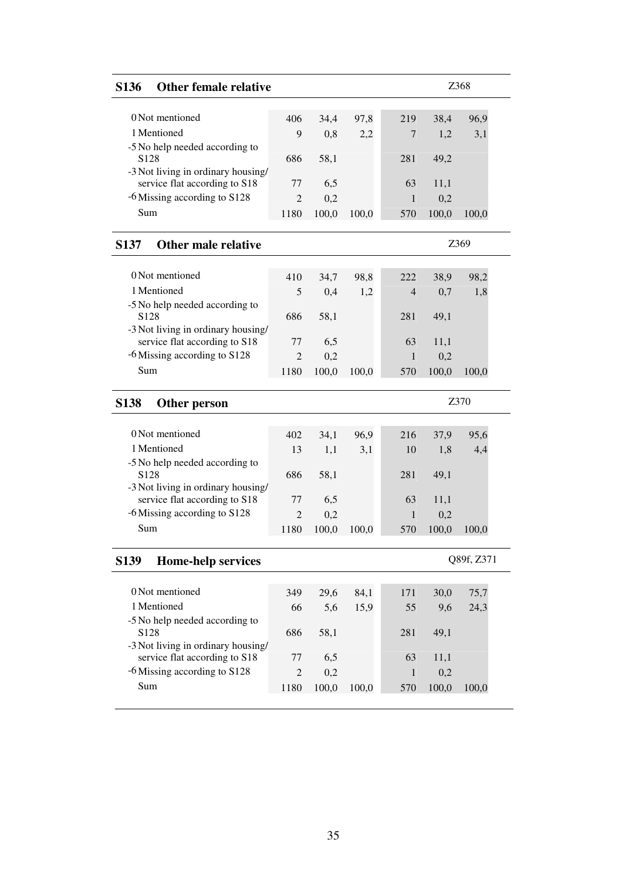## S136 Other female relative

Z368

| | | | | | | |
|---|---|---|---|---|---|---|
| 0 Not mentioned | 406 | 34,4 | 97,8 | 219 | 38,4 | 96,9 |
| 1 Mentioned | 9 | 0,8 | 2,2 | 7 | 1,2 | 3,1 |
| -5 No help needed according to S128 | 686 | 58,1 | | 281 | 49,2 | |
| -3 Not living in ordinary housing/ service flat according to S18 | 77 | 6,5 | | 63 | 11,1 | |
| -6 Missing according to S128 | 2 | 0,2 | | 1 | 0,2 | |
| Sum | 1180 | 100,0 | 100,0 | 570 | 100,0 | 100,0 |

## S137 Other male relative

Z369

| | | | | | | |
|---|---|---|---|---|---|---|
| 0 Not mentioned | 410 | 34,7 | 98,8 | 222 | 38,9 | 98,2 |
| 1 Mentioned | 5 | 0,4 | 1,2 | 4 | 0,7 | 1,8 |
| -5 No help needed according to S128 | 686 | 58,1 | | 281 | 49,1 | |
| -3 Not living in ordinary housing/ service flat according to S18 | 77 | 6,5 | | 63 | 11,1 | |
| -6 Missing according to S128 | 2 | 0,2 | | 1 | 0,2 | |
| Sum | 1180 | 100,0 | 100,0 | 570 | 100,0 | 100,0 |

## S138 Other person

Z370

| | | | | | | |
|---|---|---|---|---|---|---|
| 0 Not mentioned | 402 | 34,1 | 96,9 | 216 | 37,9 | 95,6 |
| 1 Mentioned | 13 | 1,1 | 3,1 | 10 | 1,8 | 4,4 |
| -5 No help needed according to S128 | 686 | 58,1 | | 281 | 49,1 | |
| -3 Not living in ordinary housing/ service flat according to S18 | 77 | 6,5 | | 63 | 11,1 | |
| -6 Missing according to S128 | 2 | 0,2 | | 1 | 0,2 | |
| Sum | 1180 | 100,0 | 100,0 | 570 | 100,0 | 100,0 |

## S139 Home-help services

Q89f, Z371

| | | | | | | |
|---|---|---|---|---|---|---|
| 0 Not mentioned | 349 | 29,6 | 84,1 | 171 | 30,0 | 75,7 |
| 1 Mentioned | 66 | 5,6 | 15,9 | 55 | 9,6 | 24,3 |
| -5 No help needed according to S128 | 686 | 58,1 | | 281 | 49,1 | |
| -3 Not living in ordinary housing/ service flat according to S18 | 77 | 6,5 | | 63 | 11,1 | |
| -6 Missing according to S128 | 2 | 0,2 | | 1 | 0,2 | |
| Sum | 1180 | 100,0 | 100,0 | 570 | 100,0 | 100,0 |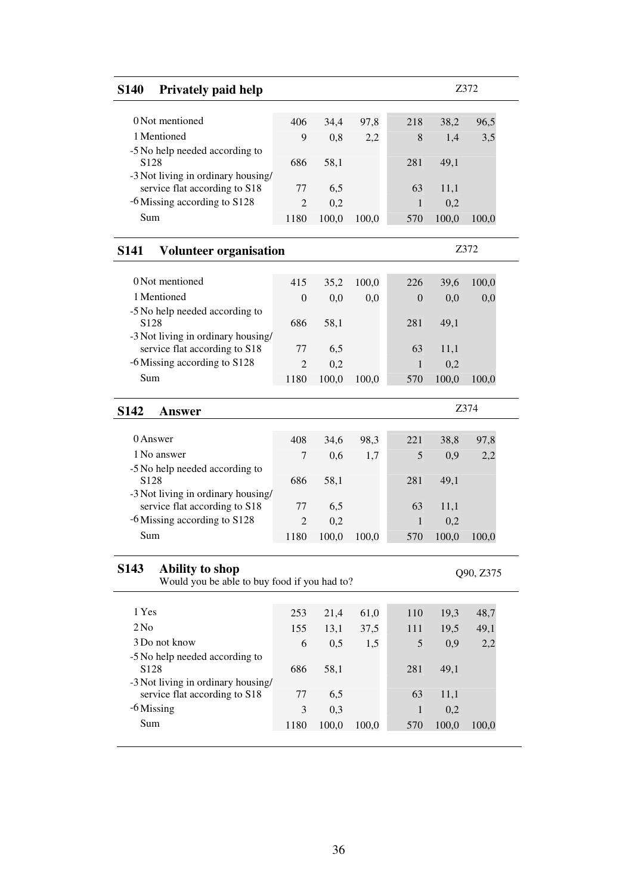## S140 Privately paid help

Z372

| | | | | | | |
|---|---|---|---|---|---|---|
| 0 Not mentioned | 406 | 34,4 | 97,8 | 218 | 38,2 | 96,5 |
| 1 Mentioned | 9 | 0,8 | 2,2 | 8 | 1,4 | 3,5 |
| -5 No help needed according to S128 | 686 | 58,1 | | 281 | 49,1 | |
| -3 Not living in ordinary housing/ service flat according to S18 | 77 | 6,5 | | 63 | 11,1 | |
| -6 Missing according to S128 | 2 | 0,2 | | 1 | 0,2 | |
| Sum | 1180 | 100,0 | 100,0 | 570 | 100,0 | 100,0 |

## S141 Volunteer organisation

Z372

| | | | | | | |
|---|---|---|---|---|---|---|
| 0 Not mentioned | 415 | 35,2 | 100,0 | 226 | 39,6 | 100,0 |
| 1 Mentioned | 0 | 0,0 | 0,0 | 0 | 0,0 | 0,0 |
| -5 No help needed according to S128 | 686 | 58,1 | | 281 | 49,1 | |
| -3 Not living in ordinary housing/ service flat according to S18 | 77 | 6,5 | | 63 | 11,1 | |
| -6 Missing according to S128 | 2 | 0,2 | | 1 | 0,2 | |
| Sum | 1180 | 100,0 | 100,0 | 570 | 100,0 | 100,0 |

## S142 Answer

Z374

| | | | | | | |
|---|---|---|---|---|---|---|
| 0 Answer | 408 | 34,6 | 98,3 | 221 | 38,8 | 97,8 |
| 1 No answer | 7 | 0,6 | 1,7 | 5 | 0,9 | 2,2 |
| -5 No help needed according to S128 | 686 | 58,1 | | 281 | 49,1 | |
| -3 Not living in ordinary housing/ service flat according to S18 | 77 | 6,5 | | 63 | 11,1 | |
| -6 Missing according to S128 | 2 | 0,2 | | 1 | 0,2 | |
| Sum | 1180 | 100,0 | 100,0 | 570 | 100,0 | 100,0 |

## S143 Ability to shop

Would you be able to buy food if you had to?

Q90, Z375

| | | | | | | |
|---|---|---|---|---|---|---|
| 1 Yes | 253 | 21,4 | 61,0 | 110 | 19,3 | 48,7 |
| 2 No | 155 | 13,1 | 37,5 | 111 | 19,5 | 49,1 |
| 3 Do not know | 6 | 0,5 | 1,5 | 5 | 0,9 | 2,2 |
| -5 No help needed according to S128 | 686 | 58,1 | | 281 | 49,1 | |
| -3 Not living in ordinary housing/ service flat according to S18 | 77 | 6,5 | | 63 | 11,1 | |
| -6 Missing | 3 | 0,3 | | 1 | 0,2 | |
| Sum | 1180 | 100,0 | 100,0 | 570 | 100,0 | 100,0 |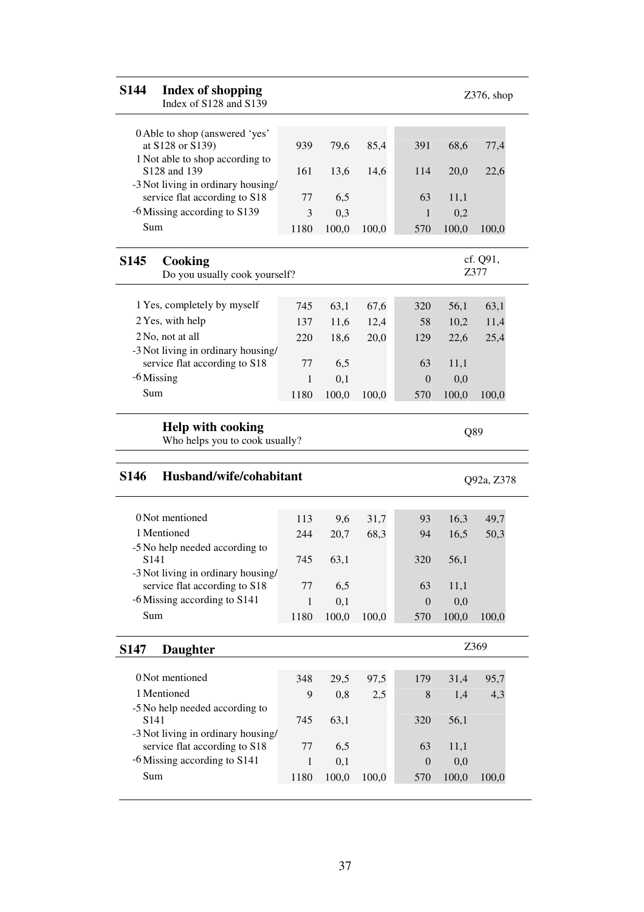## S144 Index of shopping

Index of S128 and S139

Z376, shop

| | | | | | | |
|---|---|---|---|---|---|---|
| 0 Able to shop (answered 'yes' at S128 or S139) | 939 | 79,6 | 85,4 | 391 | 68,6 | 77,4 |
| 1 Not able to shop according to S128 and 139 | 161 | 13,6 | 14,6 | 114 | 20,0 | 22,6 |
| -3 Not living in ordinary housing/ service flat according to S18 | 77 | 6,5 | | 63 | 11,1 | |
| -6 Missing according to S139 | 3 | 0,3 | | 1 | 0,2 | |
| Sum | 1180 | 100,0 | 100,0 | 570 | 100,0 | 100,0 |

## S145 Cooking

Do you usually cook yourself?

cf. Q91, Z377

| | | | | | | |
|---|---|---|---|---|---|---|
| 1 Yes, completely by myself | 745 | 63,1 | 67,6 | 320 | 56,1 | 63,1 |
| 2 Yes, with help | 137 | 11,6 | 12,4 | 58 | 10,2 | 11,4 |
| 2 No, not at all | 220 | 18,6 | 20,0 | 129 | 22,6 | 25,4 |
| -3 Not living in ordinary housing/ service flat according to S18 | 77 | 6,5 | | 63 | 11,1 | |
| -6 Missing | 1 | 0,1 | | 0 | 0,0 | |
| Sum | 1180 | 100,0 | 100,0 | 570 | 100,0 | 100,0 |

## Help with cooking

Who helps you to cook usually?

Q89

## S146 Husband/wife/cohabitant

Q92a, Z378

| | | | | | | |
|---|---|---|---|---|---|---|
| 0 Not mentioned | 113 | 9,6 | 31,7 | 93 | 16,3 | 49,7 |
| 1 Mentioned | 244 | 20,7 | 68,3 | 94 | 16,5 | 50,3 |
| -5 No help needed according to S141 | 745 | 63,1 | | 320 | 56,1 | |
| -3 Not living in ordinary housing/ service flat according to S18 | 77 | 6,5 | | 63 | 11,1 | |
| -6 Missing according to S141 | 1 | 0,1 | | 0 | 0,0 | |
| Sum | 1180 | 100,0 | 100,0 | 570 | 100,0 | 100,0 |

## S147 Daughter

Z369

| | | | | | | |
|---|---|---|---|---|---|---|
| 0 Not mentioned | 348 | 29,5 | 97,5 | 179 | 31,4 | 95,7 |
| 1 Mentioned | 9 | 0,8 | 2,5 | 8 | 1,4 | 4,3 |
| -5 No help needed according to S141 | 745 | 63,1 | | 320 | 56,1 | |
| -3 Not living in ordinary housing/ service flat according to S18 | 77 | 6,5 | | 63 | 11,1 | |
| -6 Missing according to S141 | 1 | 0,1 | | 0 | 0,0 | |
| Sum | 1180 | 100,0 | 100,0 | 570 | 100,0 | 100,0 |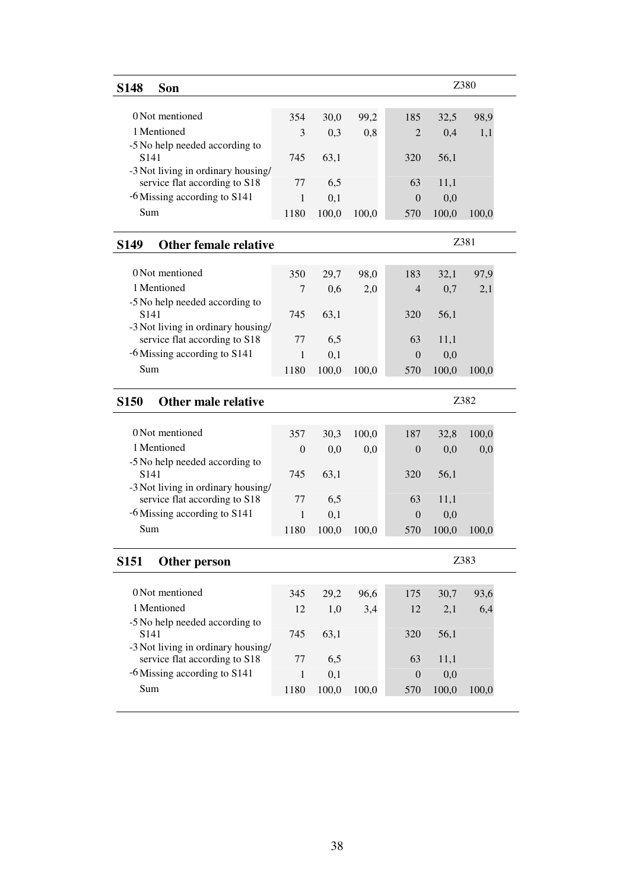## S148 Son

Z380

| | | | | | | |
|---|---|---|---|---|---|---|
| 0 Not mentioned | 354 | 30,0 | 99,2 | 185 | 32,5 | 98,9 |
| 1 Mentioned | 3 | 0,3 | 0,8 | 2 | 0,4 | 1,1 |
| -5 No help needed according to S141 | 745 | 63,1 | | 320 | 56,1 | |
| -3 Not living in ordinary housing/ service flat according to S18 | 77 | 6,5 | | 63 | 11,1 | |
| -6 Missing according to S141 | 1 | 0,1 | | 0 | 0,0 | |
| Sum | 1180 | 100,0 | 100,0 | 570 | 100,0 | 100,0 |

## S149 Other female relative

Z381

| | | | | | | |
|---|---|---|---|---|---|---|
| 0 Not mentioned | 350 | 29,7 | 98,0 | 183 | 32,1 | 97,9 |
| 1 Mentioned | 7 | 0,6 | 2,0 | 4 | 0,7 | 2,1 |
| -5 No help needed according to S141 | 745 | 63,1 | | 320 | 56,1 | |
| -3 Not living in ordinary housing/ service flat according to S18 | 77 | 6,5 | | 63 | 11,1 | |
| -6 Missing according to S141 | 1 | 0,1 | | 0 | 0,0 | |
| Sum | 1180 | 100,0 | 100,0 | 570 | 100,0 | 100,0 |

## S150 Other male relative

Z382

| | | | | | | |
|---|---|---|---|---|---|---|
| 0 Not mentioned | 357 | 30,3 | 100,0 | 187 | 32,8 | 100,0 |
| 1 Mentioned | 0 | 0,0 | 0,0 | 0 | 0,0 | 0,0 |
| -5 No help needed according to S141 | 745 | 63,1 | | 320 | 56,1 | |
| -3 Not living in ordinary housing/ service flat according to S18 | 77 | 6,5 | | 63 | 11,1 | |
| -6 Missing according to S141 | 1 | 0,1 | | 0 | 0,0 | |
| Sum | 1180 | 100,0 | 100,0 | 570 | 100,0 | 100,0 |

## S151 Other person

Z383

| | | | | | | |
|---|---|---|---|---|---|---|
| 0 Not mentioned | 345 | 29,2 | 96,6 | 175 | 30,7 | 93,6 |
| 1 Mentioned | 12 | 1,0 | 3,4 | 12 | 2,1 | 6,4 |
| -5 No help needed according to S141 | 745 | 63,1 | | 320 | 56,1 | |
| -3 Not living in ordinary housing/ service flat according to S18 | 77 | 6,5 | | 63 | 11,1 | |
| -6 Missing according to S141 | 1 | 0,1 | | 0 | 0,0 | |
| Sum | 1180 | 100,0 | 100,0 | 570 | 100,0 | 100,0 |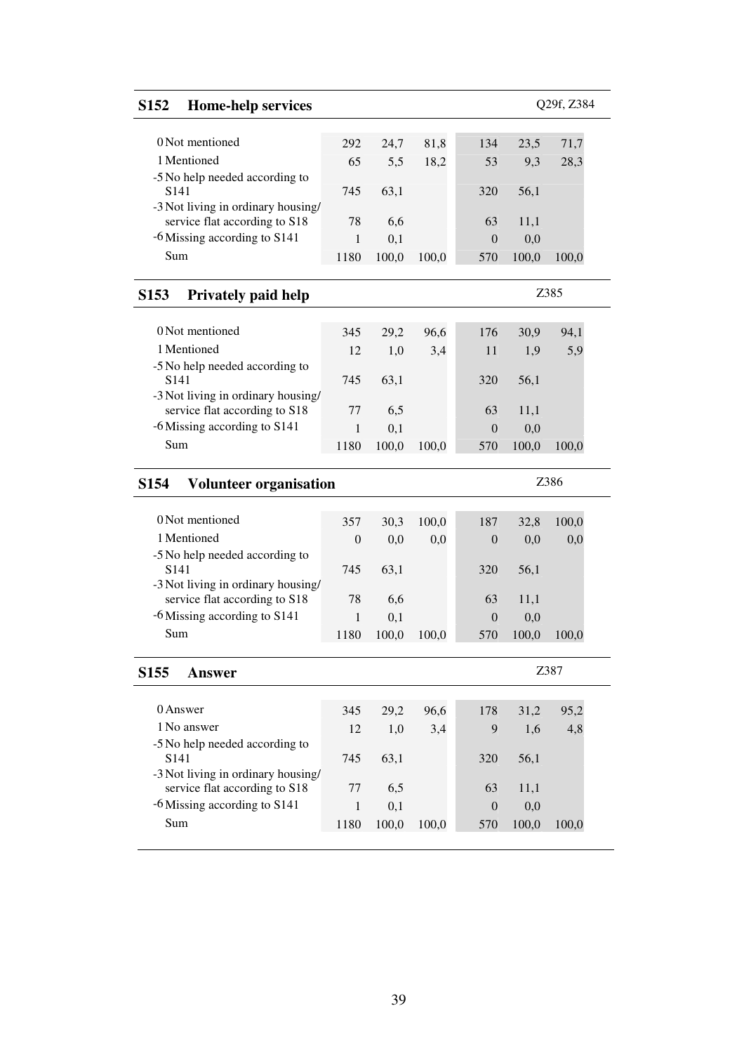## S152 Home-help services

Q29f, Z384

| | | | | | | |
|---|---|---|---|---|---|---|
| 0 Not mentioned | 292 | 24,7 | 81,8 | 134 | 23,5 | 71,7 |
| 1 Mentioned | 65 | 5,5 | 18,2 | 53 | 9,3 | 28,3 |
| -5 No help needed according to S141 | 745 | 63,1 | | 320 | 56,1 | |
| -3 Not living in ordinary housing/ service flat according to S18 | 78 | 6,6 | | 63 | 11,1 | |
| -6 Missing according to S141 | 1 | 0,1 | | 0 | 0,0 | |
| Sum | 1180 | 100,0 | 100,0 | 570 | 100,0 | 100,0 |

## S153 Privately paid help

Z385

| | | | | | | |
|---|---|---|---|---|---|---|
| 0 Not mentioned | 345 | 29,2 | 96,6 | 176 | 30,9 | 94,1 |
| 1 Mentioned | 12 | 1,0 | 3,4 | 11 | 1,9 | 5,9 |
| -5 No help needed according to S141 | 745 | 63,1 | | 320 | 56,1 | |
| -3 Not living in ordinary housing/ service flat according to S18 | 77 | 6,5 | | 63 | 11,1 | |
| -6 Missing according to S141 | 1 | 0,1 | | 0 | 0,0 | |
| Sum | 1180 | 100,0 | 100,0 | 570 | 100,0 | 100,0 |

## S154 Volunteer organisation

Z386

| | | | | | | |
|---|---|---|---|---|---|---|
| 0 Not mentioned | 357 | 30,3 | 100,0 | 187 | 32,8 | 100,0 |
| 1 Mentioned | 0 | 0,0 | 0,0 | 0 | 0,0 | 0,0 |
| -5 No help needed according to S141 | 745 | 63,1 | | 320 | 56,1 | |
| -3 Not living in ordinary housing/ service flat according to S18 | 78 | 6,6 | | 63 | 11,1 | |
| -6 Missing according to S141 | 1 | 0,1 | | 0 | 0,0 | |
| Sum | 1180 | 100,0 | 100,0 | 570 | 100,0 | 100,0 |

## S155 Answer

Z387

| | | | | | | |
|---|---|---|---|---|---|---|
| 0 Answer | 345 | 29,2 | 96,6 | 178 | 31,2 | 95,2 |
| 1 No answer | 12 | 1,0 | 3,4 | 9 | 1,6 | 4,8 |
| -5 No help needed according to S141 | 745 | 63,1 | | 320 | 56,1 | |
| -3 Not living in ordinary housing/ service flat according to S18 | 77 | 6,5 | | 63 | 11,1 | |
| -6 Missing according to S141 | 1 | 0,1 | | 0 | 0,0 | |
| Sum | 1180 | 100,0 | 100,0 | 570 | 100,0 | 100,0 |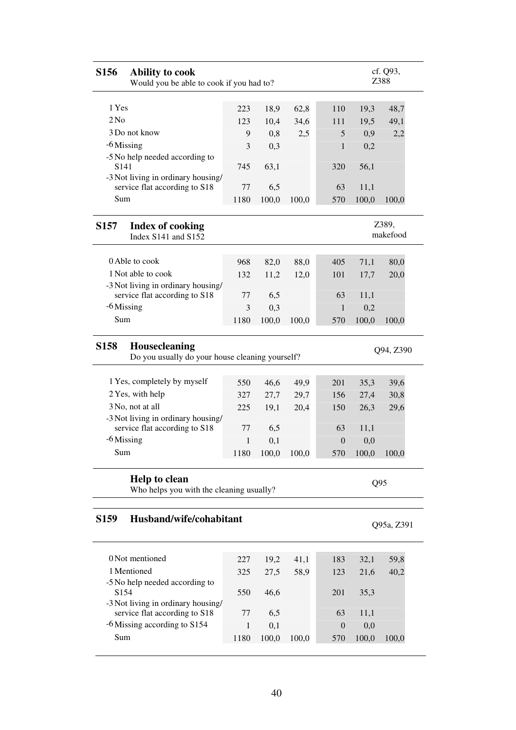## S156 Ability to cook

Would you be able to cook if you had to?

cf. Q93, Z388

| | | | | | | |
|---|---|---|---|---|---|---|
| 1 Yes | 223 | 18,9 | 62,8 | 110 | 19,3 | 48,7 |
| 2 No | 123 | 10,4 | 34,6 | 111 | 19,5 | 49,1 |
| 3 Do not know | 9 | 0,8 | 2,5 | 5 | 0,9 | 2,2 |
| -6 Missing | 3 | 0,3 | | 1 | 0,2 | |
| -5 No help needed according to S141 | 745 | 63,1 | | 320 | 56,1 | |
| -3 Not living in ordinary housing/ service flat according to S18 | 77 | 6,5 | | 63 | 11,1 | |
| Sum | 1180 | 100,0 | 100,0 | 570 | 100,0 | 100,0 |

## S157 Index of cooking

Index S141 and S152

Z389, makefood

| | | | | | | |
|---|---|---|---|---|---|---|
| 0 Able to cook | 968 | 82,0 | 88,0 | 405 | 71,1 | 80,0 |
| 1 Not able to cook | 132 | 11,2 | 12,0 | 101 | 17,7 | 20,0 |
| -3 Not living in ordinary housing/ service flat according to S18 | 77 | 6,5 | | 63 | 11,1 | |
| -6 Missing | 3 | 0,3 | | 1 | 0,2 | |
| Sum | 1180 | 100,0 | 100,0 | 570 | 100,0 | 100,0 |

## S158 Housecleaning

Do you usually do your house cleaning yourself?

Q94, Z390

| | | | | | | |
|---|---|---|---|---|---|---|
| 1 Yes, completely by myself | 550 | 46,6 | 49,9 | 201 | 35,3 | 39,6 |
| 2 Yes, with help | 327 | 27,7 | 29,7 | 156 | 27,4 | 30,8 |
| 3 No, not at all | 225 | 19,1 | 20,4 | 150 | 26,3 | 29,6 |
| -3 Not living in ordinary housing/ service flat according to S18 | 77 | 6,5 | | 63 | 11,1 | |
| -6 Missing | 1 | 0,1 | | 0 | 0,0 | |
| Sum | 1180 | 100,0 | 100,0 | 570 | 100,0 | 100,0 |

## Help to clean

Who helps you with the cleaning usually?

Q95

## S159 Husband/wife/cohabitant

Q95a, Z391

| | | | | | | |
|---|---|---|---|---|---|---|
| 0 Not mentioned | 227 | 19,2 | 41,1 | 183 | 32,1 | 59,8 |
| 1 Mentioned | 325 | 27,5 | 58,9 | 123 | 21,6 | 40,2 |
| -5 No help needed according to S154 | 550 | 46,6 | | 201 | 35,3 | |
| -3 Not living in ordinary housing/ service flat according to S18 | 77 | 6,5 | | 63 | 11,1 | |
| -6 Missing according to S154 | 1 | 0,1 | | 0 | 0,0 | |
| Sum | 1180 | 100,0 | 100,0 | 570 | 100,0 | 100,0 |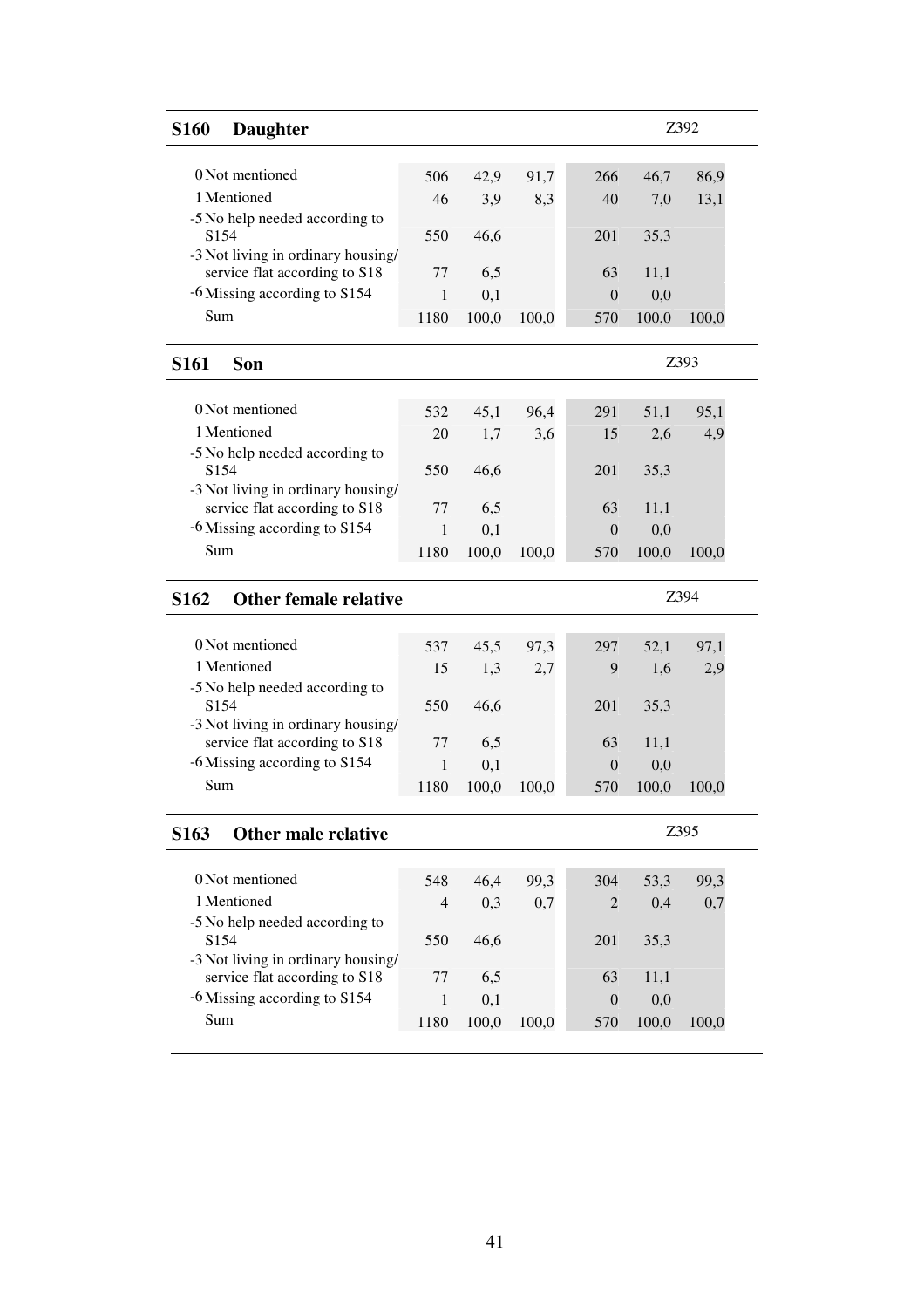## S160 Daughter

Z392

| | | | | | | |
|---|---|---|---|---|---|---|
| 0 Not mentioned | 506 | 42,9 | 91,7 | 266 | 46,7 | 86,9 |
| 1 Mentioned | 46 | 3,9 | 8,3 | 40 | 7,0 | 13,1 |
| -5 No help needed according to S154 | 550 | 46,6 | | 201 | 35,3 | |
| -3 Not living in ordinary housing/ service flat according to S18 | 77 | 6,5 | | 63 | 11,1 | |
| -6 Missing according to S154 | 1 | 0,1 | | 0 | 0,0 | |
| Sum | 1180 | 100,0 | 100,0 | 570 | 100,0 | 100,0 |

## S161 Son

Z393

| | | | | | | |
|---|---|---|---|---|---|---|
| 0 Not mentioned | 532 | 45,1 | 96,4 | 291 | 51,1 | 95,1 |
| 1 Mentioned | 20 | 1,7 | 3,6 | 15 | 2,6 | 4,9 |
| -5 No help needed according to S154 | 550 | 46,6 | | 201 | 35,3 | |
| -3 Not living in ordinary housing/ service flat according to S18 | 77 | 6,5 | | 63 | 11,1 | |
| -6 Missing according to S154 | 1 | 0,1 | | 0 | 0,0 | |
| Sum | 1180 | 100,0 | 100,0 | 570 | 100,0 | 100,0 |

## S162 Other female relative

Z394

| | | | | | | |
|---|---|---|---|---|---|---|
| 0 Not mentioned | 537 | 45,5 | 97,3 | 297 | 52,1 | 97,1 |
| 1 Mentioned | 15 | 1,3 | 2,7 | 9 | 1,6 | 2,9 |
| -5 No help needed according to S154 | 550 | 46,6 | | 201 | 35,3 | |
| -3 Not living in ordinary housing/ service flat according to S18 | 77 | 6,5 | | 63 | 11,1 | |
| -6 Missing according to S154 | 1 | 0,1 | | 0 | 0,0 | |
| Sum | 1180 | 100,0 | 100,0 | 570 | 100,0 | 100,0 |

## S163 Other male relative

Z395

| | | | | | | |
|---|---|---|---|---|---|---|
| 0 Not mentioned | 548 | 46,4 | 99,3 | 304 | 53,3 | 99,3 |
| 1 Mentioned | 4 | 0,3 | 0,7 | 2 | 0,4 | 0,7 |
| -5 No help needed according to S154 | 550 | 46,6 | | 201 | 35,3 | |
| -3 Not living in ordinary housing/ service flat according to S18 | 77 | 6,5 | | 63 | 11,1 | |
| -6 Missing according to S154 | 1 | 0,1 | | 0 | 0,0 | |
| Sum | 1180 | 100,0 | 100,0 | 570 | 100,0 | 100,0 |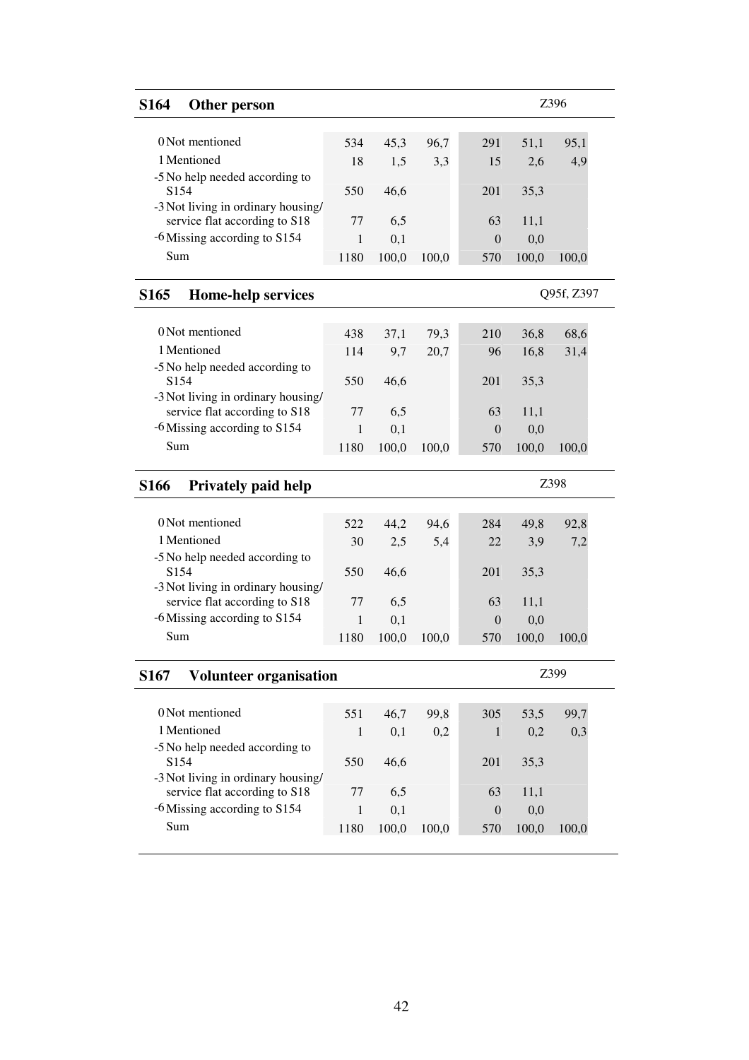## S164 Other person

Z396

| | | | | | | |
|---|---|---|---|---|---|---|
| 0 Not mentioned | 534 | 45,3 | 96,7 | 291 | 51,1 | 95,1 |
| 1 Mentioned | 18 | 1,5 | 3,3 | 15 | 2,6 | 4,9 |
| -5 No help needed according to S154 | 550 | 46,6 | | 201 | 35,3 | |
| -3 Not living in ordinary housing/ service flat according to S18 | 77 | 6,5 | | 63 | 11,1 | |
| -6 Missing according to S154 | 1 | 0,1 | | 0 | 0,0 | |
| Sum | 1180 | 100,0 | 100,0 | 570 | 100,0 | 100,0 |

## S165 Home-help services

Q95f, Z397

| | | | | | | |
|---|---|---|---|---|---|---|
| 0 Not mentioned | 438 | 37,1 | 79,3 | 210 | 36,8 | 68,6 |
| 1 Mentioned | 114 | 9,7 | 20,7 | 96 | 16,8 | 31,4 |
| -5 No help needed according to S154 | 550 | 46,6 | | 201 | 35,3 | |
| -3 Not living in ordinary housing/ service flat according to S18 | 77 | 6,5 | | 63 | 11,1 | |
| -6 Missing according to S154 | 1 | 0,1 | | 0 | 0,0 | |
| Sum | 1180 | 100,0 | 100,0 | 570 | 100,0 | 100,0 |

## S166 Privately paid help

Z398

| | | | | | | |
|---|---|---|---|---|---|---|
| 0 Not mentioned | 522 | 44,2 | 94,6 | 284 | 49,8 | 92,8 |
| 1 Mentioned | 30 | 2,5 | 5,4 | 22 | 3,9 | 7,2 |
| -5 No help needed according to S154 | 550 | 46,6 | | 201 | 35,3 | |
| -3 Not living in ordinary housing/ service flat according to S18 | 77 | 6,5 | | 63 | 11,1 | |
| -6 Missing according to S154 | 1 | 0,1 | | 0 | 0,0 | |
| Sum | 1180 | 100,0 | 100,0 | 570 | 100,0 | 100,0 |

## S167 Volunteer organisation

Z399

| | | | | | | |
|---|---|---|---|---|---|---|
| 0 Not mentioned | 551 | 46,7 | 99,8 | 305 | 53,5 | 99,7 |
| 1 Mentioned | 1 | 0,1 | 0,2 | 1 | 0,2 | 0,3 |
| -5 No help needed according to S154 | 550 | 46,6 | | 201 | 35,3 | |
| -3 Not living in ordinary housing/ service flat according to S18 | 77 | 6,5 | | 63 | 11,1 | |
| -6 Missing according to S154 | 1 | 0,1 | | 0 | 0,0 | |
| Sum | 1180 | 100,0 | 100,0 | 570 | 100,0 | 100,0 |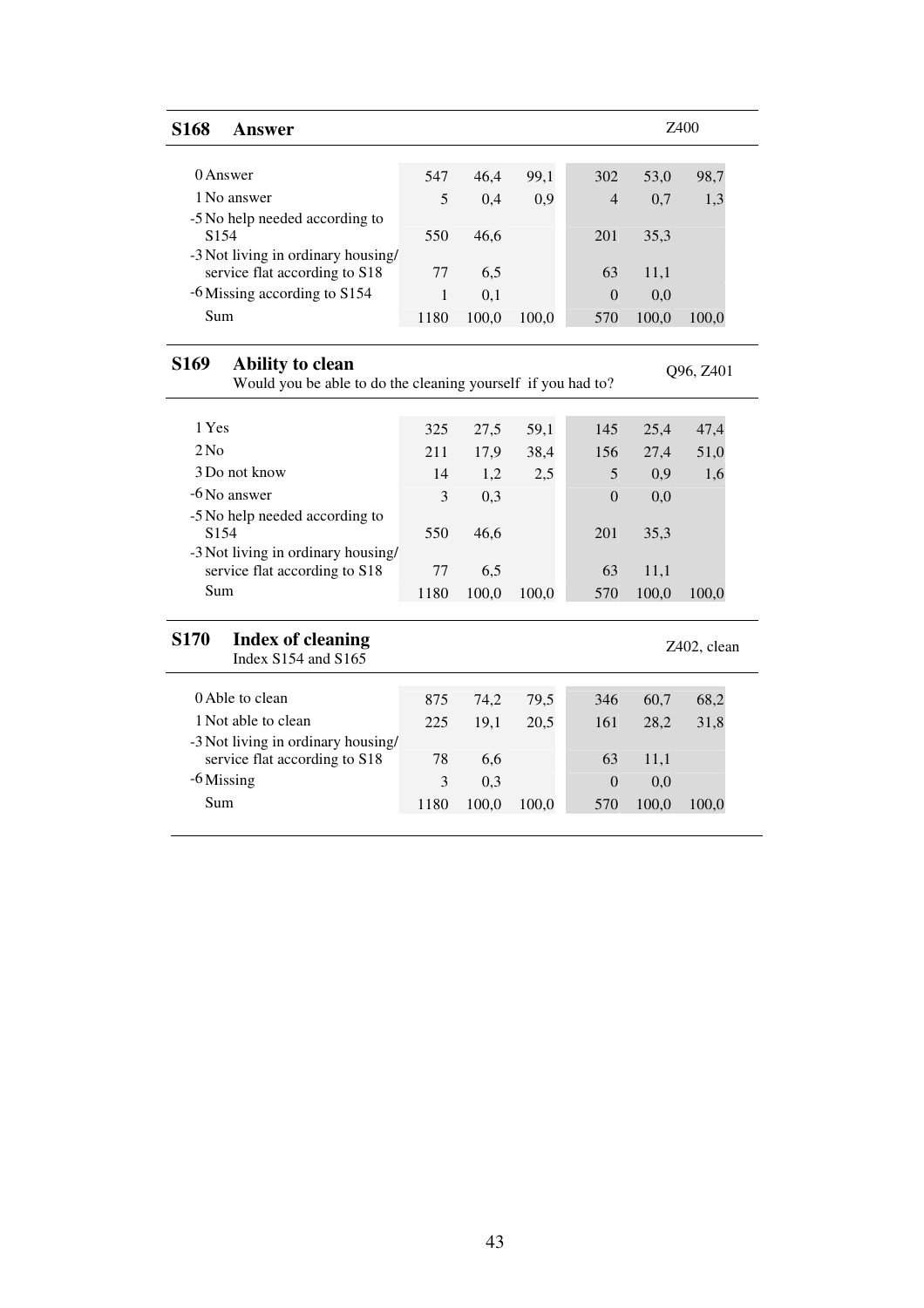## S168 Answer

Z400

| | | | | | | |
|---|---|---|---|---|---|---|
| 0 Answer | 547 | 46,4 | 99,1 | 302 | 53,0 | 98,7 |
| 1 No answer | 5 | 0,4 | 0,9 | 4 | 0,7 | 1,3 |
| -5 No help needed according to S154 | 550 | 46,6 | | 201 | 35,3 | |
| -3 Not living in ordinary housing/ service flat according to S18 | 77 | 6,5 | | 63 | 11,1 | |
| -6 Missing according to S154 | 1 | 0,1 | | 0 | 0,0 | |
| Sum | 1180 | 100,0 | 100,0 | 570 | 100,0 | 100,0 |

## S169 Ability to clean

Would you be able to do the cleaning yourself if you had to?

Q96, Z401

| | | | | | | |
|---|---|---|---|---|---|---|
| 1 Yes | 325 | 27,5 | 59,1 | 145 | 25,4 | 47,4 |
| 2 No | 211 | 17,9 | 38,4 | 156 | 27,4 | 51,0 |
| 3 Do not know | 14 | 1,2 | 2,5 | 5 | 0,9 | 1,6 |
| -6 No answer | 3 | 0,3 | | 0 | 0,0 | |
| -5 No help needed according to S154 | 550 | 46,6 | | 201 | 35,3 | |
| -3 Not living in ordinary housing/ service flat according to S18 | 77 | 6,5 | | 63 | 11,1 | |
| Sum | 1180 | 100,0 | 100,0 | 570 | 100,0 | 100,0 |

## S170 Index of cleaning

Index S154 and S165

Z402, clean

| | | | | | | |
|---|---|---|---|---|---|---|
| 0 Able to clean | 875 | 74,2 | 79,5 | 346 | 60,7 | 68,2 |
| 1 Not able to clean | 225 | 19,1 | 20,5 | 161 | 28,2 | 31,8 |
| -3 Not living in ordinary housing/ service flat according to S18 | 78 | 6,6 | | 63 | 11,1 | |
| -6 Missing | 3 | 0,3 | | 0 | 0,0 | |
| Sum | 1180 | 100,0 | 100,0 | 570 | 100,0 | 100,0 |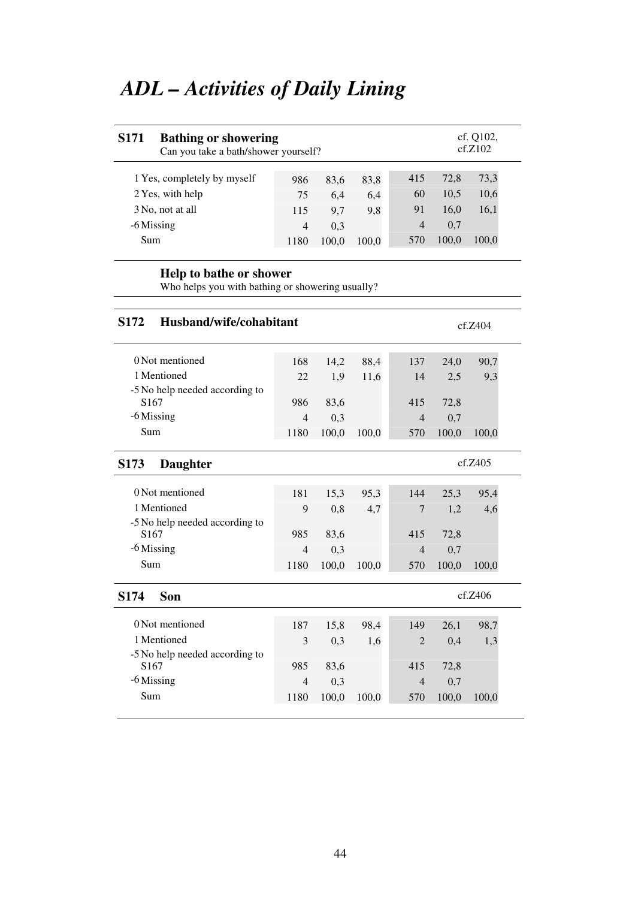# *ADL – Activities of Daily Lining*

**S171 Bathing or showering**
Can you take a bath/shower yourself?

cf. Q102, cf.Z102

| | | | | | | |
|---|---|---|---|---|---|---|
| 1 Yes, completely by myself | 986 | 83,6 | 83,8 | 415 | 72,8 | 73,3 |
| 2 Yes, with help | 75 | 6,4 | 6,4 | 60 | 10,5 | 10,6 |
| 3 No, not at all | 115 | 9,7 | 9,8 | 91 | 16,0 | 16,1 |
| -6 Missing | 4 | 0,3 | | 4 | 0,7 | |
| Sum | 1180 | 100,0 | 100,0 | 570 | 100,0 | 100,0 |

**Help to bathe or shower**
Who helps you with bathing or showering usually?

**S172 Husband/wife/cohabitant**

cf.Z404

| | | | | | | |
|---|---|---|---|---|---|---|
| 0 Not mentioned | 168 | 14,2 | 88,4 | 137 | 24,0 | 90,7 |
| 1 Mentioned | 22 | 1,9 | 11,6 | 14 | 2,5 | 9,3 |
| -5 No help needed according to S167 | 986 | 83,6 | | 415 | 72,8 | |
| -6 Missing | 4 | 0,3 | | 4 | 0,7 | |
| Sum | 1180 | 100,0 | 100,0 | 570 | 100,0 | 100,0 |

**S173 Daughter**

cf.Z405

| | | | | | | |
|---|---|---|---|---|---|---|
| 0 Not mentioned | 181 | 15,3 | 95,3 | 144 | 25,3 | 95,4 |
| 1 Mentioned | 9 | 0,8 | 4,7 | 7 | 1,2 | 4,6 |
| -5 No help needed according to S167 | 985 | 83,6 | | 415 | 72,8 | |
| -6 Missing | 4 | 0,3 | | 4 | 0,7 | |
| Sum | 1180 | 100,0 | 100,0 | 570 | 100,0 | 100,0 |

**S174 Son**

cf.Z406

| | | | | | | |
|---|---|---|---|---|---|---|
| 0 Not mentioned | 187 | 15,8 | 98,4 | 149 | 26,1 | 98,7 |
| 1 Mentioned | 3 | 0,3 | 1,6 | 2 | 0,4 | 1,3 |
| -5 No help needed according to S167 | 985 | 83,6 | | 415 | 72,8 | |
| -6 Missing | 4 | 0,3 | | 4 | 0,7 | |
| Sum | 1180 | 100,0 | 100,0 | 570 | 100,0 | 100,0 |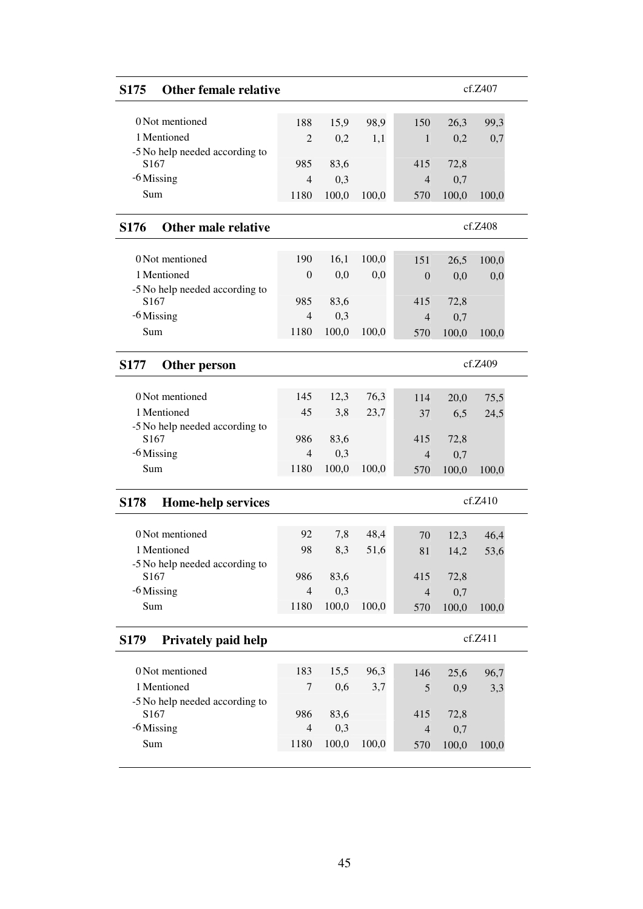## S175 Other female relative

cf.Z407

| | | | | | | |
|---|---|---|---|---|---|---|
| 0 Not mentioned | 188 | 15,9 | 98,9 | 150 | 26,3 | 99,3 |
| 1 Mentioned | 2 | 0,2 | 1,1 | 1 | 0,2 | 0,7 |
| -5 No help needed according to S167 | 985 | 83,6 | | 415 | 72,8 | |
| -6 Missing | 4 | 0,3 | | 4 | 0,7 | |
| Sum | 1180 | 100,0 | 100,0 | 570 | 100,0 | 100,0 |

## S176 Other male relative

cf.Z408

| | | | | | | |
|---|---|---|---|---|---|---|
| 0 Not mentioned | 190 | 16,1 | 100,0 | 151 | 26,5 | 100,0 |
| 1 Mentioned | 0 | 0,0 | 0,0 | 0 | 0,0 | 0,0 |
| -5 No help needed according to S167 | 985 | 83,6 | | 415 | 72,8 | |
| -6 Missing | 4 | 0,3 | | 4 | 0,7 | |
| Sum | 1180 | 100,0 | 100,0 | 570 | 100,0 | 100,0 |

## S177 Other person

cf.Z409

| | | | | | | |
|---|---|---|---|---|---|---|
| 0 Not mentioned | 145 | 12,3 | 76,3 | 114 | 20,0 | 75,5 |
| 1 Mentioned | 45 | 3,8 | 23,7 | 37 | 6,5 | 24,5 |
| -5 No help needed according to S167 | 986 | 83,6 | | 415 | 72,8 | |
| -6 Missing | 4 | 0,3 | | 4 | 0,7 | |
| Sum | 1180 | 100,0 | 100,0 | 570 | 100,0 | 100,0 |

## S178 Home-help services

cf.Z410

| | | | | | | |
|---|---|---|---|---|---|---|
| 0 Not mentioned | 92 | 7,8 | 48,4 | 70 | 12,3 | 46,4 |
| 1 Mentioned | 98 | 8,3 | 51,6 | 81 | 14,2 | 53,6 |
| -5 No help needed according to S167 | 986 | 83,6 | | 415 | 72,8 | |
| -6 Missing | 4 | 0,3 | | 4 | 0,7 | |
| Sum | 1180 | 100,0 | 100,0 | 570 | 100,0 | 100,0 |

## S179 Privately paid help

cf.Z411

| | | | | | | |
|---|---|---|---|---|---|---|
| 0 Not mentioned | 183 | 15,5 | 96,3 | 146 | 25,6 | 96,7 |
| 1 Mentioned | 7 | 0,6 | 3,7 | 5 | 0,9 | 3,3 |
| -5 No help needed according to S167 | 986 | 83,6 | | 415 | 72,8 | |
| -6 Missing | 4 | 0,3 | | 4 | 0,7 | |
| Sum | 1180 | 100,0 | 100,0 | 570 | 100,0 | 100,0 |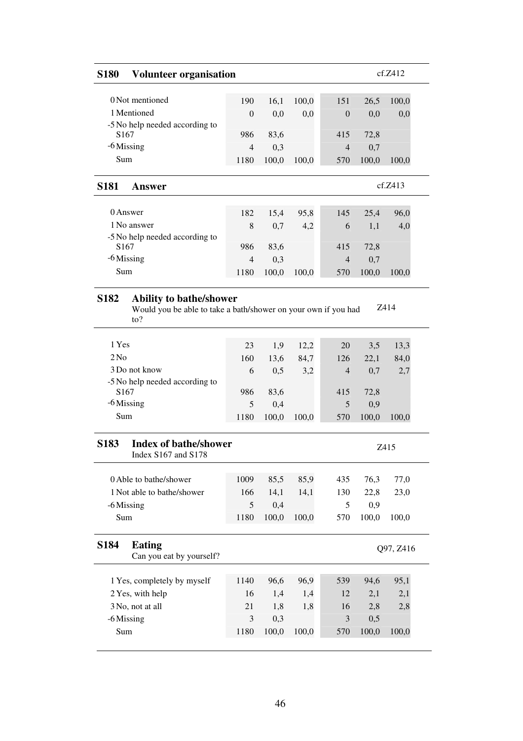## S180 Volunteer organisation

cf.Z412

| | | | | | | |
|---|---|---|---|---|---|---|
| 0 Not mentioned | 190 | 16,1 | 100,0 | 151 | 26,5 | 100,0 |
| 1 Mentioned | 0 | 0,0 | 0,0 | 0 | 0,0 | 0,0 |
| -5 No help needed according to S167 | 986 | 83,6 | | 415 | 72,8 | |
| -6 Missing | 4 | 0,3 | | 4 | 0,7 | |
| Sum | 1180 | 100,0 | 100,0 | 570 | 100,0 | 100,0 |

## S181 Answer

cf.Z413

| | | | | | | |
|---|---|---|---|---|---|---|
| 0 Answer | 182 | 15,4 | 95,8 | 145 | 25,4 | 96,0 |
| 1 No answer | 8 | 0,7 | 4,2 | 6 | 1,1 | 4,0 |
| -5 No help needed according to S167 | 986 | 83,6 | | 415 | 72,8 | |
| -6 Missing | 4 | 0,3 | | 4 | 0,7 | |
| Sum | 1180 | 100,0 | 100,0 | 570 | 100,0 | 100,0 |

## S182 Ability to bathe/shower

Would you be able to take a bath/shower on your own if you had to?

Z414

| | | | | | | |
|---|---|---|---|---|---|---|
| 1 Yes | 23 | 1,9 | 12,2 | 20 | 3,5 | 13,3 |
| 2 No | 160 | 13,6 | 84,7 | 126 | 22,1 | 84,0 |
| 3 Do not know | 6 | 0,5 | 3,2 | 4 | 0,7 | 2,7 |
| -5 No help needed according to S167 | 986 | 83,6 | | 415 | 72,8 | |
| -6 Missing | 5 | 0,4 | | 5 | 0,9 | |
| Sum | 1180 | 100,0 | 100,0 | 570 | 100,0 | 100,0 |

## S183 Index of bathe/shower

Index S167 and S178

Z415

| | | | | | | |
|---|---|---|---|---|---|---|
| 0 Able to bathe/shower | 1009 | 85,5 | 85,9 | 435 | 76,3 | 77,0 |
| 1 Not able to bathe/shower | 166 | 14,1 | 14,1 | 130 | 22,8 | 23,0 |
| -6 Missing | 5 | 0,4 | | 5 | 0,9 | |
| Sum | 1180 | 100,0 | 100,0 | 570 | 100,0 | 100,0 |

## S184 Eating

Can you eat by yourself?

Q97, Z416

| | | | | | | |
|---|---|---|---|---|---|---|
| 1 Yes, completely by myself | 1140 | 96,6 | 96,9 | 539 | 94,6 | 95,1 |
| 2 Yes, with help | 16 | 1,4 | 1,4 | 12 | 2,1 | 2,1 |
| 3 No, not at all | 21 | 1,8 | 1,8 | 16 | 2,8 | 2,8 |
| -6 Missing | 3 | 0,3 | | 3 | 0,5 | |
| Sum | 1180 | 100,0 | 100,0 | 570 | 100,0 | 100,0 |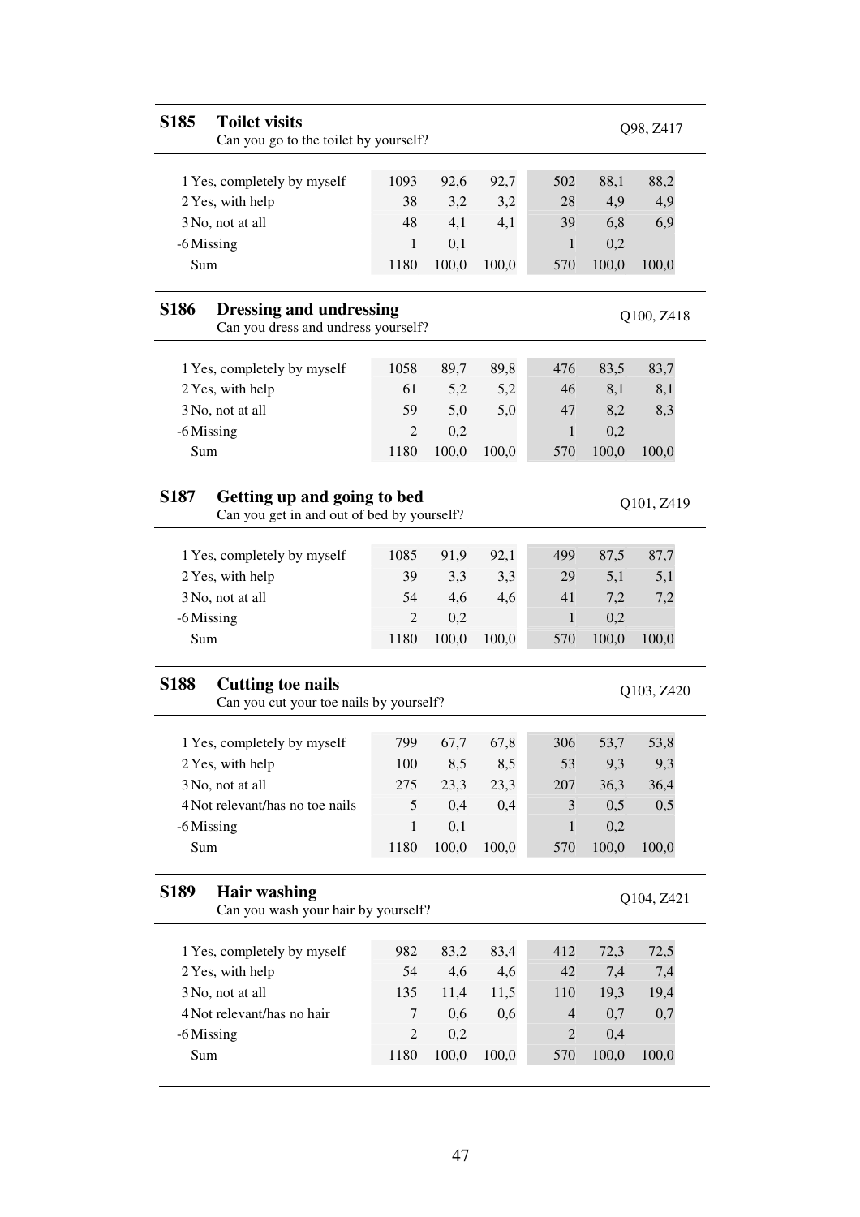## S185 Toilet visits

Can you go to the toilet by yourself?

Q98, Z417

| | | | | | | |
|---|---|---|---|---|---|---|
| 1 Yes, completely by myself | 1093 | 92,6 | 92,7 | 502 | 88,1 | 88,2 |
| 2 Yes, with help | 38 | 3,2 | 3,2 | 28 | 4,9 | 4,9 |
| 3 No, not at all | 48 | 4,1 | 4,1 | 39 | 6,8 | 6,9 |
| -6 Missing | 1 | 0,1 | | 1 | 0,2 | |
| Sum | 1180 | 100,0 | 100,0 | 570 | 100,0 | 100,0 |

## S186 Dressing and undressing

Can you dress and undress yourself?

Q100, Z418

| | | | | | | |
|---|---|---|---|---|---|---|
| 1 Yes, completely by myself | 1058 | 89,7 | 89,8 | 476 | 83,5 | 83,7 |
| 2 Yes, with help | 61 | 5,2 | 5,2 | 46 | 8,1 | 8,1 |
| 3 No, not at all | 59 | 5,0 | 5,0 | 47 | 8,2 | 8,3 |
| -6 Missing | 2 | 0,2 | | 1 | 0,2 | |
| Sum | 1180 | 100,0 | 100,0 | 570 | 100,0 | 100,0 |

## S187 Getting up and going to bed

Can you get in and out of bed by yourself?

Q101, Z419

| | | | | | | |
|---|---|---|---|---|---|---|
| 1 Yes, completely by myself | 1085 | 91,9 | 92,1 | 499 | 87,5 | 87,7 |
| 2 Yes, with help | 39 | 3,3 | 3,3 | 29 | 5,1 | 5,1 |
| 3 No, not at all | 54 | 4,6 | 4,6 | 41 | 7,2 | 7,2 |
| -6 Missing | 2 | 0,2 | | 1 | 0,2 | |
| Sum | 1180 | 100,0 | 100,0 | 570 | 100,0 | 100,0 |

## S188 Cutting toe nails

Can you cut your toe nails by yourself?

Q103, Z420

| | | | | | | |
|---|---|---|---|---|---|---|
| 1 Yes, completely by myself | 799 | 67,7 | 67,8 | 306 | 53,7 | 53,8 |
| 2 Yes, with help | 100 | 8,5 | 8,5 | 53 | 9,3 | 9,3 |
| 3 No, not at all | 275 | 23,3 | 23,3 | 207 | 36,3 | 36,4 |
| 4 Not relevant/has no toe nails | 5 | 0,4 | 0,4 | 3 | 0,5 | 0,5 |
| -6 Missing | 1 | 0,1 | | 1 | 0,2 | |
| Sum | 1180 | 100,0 | 100,0 | 570 | 100,0 | 100,0 |

## S189 Hair washing

Can you wash your hair by yourself?

Q104, Z421

| | | | | | | |
|---|---|---|---|---|---|---|
| 1 Yes, completely by myself | 982 | 83,2 | 83,4 | 412 | 72,3 | 72,5 |
| 2 Yes, with help | 54 | 4,6 | 4,6 | 42 | 7,4 | 7,4 |
| 3 No, not at all | 135 | 11,4 | 11,5 | 110 | 19,3 | 19,4 |
| 4 Not relevant/has no hair | 7 | 0,6 | 0,6 | 4 | 0,7 | 0,7 |
| -6 Missing | 2 | 0,2 | | 2 | 0,4 | |
| Sum | 1180 | 100,0 | 100,0 | 570 | 100,0 | 100,0 |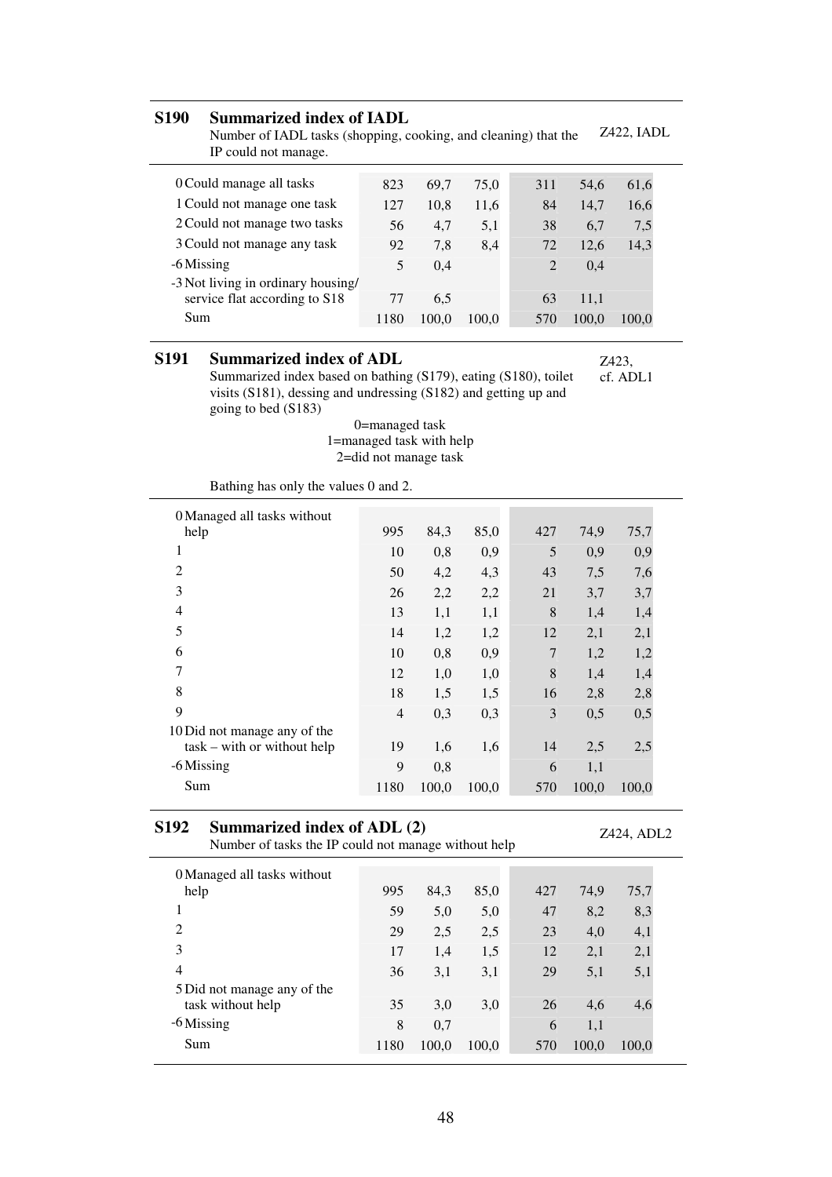## S190 Summarized index of IADL

Number of IADL tasks (shopping, cooking, and cleaning) that the IP could not manage.

Z422, IADL

| | | | | | | |
|---|---|---|---|---|---|---|
| 0 Could manage all tasks | 823 | 69,7 | 75,0 | 311 | 54,6 | 61,6 |
| 1 Could not manage one task | 127 | 10,8 | 11,6 | 84 | 14,7 | 16,6 |
| 2 Could not manage two tasks | 56 | 4,7 | 5,1 | 38 | 6,7 | 7,5 |
| 3 Could not manage any task | 92 | 7,8 | 8,4 | 72 | 12,6 | 14,3 |
| -6 Missing | 5 | 0,4 | | 2 | 0,4 | |
| -3 Not living in ordinary housing/ service flat according to S18 | 77 | 6,5 | | 63 | 11,1 | |
| Sum | 1180 | 100,0 | 100,0 | 570 | 100,0 | 100,0 |

## S191 Summarized index of ADL

Summarized index based on bathing (S179), eating (S180), toilet visits (S181), dessing and undressing (S182) and getting up and going to bed (S183)

Z423, cf. ADL1

0=managed task
1=managed task with help
2=did not manage task

Bathing has only the values 0 and 2.

| | | | | | | |
|---|---|---|---|---|---|---|
| 0 Managed all tasks without help | 995 | 84,3 | 85,0 | 427 | 74,9 | 75,7 |
| 1 | 10 | 0,8 | 0,9 | 5 | 0,9 | 0,9 |
| 2 | 50 | 4,2 | 4,3 | 43 | 7,5 | 7,6 |
| 3 | 26 | 2,2 | 2,2 | 21 | 3,7 | 3,7 |
| 4 | 13 | 1,1 | 1,1 | 8 | 1,4 | 1,4 |
| 5 | 14 | 1,2 | 1,2 | 12 | 2,1 | 2,1 |
| 6 | 10 | 0,8 | 0,9 | 7 | 1,2 | 1,2 |
| 7 | 12 | 1,0 | 1,0 | 8 | 1,4 | 1,4 |
| 8 | 18 | 1,5 | 1,5 | 16 | 2,8 | 2,8 |
| 9 | 4 | 0,3 | 0,3 | 3 | 0,5 | 0,5 |
| 10 Did not manage any of the task – with or without help | 19 | 1,6 | 1,6 | 14 | 2,5 | 2,5 |
| -6 Missing | 9 | 0,8 | | 6 | 1,1 | |
| Sum | 1180 | 100,0 | 100,0 | 570 | 100,0 | 100,0 |

## S192 Summarized index of ADL (2)

Number of tasks the IP could not manage without help

Z424, ADL2

| | | | | | | |
|---|---|---|---|---|---|---|
| 0 Managed all tasks without help | 995 | 84,3 | 85,0 | 427 | 74,9 | 75,7 |
| 1 | 59 | 5,0 | 5,0 | 47 | 8,2 | 8,3 |
| 2 | 29 | 2,5 | 2,5 | 23 | 4,0 | 4,1 |
| 3 | 17 | 1,4 | 1,5 | 12 | 2,1 | 2,1 |
| 4 | 36 | 3,1 | 3,1 | 29 | 5,1 | 5,1 |
| 5 Did not manage any of the task without help | 35 | 3,0 | 3,0 | 26 | 4,6 | 4,6 |
| -6 Missing | 8 | 0,7 | | 6 | 1,1 | |
| Sum | 1180 | 100,0 | 100,0 | 570 | 100,0 | 100,0 |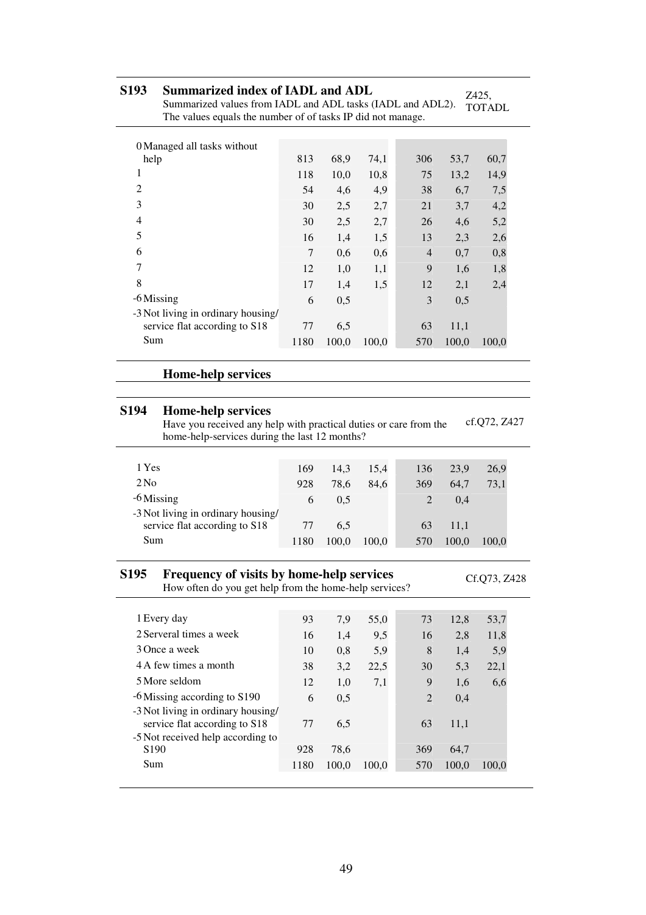## S193 Summarized index of IADL and ADL

Summarized values from IADL and ADL tasks (IADL and ADL2). The values equals the number of of tasks IP did not manage.

Z425, TOTADL

| | | | | | | |
|---|---|---|---|---|---|---|
| 0 Managed all tasks without help | 813 | 68,9 | 74,1 | 306 | 53,7 | 60,7 |
| 1 | 118 | 10,0 | 10,8 | 75 | 13,2 | 14,9 |
| 2 | 54 | 4,6 | 4,9 | 38 | 6,7 | 7,5 |
| 3 | 30 | 2,5 | 2,7 | 21 | 3,7 | 4,2 |
| 4 | 30 | 2,5 | 2,7 | 26 | 4,6 | 5,2 |
| 5 | 16 | 1,4 | 1,5 | 13 | 2,3 | 2,6 |
| 6 | 7 | 0,6 | 0,6 | 4 | 0,7 | 0,8 |
| 7 | 12 | 1,0 | 1,1 | 9 | 1,6 | 1,8 |
| 8 | 17 | 1,4 | 1,5 | 12 | 2,1 | 2,4 |
| -6 Missing | 6 | 0,5 | | 3 | 0,5 | |
| -3 Not living in ordinary housing/ service flat according to S18 | 77 | 6,5 | | 63 | 11,1 | |
| Sum | 1180 | 100,0 | 100,0 | 570 | 100,0 | 100,0 |

## Home-help services

## S194 Home-help services

Have you received any help with practical duties or care from the home-help-services during the last 12 months?

cf.Q72, Z427

| | | | | | | |
|---|---|---|---|---|---|---|
| 1 Yes | 169 | 14,3 | 15,4 | 136 | 23,9 | 26,9 |
| 2 No | 928 | 78,6 | 84,6 | 369 | 64,7 | 73,1 |
| -6 Missing | 6 | 0,5 | | 2 | 0,4 | |
| -3 Not living in ordinary housing/ service flat according to S18 | 77 | 6,5 | | 63 | 11,1 | |
| Sum | 1180 | 100,0 | 100,0 | 570 | 100,0 | 100,0 |

## S195 Frequency of visits by home-help services

How often do you get help from the home-help services?

Cf.Q73, Z428

| | | | | | | |
|---|---|---|---|---|---|---|
| 1 Every day | 93 | 7,9 | 55,0 | 73 | 12,8 | 53,7 |
| 2 Serveral times a week | 16 | 1,4 | 9,5 | 16 | 2,8 | 11,8 |
| 3 Once a week | 10 | 0,8 | 5,9 | 8 | 1,4 | 5,9 |
| 4 A few times a month | 38 | 3,2 | 22,5 | 30 | 5,3 | 22,1 |
| 5 More seldom | 12 | 1,0 | 7,1 | 9 | 1,6 | 6,6 |
| -6 Missing according to S190 | 6 | 0,5 | | 2 | 0,4 | |
| -3 Not living in ordinary housing/ service flat according to S18 | 77 | 6,5 | | 63 | 11,1 | |
| -5 Not received help according to S190 | 928 | 78,6 | | 369 | 64,7 | |
| Sum | 1180 | 100,0 | 100,0 | 570 | 100,0 | 100,0 |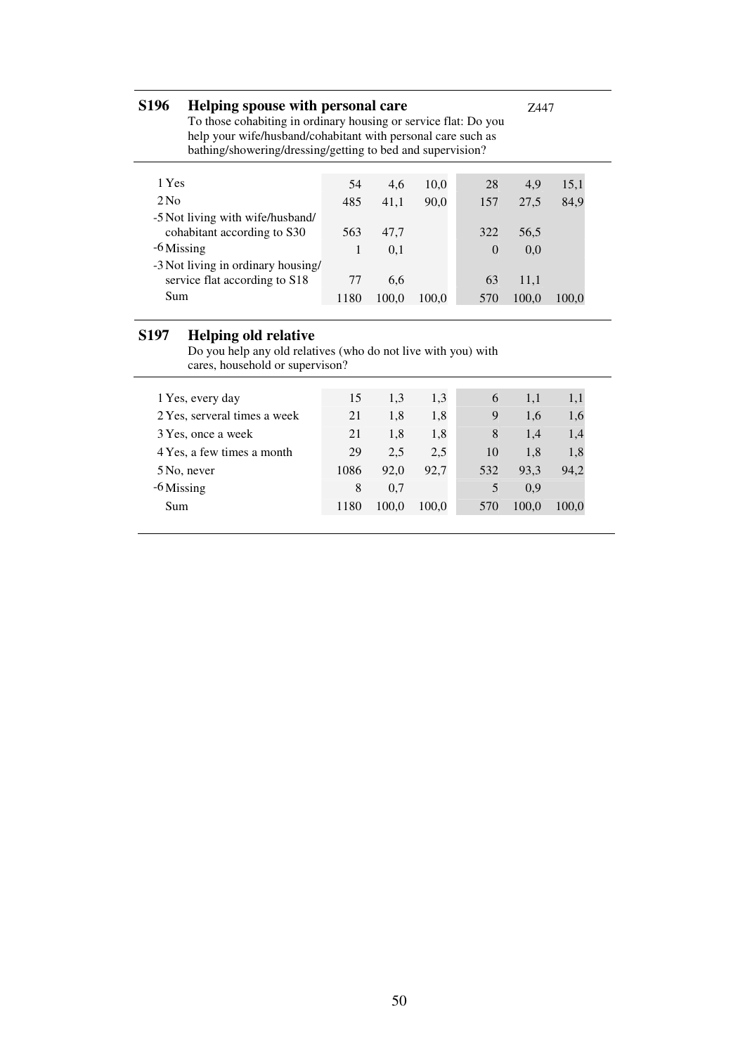## S196 Helping spouse with personal care

Z447

To those cohabiting in ordinary housing or service flat: Do you help your wife/husband/cohabitant with personal care such as bathing/showering/dressing/getting to bed and supervision?

| | | | | | | |
|---|---|---|---|---|---|---|
| 1 Yes | 54 | 4,6 | 10,0 | 28 | 4,9 | 15,1 |
| 2 No | 485 | 41,1 | 90,0 | 157 | 27,5 | 84,9 |
| -5 Not living with wife/husband/ cohabitant according to S30 | 563 | 47,7 | | 322 | 56,5 | |
| -6 Missing | 1 | 0,1 | | 0 | 0,0 | |
| -3 Not living in ordinary housing/ service flat according to S18 | 77 | 6,6 | | 63 | 11,1 | |
| Sum | 1180 | 100,0 | 100,0 | 570 | 100,0 | 100,0 |

## S197 Helping old relative

Do you help any old relatives (who do not live with you) with cares, household or supervison?

| | | | | | | |
|---|---|---|---|---|---|---|
| 1 Yes, every day | 15 | 1,3 | 1,3 | 6 | 1,1 | 1,1 |
| 2 Yes, serveral times a week | 21 | 1,8 | 1,8 | 9 | 1,6 | 1,6 |
| 3 Yes, once a week | 21 | 1,8 | 1,8 | 8 | 1,4 | 1,4 |
| 4 Yes, a few times a month | 29 | 2,5 | 2,5 | 10 | 1,8 | 1,8 |
| 5 No, never | 1086 | 92,0 | 92,7 | 532 | 93,3 | 94,2 |
| -6 Missing | 8 | 0,7 | | 5 | 0,9 | |
| Sum | 1180 | 100,0 | 100,0 | 570 | 100,0 | 100,0 |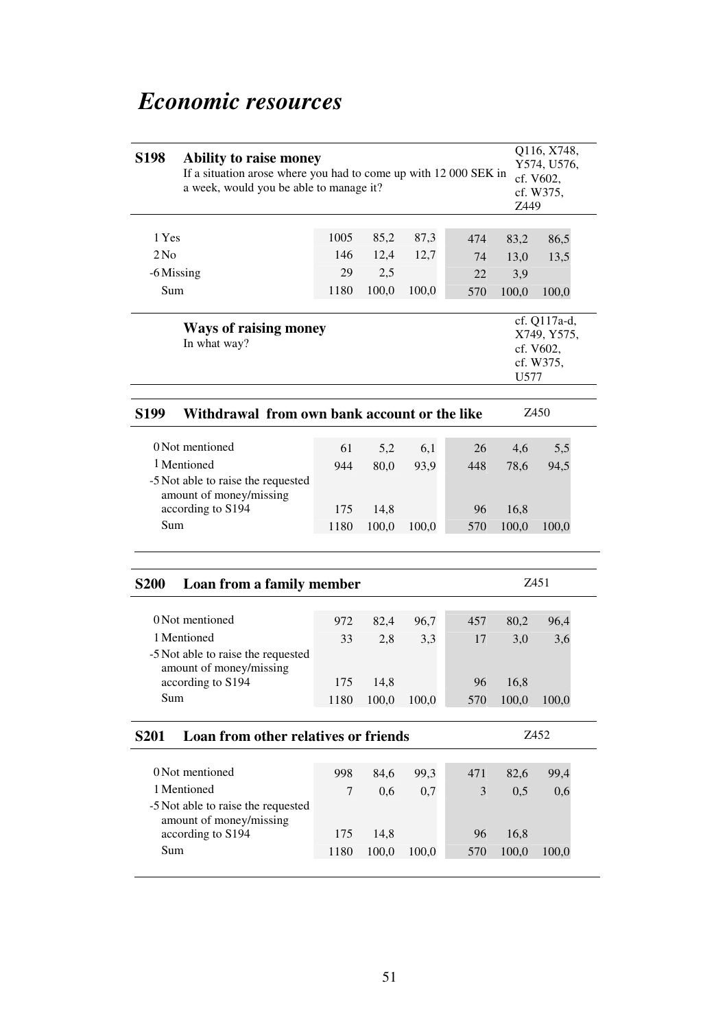# *Economic resources*

| **S198** | **Ability to raise money** | | | | | | Q116, X748, Y574, U576, cf. V602, cf. W375, Z449 |
|---|---|---|---|---|---|---|---|
| | If a situation arose where you had to come up with 12 000 SEK in a week, would you be able to manage it? | | | | | | |
| 1 | Yes | 1005 | 85,2 | 87,3 | 474 | 83,2 | 86,5 |
| 2 | No | 146 | 12,4 | 12,7 | 74 | 13,0 | 13,5 |
| -6 | Missing | 29 | 2,5 | | 22 | 3,9 | |
| | Sum | 1180 | 100,0 | 100,0 | 570 | 100,0 | 100,0 |

**Ways of raising money**
In what way?

cf. Q117a-d, X749, Y575, cf. V602, cf. W375, U577

| **S199** | **Withdrawal from own bank account or the like** | | | | | | Z450 |
|---|---|---|---|---|---|---|---|
| 0 | Not mentioned | 61 | 5,2 | 6,1 | 26 | 4,6 | 5,5 |
| 1 | Mentioned | 944 | 80,0 | 93,9 | 448 | 78,6 | 94,5 |
| -5 | Not able to raise the requested amount of money/missing according to S194 | 175 | 14,8 | | 96 | 16,8 | |
| | Sum | 1180 | 100,0 | 100,0 | 570 | 100,0 | 100,0 |

| **S200** | **Loan from a family member** | | | | | | Z451 |
|---|---|---|---|---|---|---|---|
| 0 | Not mentioned | 972 | 82,4 | 96,7 | 457 | 80,2 | 96,4 |
| 1 | Mentioned | 33 | 2,8 | 3,3 | 17 | 3,0 | 3,6 |
| -5 | Not able to raise the requested amount of money/missing according to S194 | 175 | 14,8 | | 96 | 16,8 | |
| | Sum | 1180 | 100,0 | 100,0 | 570 | 100,0 | 100,0 |

| **S201** | **Loan from other relatives or friends** | | | | | | Z452 |
|---|---|---|---|---|---|---|---|
| 0 | Not mentioned | 998 | 84,6 | 99,3 | 471 | 82,6 | 99,4 |
| 1 | Mentioned | 7 | 0,6 | 0,7 | 3 | 0,5 | 0,6 |
| -5 | Not able to raise the requested amount of money/missing according to S194 | 175 | 14,8 | | 96 | 16,8 | |
| | Sum | 1180 | 100,0 | 100,0 | 570 | 100,0 | 100,0 |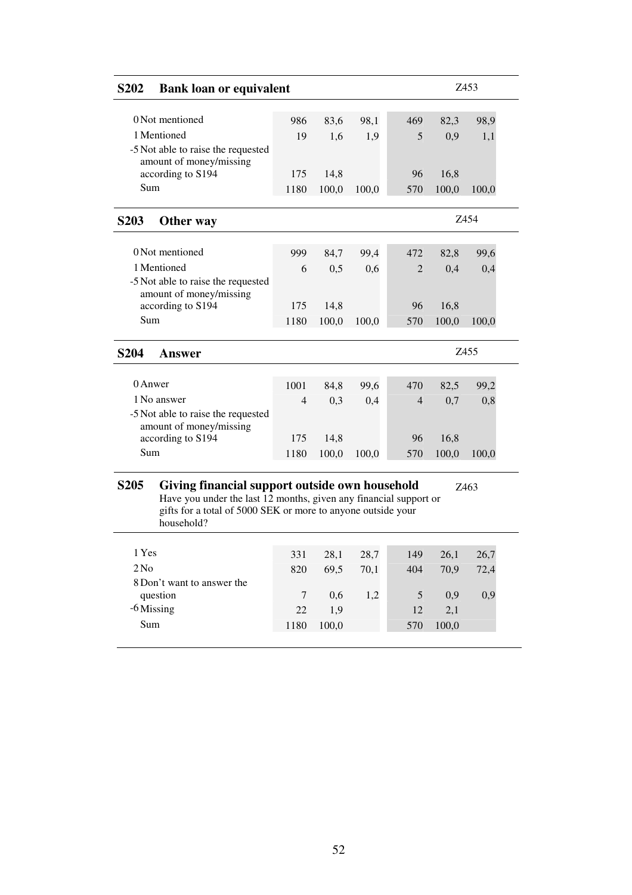## S202 Bank loan or equivalent

Z453

| | | | | | | |
|---|---|---|---|---|---|---|
| 0 Not mentioned | 986 | 83,6 | 98,1 | 469 | 82,3 | 98,9 |
| 1 Mentioned | 19 | 1,6 | 1,9 | 5 | 0,9 | 1,1 |
| -5 Not able to raise the requested amount of money/missing according to S194 | 175 | 14,8 | | 96 | 16,8 | |
| Sum | 1180 | 100,0 | 100,0 | 570 | 100,0 | 100,0 |

## S203 Other way

Z454

| | | | | | | |
|---|---|---|---|---|---|---|
| 0 Not mentioned | 999 | 84,7 | 99,4 | 472 | 82,8 | 99,6 |
| 1 Mentioned | 6 | 0,5 | 0,6 | 2 | 0,4 | 0,4 |
| -5 Not able to raise the requested amount of money/missing according to S194 | 175 | 14,8 | | 96 | 16,8 | |
| Sum | 1180 | 100,0 | 100,0 | 570 | 100,0 | 100,0 |

## S204 Answer

Z455

| | | | | | | |
|---|---|---|---|---|---|---|
| 0 Anwer | 1001 | 84,8 | 99,6 | 470 | 82,5 | 99,2 |
| 1 No answer | 4 | 0,3 | 0,4 | 4 | 0,7 | 0,8 |
| -5 Not able to raise the requested amount of money/missing according to S194 | 175 | 14,8 | | 96 | 16,8 | |
| Sum | 1180 | 100,0 | 100,0 | 570 | 100,0 | 100,0 |

## S205 Giving financial support outside own household

Z463

Have you under the last 12 months, given any financial support or gifts for a total of 5000 SEK or more to anyone outside your household?

| | | | | | | |
|---|---|---|---|---|---|---|
| 1 Yes | 331 | 28,1 | 28,7 | 149 | 26,1 | 26,7 |
| 2 No | 820 | 69,5 | 70,1 | 404 | 70,9 | 72,4 |
| 8 Don't want to answer the question | 7 | 0,6 | 1,2 | 5 | 0,9 | 0,9 |
| -6 Missing | 22 | 1,9 | | 12 | 2,1 | |
| Sum | 1180 | 100,0 | | 570 | 100,0 | |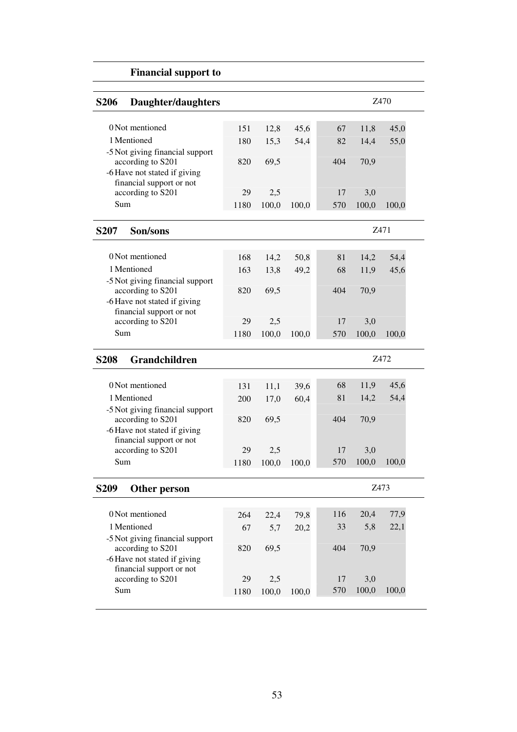**Financial support to**

### S206 Daughter/daughters

Z470

| | | | | | | |
|---|---|---|---|---|---|---|
| 0 Not mentioned | 151 | 12,8 | 45,6 | 67 | 11,8 | 45,0 |
| 1 Mentioned | 180 | 15,3 | 54,4 | 82 | 14,4 | 55,0 |
| -5 Not giving financial support according to S201 | 820 | 69,5 | | 404 | 70,9 | |
| -6 Have not stated if giving financial support or not according to S201 | 29 | 2,5 | | 17 | 3,0 | |
| Sum | 1180 | 100,0 | 100,0 | 570 | 100,0 | 100,0 |

### S207 Son/sons

Z471

| | | | | | | |
|---|---|---|---|---|---|---|
| 0 Not mentioned | 168 | 14,2 | 50,8 | 81 | 14,2 | 54,4 |
| 1 Mentioned | 163 | 13,8 | 49,2 | 68 | 11,9 | 45,6 |
| -5 Not giving financial support according to S201 | 820 | 69,5 | | 404 | 70,9 | |
| -6 Have not stated if giving financial support or not according to S201 | 29 | 2,5 | | 17 | 3,0 | |
| Sum | 1180 | 100,0 | 100,0 | 570 | 100,0 | 100,0 |

### S208 Grandchildren

Z472

| | | | | | | |
|---|---|---|---|---|---|---|
| 0 Not mentioned | 131 | 11,1 | 39,6 | 68 | 11,9 | 45,6 |
| 1 Mentioned | 200 | 17,0 | 60,4 | 81 | 14,2 | 54,4 |
| -5 Not giving financial support according to S201 | 820 | 69,5 | | 404 | 70,9 | |
| -6 Have not stated if giving financial support or not according to S201 | 29 | 2,5 | | 17 | 3,0 | |
| Sum | 1180 | 100,0 | 100,0 | 570 | 100,0 | 100,0 |

### S209 Other person

Z473

| | | | | | | |
|---|---|---|---|---|---|---|
| 0 Not mentioned | 264 | 22,4 | 79,8 | 116 | 20,4 | 77,9 |
| 1 Mentioned | 67 | 5,7 | 20,2 | 33 | 5,8 | 22,1 |
| -5 Not giving financial support according to S201 | 820 | 69,5 | | 404 | 70,9 | |
| -6 Have not stated if giving financial support or not according to S201 | 29 | 2,5 | | 17 | 3,0 | |
| Sum | 1180 | 100,0 | 100,0 | 570 | 100,0 | 100,0 |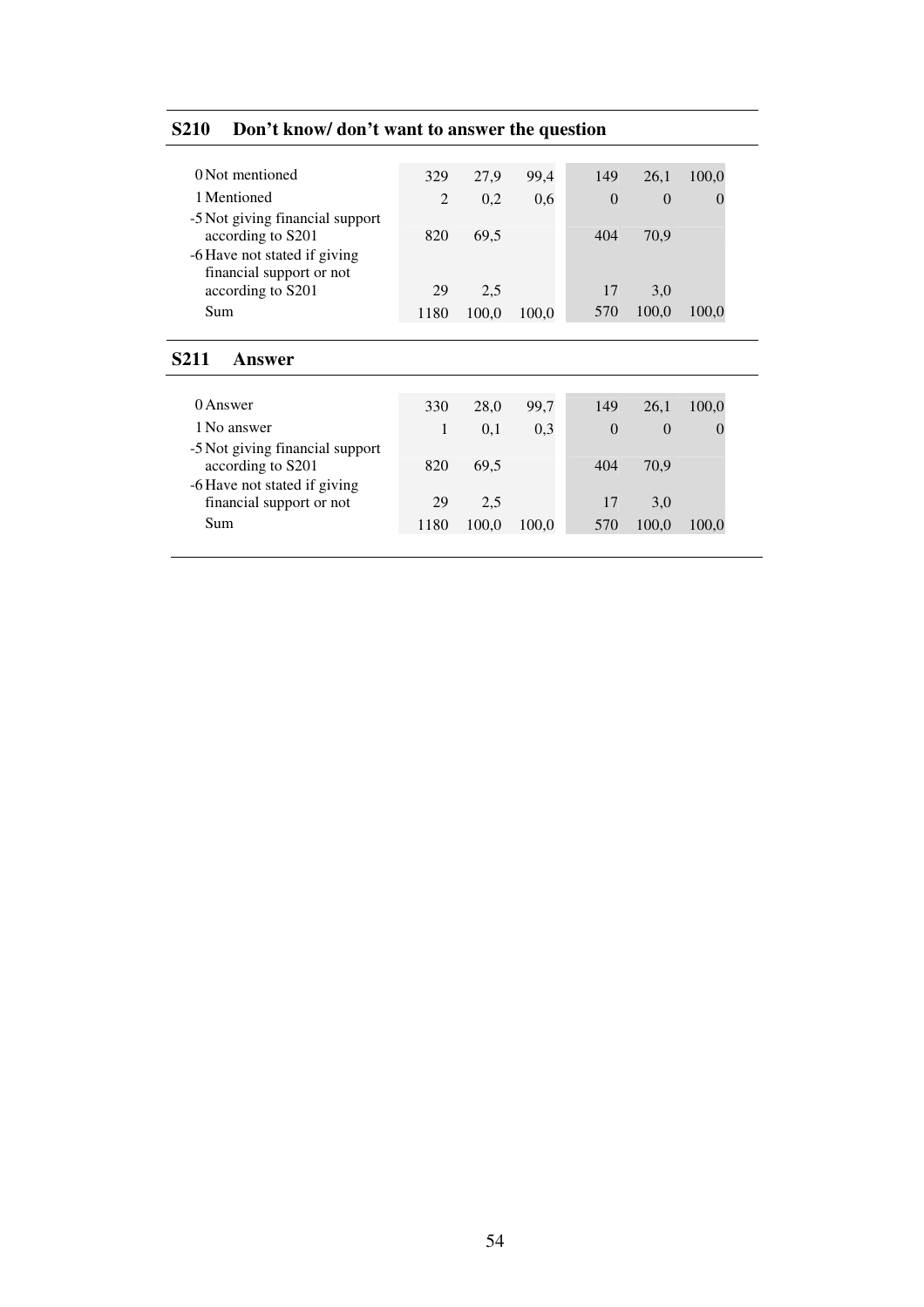## S210 Don't know/ don't want to answer the question

| | | | | | | |
|---|---|---|---|---|---|---|
| 0 Not mentioned | 329 | 27,9 | 99,4 | 149 | 26,1 | 100,0 |
| 1 Mentioned | 2 | 0,2 | 0,6 | 0 | 0 | 0 |
| -5 Not giving financial support according to S201 | 820 | 69,5 | | 404 | 70,9 | |
| -6 Have not stated if giving financial support or not according to S201 | 29 | 2,5 | | 17 | 3,0 | |
| Sum | 1180 | 100,0 | 100,0 | 570 | 100,0 | 100,0 |

## S211 Answer

| | | | | | | |
|---|---|---|---|---|---|---|
| 0 Answer | 330 | 28,0 | 99,7 | 149 | 26,1 | 100,0 |
| 1 No answer | 1 | 0,1 | 0,3 | 0 | 0 | 0 |
| -5 Not giving financial support according to S201 | 820 | 69,5 | | 404 | 70,9 | |
| -6 Have not stated if giving financial support or not | 29 | 2,5 | | 17 | 3,0 | |
| Sum | 1180 | 100,0 | 100,0 | 570 | 100,0 | 100,0 |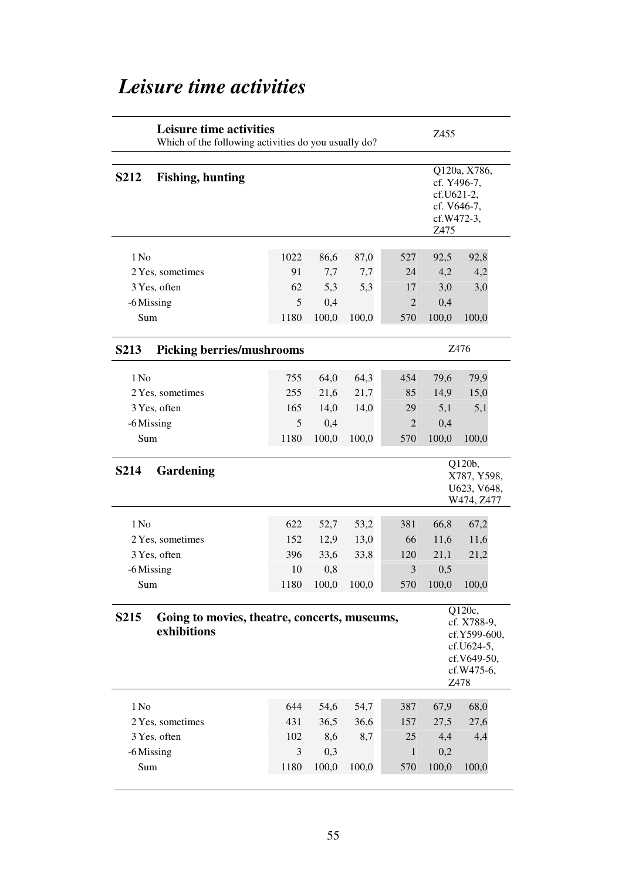# *Leisure time activities*

**Leisure time activities**
Which of the following activities do you usually do? — Z455

### S212 Fishing, hunting

Q120a, X786, cf. Y496-7, cf.U621-2, cf. V646-7, cf.W472-3, Z475

| | | | | | | |
|---|---|---|---|---|---|---|
| 1 No | 1022 | 86,6 | 87,0 | 527 | 92,5 | 92,8 |
| 2 Yes, sometimes | 91 | 7,7 | 7,7 | 24 | 4,2 | 4,2 |
| 3 Yes, often | 62 | 5,3 | 5,3 | 17 | 3,0 | 3,0 |
| -6 Missing | 5 | 0,4 | | 2 | 0,4 | |
| Sum | 1180 | 100,0 | 100,0 | 570 | 100,0 | 100,0 |

### S213 Picking berries/mushrooms

Z476

| | | | | | | |
|---|---|---|---|---|---|---|
| 1 No | 755 | 64,0 | 64,3 | 454 | 79,6 | 79,9 |
| 2 Yes, sometimes | 255 | 21,6 | 21,7 | 85 | 14,9 | 15,0 |
| 3 Yes, often | 165 | 14,0 | 14,0 | 29 | 5,1 | 5,1 |
| -6 Missing | 5 | 0,4 | | 2 | 0,4 | |
| Sum | 1180 | 100,0 | 100,0 | 570 | 100,0 | 100,0 |

### S214 Gardening

Q120b, X787, Y598, U623, V648, W474, Z477

| | | | | | | |
|---|---|---|---|---|---|---|
| 1 No | 622 | 52,7 | 53,2 | 381 | 66,8 | 67,2 |
| 2 Yes, sometimes | 152 | 12,9 | 13,0 | 66 | 11,6 | 11,6 |
| 3 Yes, often | 396 | 33,6 | 33,8 | 120 | 21,1 | 21,2 |
| -6 Missing | 10 | 0,8 | | 3 | 0,5 | |
| Sum | 1180 | 100,0 | 100,0 | 570 | 100,0 | 100,0 |

### S215 Going to movies, theatre, concerts, museums, exhibitions

Q120c, cf. X788-9, cf.Y599-600, cf.U624-5, cf.V649-50, cf.W475-6, Z478

| | | | | | | |
|---|---|---|---|---|---|---|
| 1 No | 644 | 54,6 | 54,7 | 387 | 67,9 | 68,0 |
| 2 Yes, sometimes | 431 | 36,5 | 36,6 | 157 | 27,5 | 27,6 |
| 3 Yes, often | 102 | 8,6 | 8,7 | 25 | 4,4 | 4,4 |
| -6 Missing | 3 | 0,3 | | 1 | 0,2 | |
| Sum | 1180 | 100,0 | 100,0 | 570 | 100,0 | 100,0 |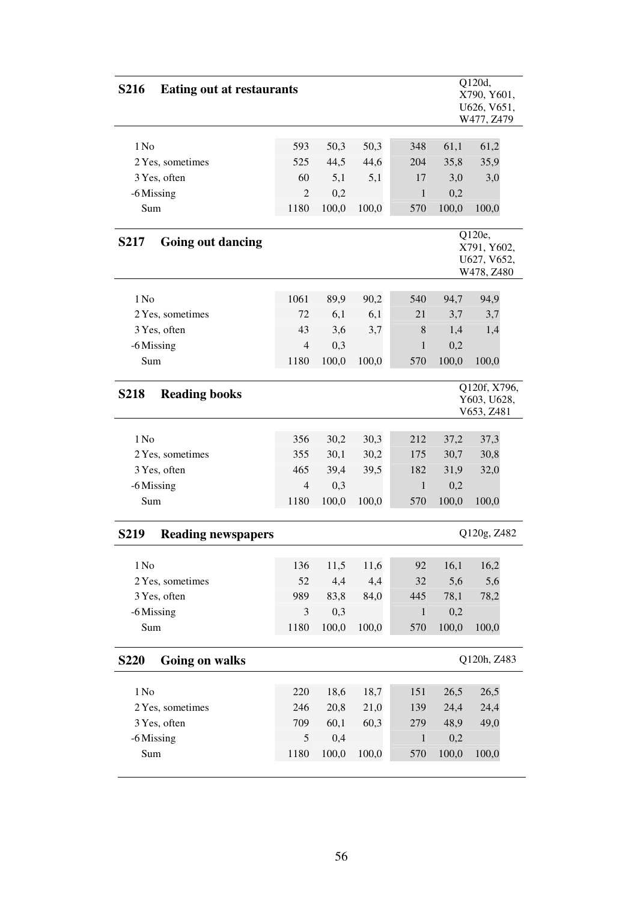## S216 Eating out at restaurants

Q120d, X790, Y601, U626, V651, W477, Z479

| | | | | | | |
|---|---|---|---|---|---|---|
| 1 No | 593 | 50,3 | 50,3 | 348 | 61,1 | 61,2 |
| 2 Yes, sometimes | 525 | 44,5 | 44,6 | 204 | 35,8 | 35,9 |
| 3 Yes, often | 60 | 5,1 | 5,1 | 17 | 3,0 | 3,0 |
| -6 Missing | 2 | 0,2 | | 1 | 0,2 | |
| Sum | 1180 | 100,0 | 100,0 | 570 | 100,0 | 100,0 |

## S217 Going out dancing

Q120e, X791, Y602, U627, V652, W478, Z480

| | | | | | | |
|---|---|---|---|---|---|---|
| 1 No | 1061 | 89,9 | 90,2 | 540 | 94,7 | 94,9 |
| 2 Yes, sometimes | 72 | 6,1 | 6,1 | 21 | 3,7 | 3,7 |
| 3 Yes, often | 43 | 3,6 | 3,7 | 8 | 1,4 | 1,4 |
| -6 Missing | 4 | 0,3 | | 1 | 0,2 | |
| Sum | 1180 | 100,0 | 100,0 | 570 | 100,0 | 100,0 |

## S218 Reading books

Q120f, X796, Y603, U628, V653, Z481

| | | | | | | |
|---|---|---|---|---|---|---|
| 1 No | 356 | 30,2 | 30,3 | 212 | 37,2 | 37,3 |
| 2 Yes, sometimes | 355 | 30,1 | 30,2 | 175 | 30,7 | 30,8 |
| 3 Yes, often | 465 | 39,4 | 39,5 | 182 | 31,9 | 32,0 |
| -6 Missing | 4 | 0,3 | | 1 | 0,2 | |
| Sum | 1180 | 100,0 | 100,0 | 570 | 100,0 | 100,0 |

## S219 Reading newspapers

Q120g, Z482

| | | | | | | |
|---|---|---|---|---|---|---|
| 1 No | 136 | 11,5 | 11,6 | 92 | 16,1 | 16,2 |
| 2 Yes, sometimes | 52 | 4,4 | 4,4 | 32 | 5,6 | 5,6 |
| 3 Yes, often | 989 | 83,8 | 84,0 | 445 | 78,1 | 78,2 |
| -6 Missing | 3 | 0,3 | | 1 | 0,2 | |
| Sum | 1180 | 100,0 | 100,0 | 570 | 100,0 | 100,0 |

## S220 Going on walks

Q120h, Z483

| | | | | | | |
|---|---|---|---|---|---|---|
| 1 No | 220 | 18,6 | 18,7 | 151 | 26,5 | 26,5 |
| 2 Yes, sometimes | 246 | 20,8 | 21,0 | 139 | 24,4 | 24,4 |
| 3 Yes, often | 709 | 60,1 | 60,3 | 279 | 48,9 | 49,0 |
| -6 Missing | 5 | 0,4 | | 1 | 0,2 | |
| Sum | 1180 | 100,0 | 100,0 | 570 | 100,0 | 100,0 |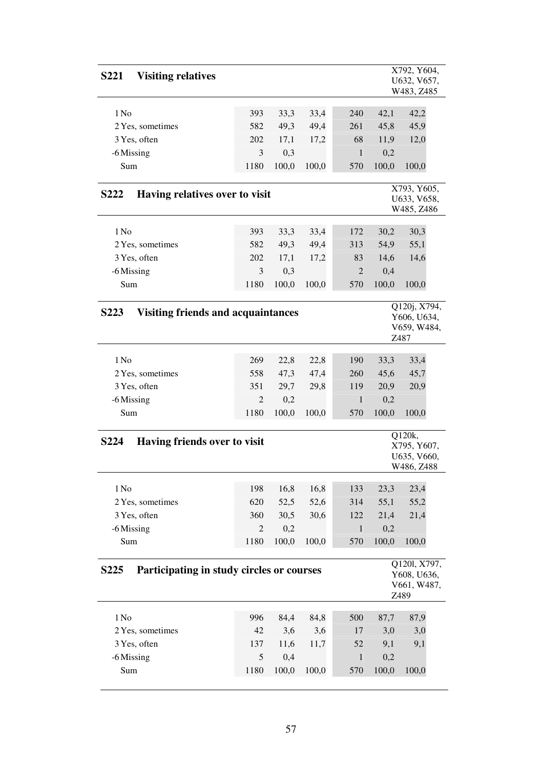## S221 Visiting relatives

X792, Y604, U632, V657, W483, Z485

| | | | | | | |
|---|---|---|---|---|---|---|
| 1 No | 393 | 33,3 | 33,4 | 240 | 42,1 | 42,2 |
| 2 Yes, sometimes | 582 | 49,3 | 49,4 | 261 | 45,8 | 45,9 |
| 3 Yes, often | 202 | 17,1 | 17,2 | 68 | 11,9 | 12,0 |
| -6 Missing | 3 | 0,3 | | 1 | 0,2 | |
| Sum | 1180 | 100,0 | 100,0 | 570 | 100,0 | 100,0 |

## S222 Having relatives over to visit

X793, Y605, U633, V658, W485, Z486

| | | | | | | |
|---|---|---|---|---|---|---|
| 1 No | 393 | 33,3 | 33,4 | 172 | 30,2 | 30,3 |
| 2 Yes, sometimes | 582 | 49,3 | 49,4 | 313 | 54,9 | 55,1 |
| 3 Yes, often | 202 | 17,1 | 17,2 | 83 | 14,6 | 14,6 |
| -6 Missing | 3 | 0,3 | | 2 | 0,4 | |
| Sum | 1180 | 100,0 | 100,0 | 570 | 100,0 | 100,0 |

## S223 Visiting friends and acquaintances

Q120j, X794, Y606, U634, V659, W484, Z487

| | | | | | | |
|---|---|---|---|---|---|---|
| 1 No | 269 | 22,8 | 22,8 | 190 | 33,3 | 33,4 |
| 2 Yes, sometimes | 558 | 47,3 | 47,4 | 260 | 45,6 | 45,7 |
| 3 Yes, often | 351 | 29,7 | 29,8 | 119 | 20,9 | 20,9 |
| -6 Missing | 2 | 0,2 | | 1 | 0,2 | |
| Sum | 1180 | 100,0 | 100,0 | 570 | 100,0 | 100,0 |

## S224 Having friends over to visit

Q120k, X795, Y607, U635, V660, W486, Z488

| | | | | | | |
|---|---|---|---|---|---|---|
| 1 No | 198 | 16,8 | 16,8 | 133 | 23,3 | 23,4 |
| 2 Yes, sometimes | 620 | 52,5 | 52,6 | 314 | 55,1 | 55,2 |
| 3 Yes, often | 360 | 30,5 | 30,6 | 122 | 21,4 | 21,4 |
| -6 Missing | 2 | 0,2 | | 1 | 0,2 | |
| Sum | 1180 | 100,0 | 100,0 | 570 | 100,0 | 100,0 |

## S225 Participating in study circles or courses

Q120l, X797, Y608, U636, V661, W487, Z489

| | | | | | | |
|---|---|---|---|---|---|---|
| 1 No | 996 | 84,4 | 84,8 | 500 | 87,7 | 87,9 |
| 2 Yes, sometimes | 42 | 3,6 | 3,6 | 17 | 3,0 | 3,0 |
| 3 Yes, often | 137 | 11,6 | 11,7 | 52 | 9,1 | 9,1 |
| -6 Missing | 5 | 0,4 | | 1 | 0,2 | |
| Sum | 1180 | 100,0 | 100,0 | 570 | 100,0 | 100,0 |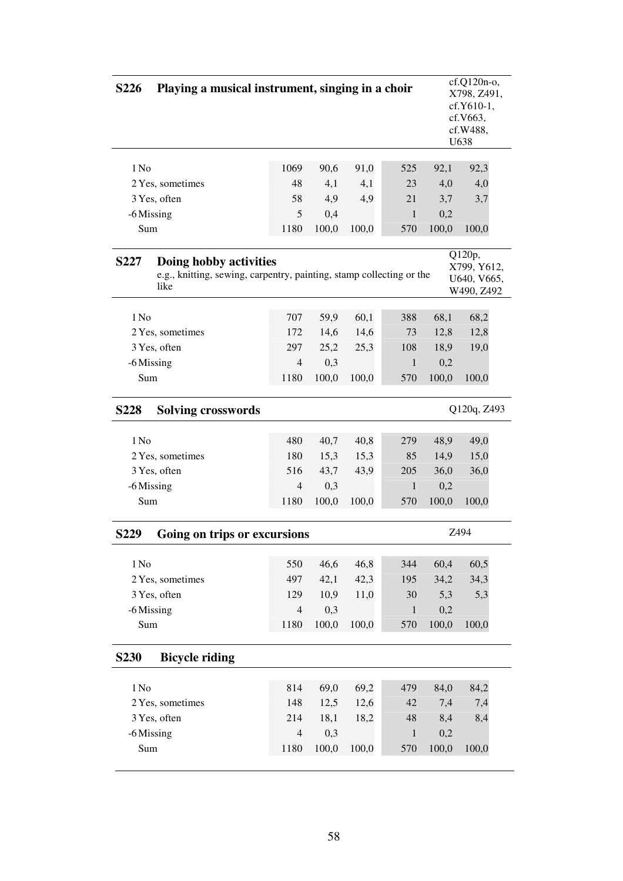**S226 Playing a musical instrument, singing in a choir**

cf.Q120n-o, X798, Z491, cf.Y610-1, cf.V663, cf.W488, U638

| | | | | | | |
|---|---|---|---|---|---|---|
| 1 No | 1069 | 90,6 | 91,0 | 525 | 92,1 | 92,3 |
| 2 Yes, sometimes | 48 | 4,1 | 4,1 | 23 | 4,0 | 4,0 |
| 3 Yes, often | 58 | 4,9 | 4,9 | 21 | 3,7 | 3,7 |
| -6 Missing | 5 | 0,4 | | 1 | 0,2 | |
| Sum | 1180 | 100,0 | 100,0 | 570 | 100,0 | 100,0 |

**S227 Doing hobby activities**

e.g., knitting, sewing, carpentry, painting, stamp collecting or the like

Q120p, X799, Y612, U640, V665, W490, Z492

| | | | | | | |
|---|---|---|---|---|---|---|
| 1 No | 707 | 59,9 | 60,1 | 388 | 68,1 | 68,2 |
| 2 Yes, sometimes | 172 | 14,6 | 14,6 | 73 | 12,8 | 12,8 |
| 3 Yes, often | 297 | 25,2 | 25,3 | 108 | 18,9 | 19,0 |
| -6 Missing | 4 | 0,3 | | 1 | 0,2 | |
| Sum | 1180 | 100,0 | 100,0 | 570 | 100,0 | 100,0 |

**S228 Solving crosswords**

Q120q, Z493

| | | | | | | |
|---|---|---|---|---|---|---|
| 1 No | 480 | 40,7 | 40,8 | 279 | 48,9 | 49,0 |
| 2 Yes, sometimes | 180 | 15,3 | 15,3 | 85 | 14,9 | 15,0 |
| 3 Yes, often | 516 | 43,7 | 43,9 | 205 | 36,0 | 36,0 |
| -6 Missing | 4 | 0,3 | | 1 | 0,2 | |
| Sum | 1180 | 100,0 | 100,0 | 570 | 100,0 | 100,0 |

**S229 Going on trips or excursions**

Z494

| | | | | | | |
|---|---|---|---|---|---|---|
| 1 No | 550 | 46,6 | 46,8 | 344 | 60,4 | 60,5 |
| 2 Yes, sometimes | 497 | 42,1 | 42,3 | 195 | 34,2 | 34,3 |
| 3 Yes, often | 129 | 10,9 | 11,0 | 30 | 5,3 | 5,3 |
| -6 Missing | 4 | 0,3 | | 1 | 0,2 | |
| Sum | 1180 | 100,0 | 100,0 | 570 | 100,0 | 100,0 |

**S230 Bicycle riding**

| | | | | | | |
|---|---|---|---|---|---|---|
| 1 No | 814 | 69,0 | 69,2 | 479 | 84,0 | 84,2 |
| 2 Yes, sometimes | 148 | 12,5 | 12,6 | 42 | 7,4 | 7,4 |
| 3 Yes, often | 214 | 18,1 | 18,2 | 48 | 8,4 | 8,4 |
| -6 Missing | 4 | 0,3 | | 1 | 0,2 | |
| Sum | 1180 | 100,0 | 100,0 | 570 | 100,0 | 100,0 |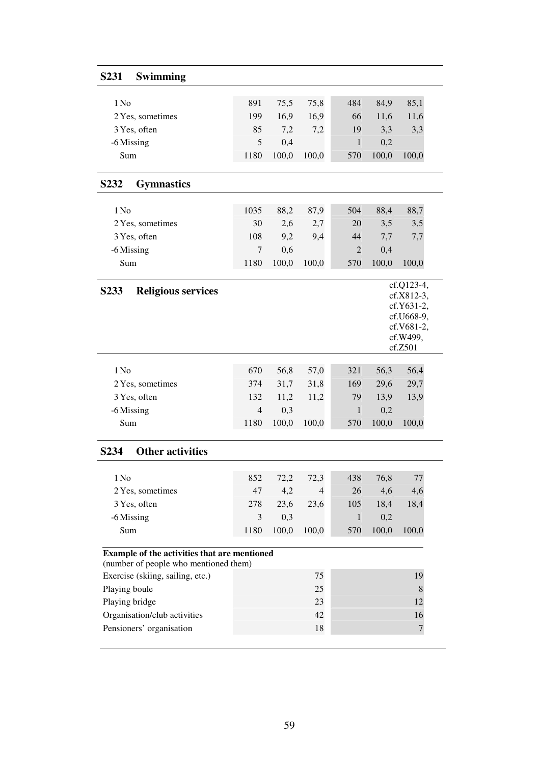## S231 Swimming

| | | | | | | |
|---|---|---|---|---|---|---|
| 1 No | 891 | 75,5 | 75,8 | 484 | 84,9 | 85,1 |
| 2 Yes, sometimes | 199 | 16,9 | 16,9 | 66 | 11,6 | 11,6 |
| 3 Yes, often | 85 | 7,2 | 7,2 | 19 | 3,3 | 3,3 |
| -6 Missing | 5 | 0,4 | | 1 | 0,2 | |
| Sum | 1180 | 100,0 | 100,0 | 570 | 100,0 | 100,0 |

## S232 Gymnastics

| | | | | | | |
|---|---|---|---|---|---|---|
| 1 No | 1035 | 88,2 | 87,9 | 504 | 88,4 | 88,7 |
| 2 Yes, sometimes | 30 | 2,6 | 2,7 | 20 | 3,5 | 3,5 |
| 3 Yes, often | 108 | 9,2 | 9,4 | 44 | 7,7 | 7,7 |
| -6 Missing | 7 | 0,6 | | 2 | 0,4 | |
| Sum | 1180 | 100,0 | 100,0 | 570 | 100,0 | 100,0 |

## S233 Religious services

cf.Q123-4, cf.X812-3, cf.Y631-2, cf.U668-9, cf.V681-2, cf.W499, cf.Z501

| | | | | | | |
|---|---|---|---|---|---|---|
| 1 No | 670 | 56,8 | 57,0 | 321 | 56,3 | 56,4 |
| 2 Yes, sometimes | 374 | 31,7 | 31,8 | 169 | 29,6 | 29,7 |
| 3 Yes, often | 132 | 11,2 | 11,2 | 79 | 13,9 | 13,9 |
| -6 Missing | 4 | 0,3 | | 1 | 0,2 | |
| Sum | 1180 | 100,0 | 100,0 | 570 | 100,0 | 100,0 |

## S234 Other activities

| | | | | | | |
|---|---|---|---|---|---|---|
| 1 No | 852 | 72,2 | 72,3 | 438 | 76,8 | 77 |
| 2 Yes, sometimes | 47 | 4,2 | 4 | 26 | 4,6 | 4,6 |
| 3 Yes, often | 278 | 23,6 | 23,6 | 105 | 18,4 | 18,4 |
| -6 Missing | 3 | 0,3 | | 1 | 0,2 | |
| Sum | 1180 | 100,0 | 100,0 | 570 | 100,0 | 100,0 |

**Example of the activities that are mentioned**
(number of people who mentioned them)

| | | |
|---|---|---|
| Exercise (skiing, sailing, etc.) | 75 | 19 |
| Playing boule | 25 | 8 |
| Playing bridge | 23 | 12 |
| Organisation/club activities | 42 | 16 |
| Pensioners' organisation | 18 | 7 |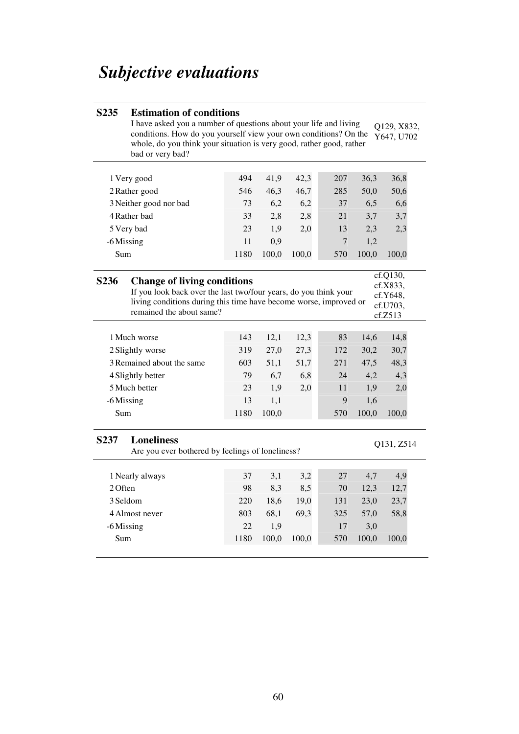# *Subjective evaluations*

**S235 Estimation of conditions**

I have asked you a number of questions about your life and living conditions. How do you yourself view your own conditions? On the whole, do you think your situation is very good, rather good, rather bad or very bad?

Q129, X832, Y647, U702

| | | | | | | |
|---|---|---|---|---|---|---|
| 1 Very good | 494 | 41,9 | 42,3 | 207 | 36,3 | 36,8 |
| 2 Rather good | 546 | 46,3 | 46,7 | 285 | 50,0 | 50,6 |
| 3 Neither good nor bad | 73 | 6,2 | 6,2 | 37 | 6,5 | 6,6 |
| 4 Rather bad | 33 | 2,8 | 2,8 | 21 | 3,7 | 3,7 |
| 5 Very bad | 23 | 1,9 | 2,0 | 13 | 2,3 | 2,3 |
| -6 Missing | 11 | 0,9 | | 7 | 1,2 | |
| Sum | 1180 | 100,0 | 100,0 | 570 | 100,0 | 100,0 |

**S236 Change of living conditions**

If you look back over the last two/four years, do you think your living conditions during this time have become worse, improved or remained the about same?

cf.Q130, cf.X833, cf.Y648, cf.U703, cf.Z513

| | | | | | | |
|---|---|---|---|---|---|---|
| 1 Much worse | 143 | 12,1 | 12,3 | 83 | 14,6 | 14,8 |
| 2 Slightly worse | 319 | 27,0 | 27,3 | 172 | 30,2 | 30,7 |
| 3 Remained about the same | 603 | 51,1 | 51,7 | 271 | 47,5 | 48,3 |
| 4 Slightly better | 79 | 6,7 | 6,8 | 24 | 4,2 | 4,3 |
| 5 Much better | 23 | 1,9 | 2,0 | 11 | 1,9 | 2,0 |
| -6 Missing | 13 | 1,1 | | 9 | 1,6 | |
| Sum | 1180 | 100,0 | | 570 | 100,0 | 100,0 |

**S237 Loneliness**

Are you ever bothered by feelings of loneliness?

Q131, Z514

| | | | | | | |
|---|---|---|---|---|---|---|
| 1 Nearly always | 37 | 3,1 | 3,2 | 27 | 4,7 | 4,9 |
| 2 Often | 98 | 8,3 | 8,5 | 70 | 12,3 | 12,7 |
| 3 Seldom | 220 | 18,6 | 19,0 | 131 | 23,0 | 23,7 |
| 4 Almost never | 803 | 68,1 | 69,3 | 325 | 57,0 | 58,8 |
| -6 Missing | 22 | 1,9 | | 17 | 3,0 | |
| Sum | 1180 | 100,0 | 100,0 | 570 | 100,0 | 100,0 |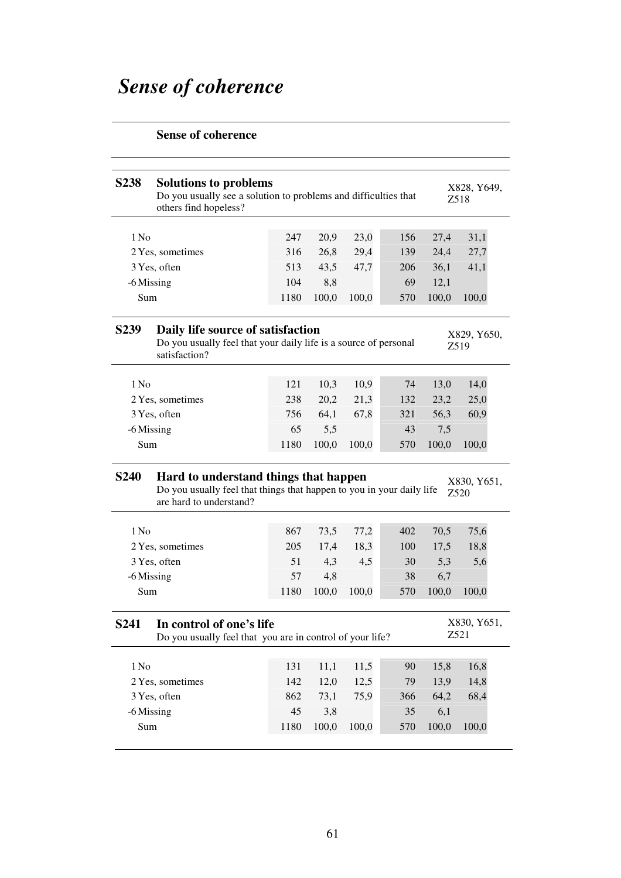# *Sense of coherence*

**Sense of coherence**

## S238 Solutions to problems

Do you usually see a solution to problems and difficulties that others find hopeless?

X828, Y649, Z518

| | | | | | | |
|---|---|---|---|---|---|---|
| 1 No | 247 | 20,9 | 23,0 | 156 | 27,4 | 31,1 |
| 2 Yes, sometimes | 316 | 26,8 | 29,4 | 139 | 24,4 | 27,7 |
| 3 Yes, often | 513 | 43,5 | 47,7 | 206 | 36,1 | 41,1 |
| -6 Missing | 104 | 8,8 | | 69 | 12,1 | |
| Sum | 1180 | 100,0 | 100,0 | 570 | 100,0 | 100,0 |

## S239 Daily life source of satisfaction

Do you usually feel that your daily life is a source of personal satisfaction?

X829, Y650, Z519

| | | | | | | |
|---|---|---|---|---|---|---|
| 1 No | 121 | 10,3 | 10,9 | 74 | 13,0 | 14,0 |
| 2 Yes, sometimes | 238 | 20,2 | 21,3 | 132 | 23,2 | 25,0 |
| 3 Yes, often | 756 | 64,1 | 67,8 | 321 | 56,3 | 60,9 |
| -6 Missing | 65 | 5,5 | | 43 | 7,5 | |
| Sum | 1180 | 100,0 | 100,0 | 570 | 100,0 | 100,0 |

## S240 Hard to understand things that happen

Do you usually feel that things that happen to you in your daily life are hard to understand?

X830, Y651, Z520

| | | | | | | |
|---|---|---|---|---|---|---|
| 1 No | 867 | 73,5 | 77,2 | 402 | 70,5 | 75,6 |
| 2 Yes, sometimes | 205 | 17,4 | 18,3 | 100 | 17,5 | 18,8 |
| 3 Yes, often | 51 | 4,3 | 4,5 | 30 | 5,3 | 5,6 |
| -6 Missing | 57 | 4,8 | | 38 | 6,7 | |
| Sum | 1180 | 100,0 | 100,0 | 570 | 100,0 | 100,0 |

## S241 In control of one's life

Do you usually feel that you are in control of your life?

X830, Y651, Z521

| | | | | | | |
|---|---|---|---|---|---|---|
| 1 No | 131 | 11,1 | 11,5 | 90 | 15,8 | 16,8 |
| 2 Yes, sometimes | 142 | 12,0 | 12,5 | 79 | 13,9 | 14,8 |
| 3 Yes, often | 862 | 73,1 | 75,9 | 366 | 64,2 | 68,4 |
| -6 Missing | 45 | 3,8 | | 35 | 6,1 | |
| Sum | 1180 | 100,0 | 100,0 | 570 | 100,0 | 100,0 |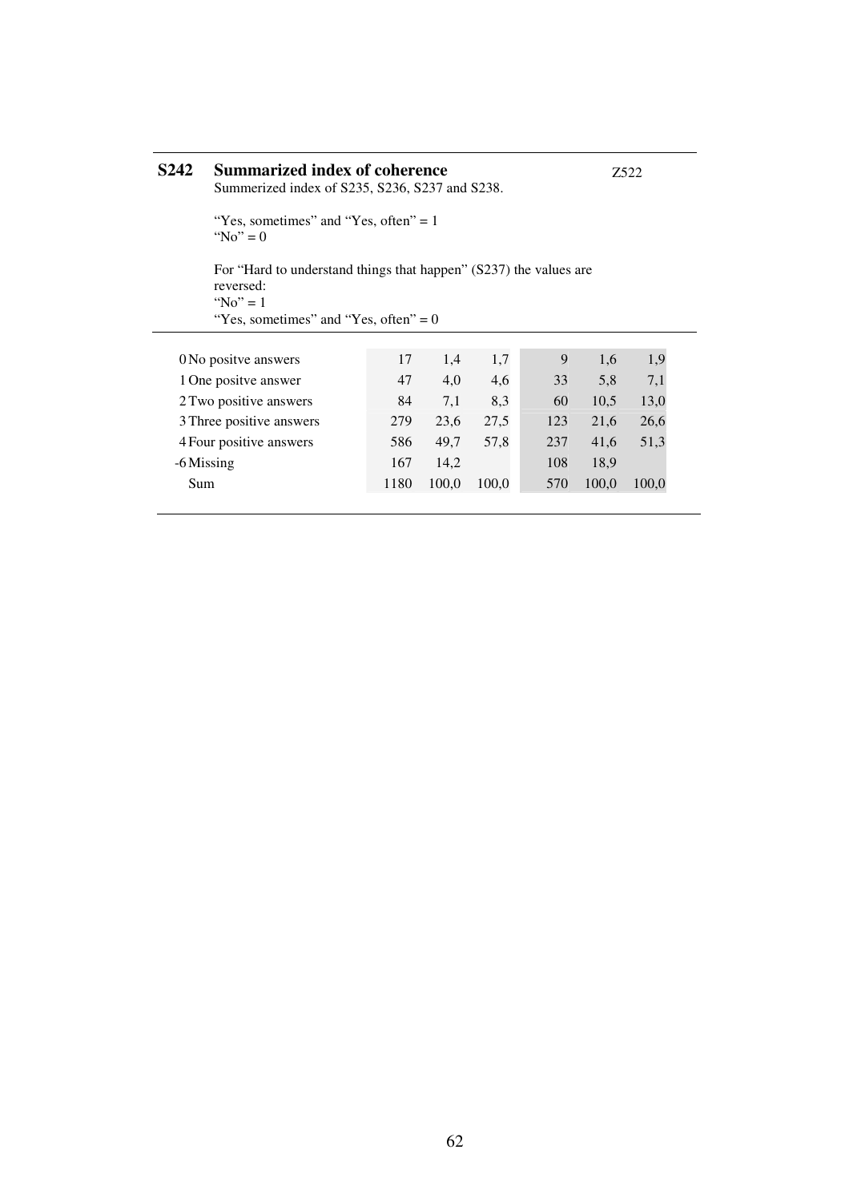## S242 Summarized index of coherence

Z522

Summerized index of S235, S236, S237 and S238.

"Yes, sometimes" and "Yes, often" = 1
"No" = 0

For "Hard to understand things that happen" (S237) the values are reversed:
"No" = 1
"Yes, sometimes" and "Yes, often" = 0

| | | | | | | |
|---|---|---|---|---|---|---|
| 0 No positve answers | 17 | 1,4 | 1,7 | 9 | 1,6 | 1,9 |
| 1 One positve answer | 47 | 4,0 | 4,6 | 33 | 5,8 | 7,1 |
| 2 Two positive answers | 84 | 7,1 | 8,3 | 60 | 10,5 | 13,0 |
| 3 Three positive answers | 279 | 23,6 | 27,5 | 123 | 21,6 | 26,6 |
| 4 Four positive answers | 586 | 49,7 | 57,8 | 237 | 41,6 | 51,3 |
| -6 Missing | 167 | 14,2 | | 108 | 18,9 | |
| Sum | 1180 | 100,0 | 100,0 | 570 | 100,0 | 100,0 |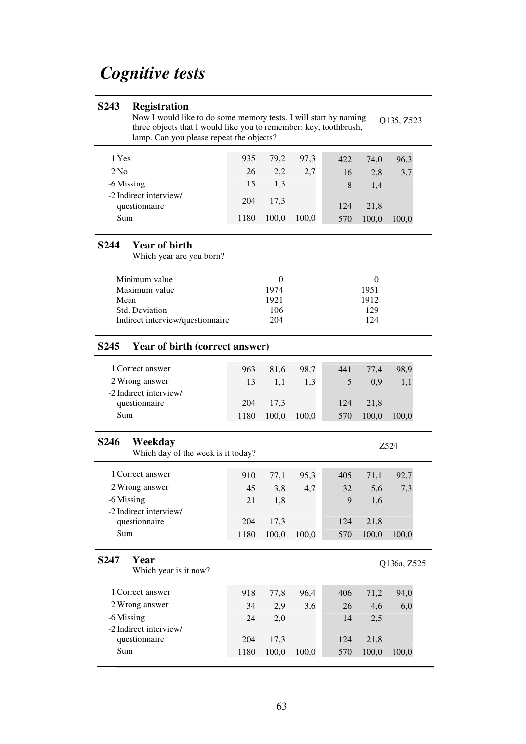# *Cognitive tests*

## S243 Registration

Now I would like to do some memory tests. I will start by naming three objects that I would like you to remember: key, toothbrush, lamp. Can you please repeat the objects?

Q135, Z523

| | | | | | | |
|---|---|---|---|---|---|---|
| 1 Yes | 935 | 79,2 | 97,3 | 422 | 74,0 | 96,3 |
| 2 No | 26 | 2,2 | 2,7 | 16 | 2,8 | 3,7 |
| -6 Missing | 15 | 1,3 | | 8 | 1,4 | |
| -2 Indirect interview/ questionnaire | 204 | 17,3 | | 124 | 21,8 | |
| Sum | 1180 | 100,0 | 100,0 | 570 | 100,0 | 100,0 |

## S244 Year of birth

Which year are you born?

| | | |
|---|---|---|
| Minimum value | 0 | 0 |
| Maximum value | 1974 | 1951 |
| Mean | 1921 | 1912 |
| Std. Deviation | 106 | 129 |
| Indirect interview/questionnaire | 204 | 124 |

## S245 Year of birth (correct answer)

| | | | | | | |
|---|---|---|---|---|---|---|
| 1 Correct answer | 963 | 81,6 | 98,7 | 441 | 77,4 | 98,9 |
| 2 Wrong answer | 13 | 1,1 | 1,3 | 5 | 0,9 | 1,1 |
| -2 Indirect interview/ questionnaire | 204 | 17,3 | | 124 | 21,8 | |
| Sum | 1180 | 100,0 | 100,0 | 570 | 100,0 | 100,0 |

## S246 Weekday

Which day of the week is it today?

Z524

| | | | | | | |
|---|---|---|---|---|---|---|
| 1 Correct answer | 910 | 77,1 | 95,3 | 405 | 71,1 | 92,7 |
| 2 Wrong answer | 45 | 3,8 | 4,7 | 32 | 5,6 | 7,3 |
| -6 Missing | 21 | 1,8 | | 9 | 1,6 | |
| -2 Indirect interview/ questionnaire | 204 | 17,3 | | 124 | 21,8 | |
| Sum | 1180 | 100,0 | 100,0 | 570 | 100,0 | 100,0 |

## S247 Year

Which year is it now?

Q136a, Z525

| | | | | | | |
|---|---|---|---|---|---|---|
| 1 Correct answer | 918 | 77,8 | 96,4 | 406 | 71,2 | 94,0 |
| 2 Wrong answer | 34 | 2,9 | 3,6 | 26 | 4,6 | 6,0 |
| -6 Missing | 24 | 2,0 | | 14 | 2,5 | |
| -2 Indirect interview/ questionnaire | 204 | 17,3 | | 124 | 21,8 | |
| Sum | 1180 | 100,0 | 100,0 | 570 | 100,0 | 100,0 |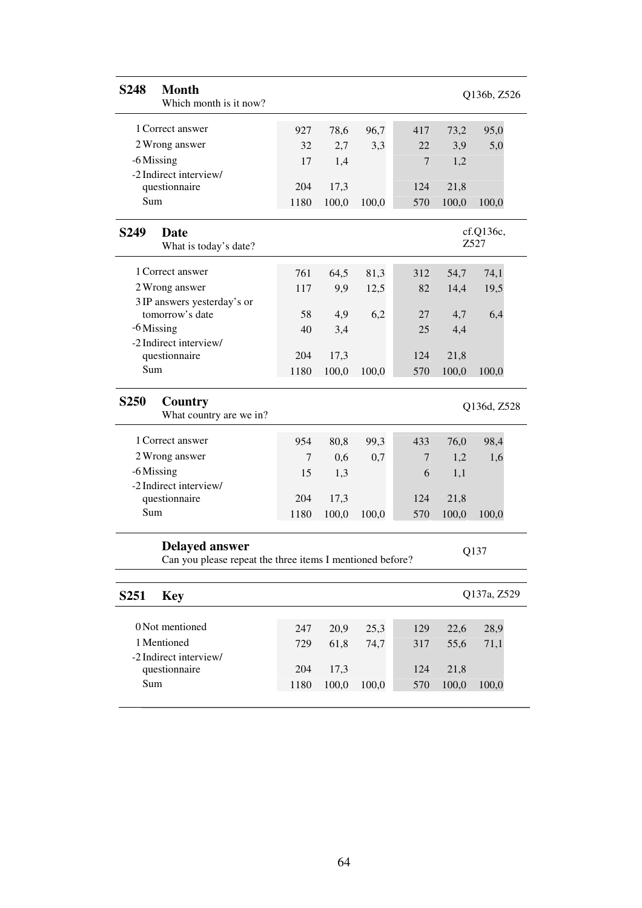**S248 Month**
Which month is it now?

Q136b, Z526

| | | | | | | |
|---|---|---|---|---|---|---|
| 1 Correct answer | 927 | 78,6 | 96,7 | 417 | 73,2 | 95,0 |
| 2 Wrong answer | 32 | 2,7 | 3,3 | 22 | 3,9 | 5,0 |
| -6 Missing | 17 | 1,4 | | 7 | 1,2 | |
| -2 Indirect interview/ questionnaire | 204 | 17,3 | | 124 | 21,8 | |
| Sum | 1180 | 100,0 | 100,0 | 570 | 100,0 | 100,0 |

**S249 Date**
What is today's date?

cf.Q136c, Z527

| | | | | | | |
|---|---|---|---|---|---|---|
| 1 Correct answer | 761 | 64,5 | 81,3 | 312 | 54,7 | 74,1 |
| 2 Wrong answer | 117 | 9,9 | 12,5 | 82 | 14,4 | 19,5 |
| 3 IP answers yesterday's or tomorrow's date | 58 | 4,9 | 6,2 | 27 | 4,7 | 6,4 |
| -6 Missing | 40 | 3,4 | | 25 | 4,4 | |
| -2 Indirect interview/ questionnaire | 204 | 17,3 | | 124 | 21,8 | |
| Sum | 1180 | 100,0 | 100,0 | 570 | 100,0 | 100,0 |

**S250 Country**
What country are we in?

Q136d, Z528

| | | | | | | |
|---|---|---|---|---|---|---|
| 1 Correct answer | 954 | 80,8 | 99,3 | 433 | 76,0 | 98,4 |
| 2 Wrong answer | 7 | 0,6 | 0,7 | 7 | 1,2 | 1,6 |
| -6 Missing | 15 | 1,3 | | 6 | 1,1 | |
| -2 Indirect interview/ questionnaire | 204 | 17,3 | | 124 | 21,8 | |
| Sum | 1180 | 100,0 | 100,0 | 570 | 100,0 | 100,0 |

**Delayed answer**
Can you please repeat the three items I mentioned before?

Q137

**S251 Key**

Q137a, Z529

| | | | | | | |
|---|---|---|---|---|---|---|
| 0 Not mentioned | 247 | 20,9 | 25,3 | 129 | 22,6 | 28,9 |
| 1 Mentioned | 729 | 61,8 | 74,7 | 317 | 55,6 | 71,1 |
| -2 Indirect interview/ questionnaire | 204 | 17,3 | | 124 | 21,8 | |
| Sum | 1180 | 100,0 | 100,0 | 570 | 100,0 | 100,0 |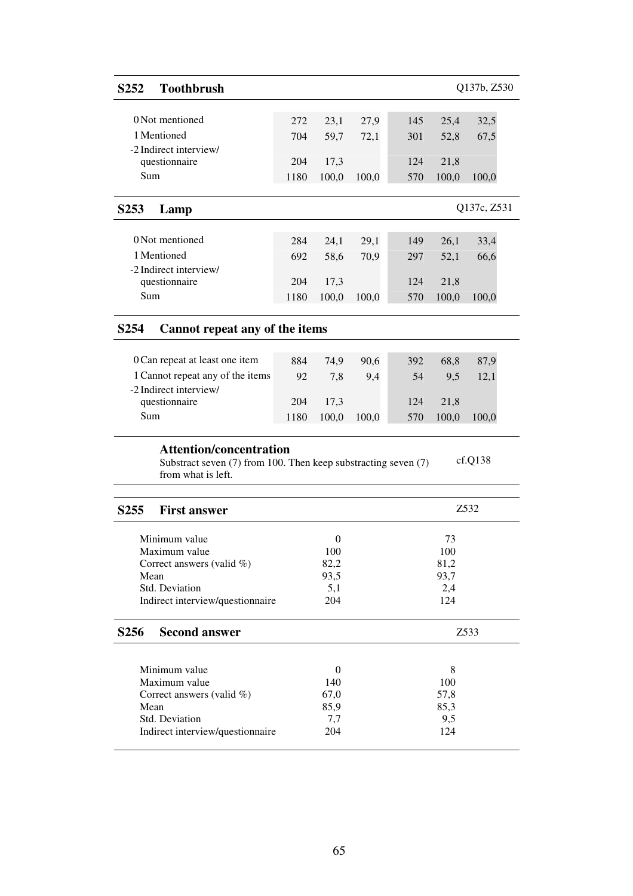## S252 Toothbrush

Q137b, Z530

| | | | | | | |
|---|---|---|---|---|---|---|
| 0 Not mentioned | 272 | 23,1 | 27,9 | 145 | 25,4 | 32,5 |
| 1 Mentioned | 704 | 59,7 | 72,1 | 301 | 52,8 | 67,5 |
| -2 Indirect interview/ questionnaire | 204 | 17,3 | | 124 | 21,8 | |
| Sum | 1180 | 100,0 | 100,0 | 570 | 100,0 | 100,0 |

## S253 Lamp

Q137c, Z531

| | | | | | | |
|---|---|---|---|---|---|---|
| 0 Not mentioned | 284 | 24,1 | 29,1 | 149 | 26,1 | 33,4 |
| 1 Mentioned | 692 | 58,6 | 70,9 | 297 | 52,1 | 66,6 |
| -2 Indirect interview/ questionnaire | 204 | 17,3 | | 124 | 21,8 | |
| Sum | 1180 | 100,0 | 100,0 | 570 | 100,0 | 100,0 |

## S254 Cannot repeat any of the items

| | | | | | | |
|---|---|---|---|---|---|---|
| 0 Can repeat at least one item | 884 | 74,9 | 90,6 | 392 | 68,8 | 87,9 |
| 1 Cannot repeat any of the items | 92 | 7,8 | 9,4 | 54 | 9,5 | 12,1 |
| -2 Indirect interview/ questionnaire | 204 | 17,3 | | 124 | 21,8 | |
| Sum | 1180 | 100,0 | 100,0 | 570 | 100,0 | 100,0 |

## Attention/concentration

Substract seven (7) from 100. Then keep substracting seven (7) from what is left.

cf.Q138

## S255 First answer

Z532

| | | |
|---|---|---|
| Minimum value | 0 | 73 |
| Maximum value | 100 | 100 |
| Correct answers (valid %) | 82,2 | 81,2 |
| Mean | 93,5 | 93,7 |
| Std. Deviation | 5,1 | 2,4 |
| Indirect interview/questionnaire | 204 | 124 |

## S256 Second answer

Z533

| | | |
|---|---|---|
| Minimum value | 0 | 8 |
| Maximum value | 140 | 100 |
| Correct answers (valid %) | 67,0 | 57,8 |
| Mean | 85,9 | 85,3 |
| Std. Deviation | 7,7 | 9,5 |
| Indirect interview/questionnaire | 204 | 124 |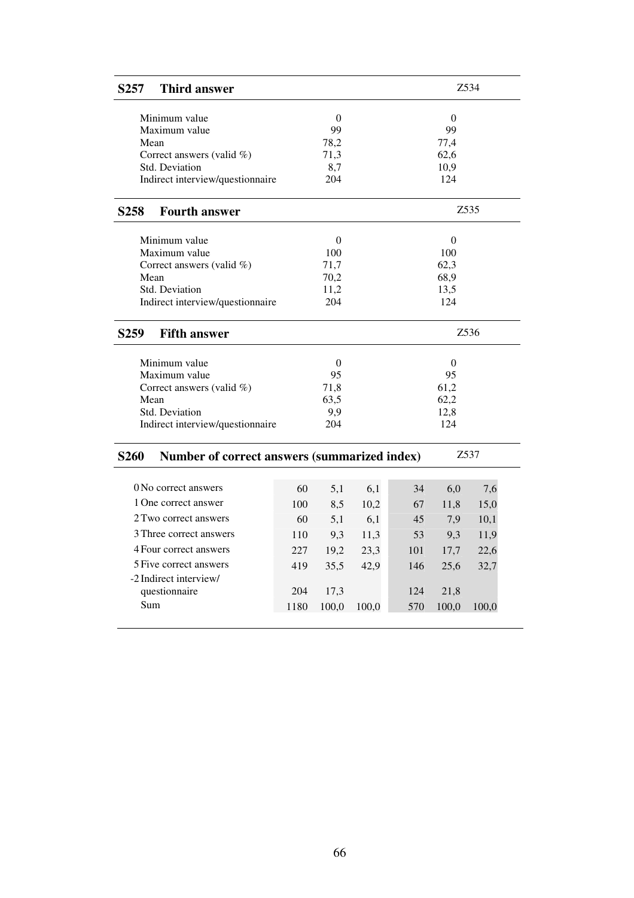## S257 Third answer

Z534

| | | |
|---|---|---|
| Minimum value | 0 | 0 |
| Maximum value | 99 | 99 |
| Mean | 78,2 | 77,4 |
| Correct answers (valid %) | 71,3 | 62,6 |
| Std. Deviation | 8,7 | 10,9 |
| Indirect interview/questionnaire | 204 | 124 |

## S258 Fourth answer

Z535

| | | |
|---|---|---|
| Minimum value | 0 | 0 |
| Maximum value | 100 | 100 |
| Correct answers (valid %) | 71,7 | 62,3 |
| Mean | 70,2 | 68,9 |
| Std. Deviation | 11,2 | 13,5 |
| Indirect interview/questionnaire | 204 | 124 |

## S259 Fifth answer

Z536

| | | |
|---|---|---|
| Minimum value | 0 | 0 |
| Maximum value | 95 | 95 |
| Correct answers (valid %) | 71,8 | 61,2 |
| Mean | 63,5 | 62,2 |
| Std. Deviation | 9,9 | 12,8 |
| Indirect interview/questionnaire | 204 | 124 |

## S260 Number of correct answers (summarized index)

Z537

| | | | | | | |
|---|---|---|---|---|---|---|
| 0 No correct answers | 60 | 5,1 | 6,1 | 34 | 6,0 | 7,6 |
| 1 One correct answer | 100 | 8,5 | 10,2 | 67 | 11,8 | 15,0 |
| 2 Two correct answers | 60 | 5,1 | 6,1 | 45 | 7,9 | 10,1 |
| 3 Three correct answers | 110 | 9,3 | 11,3 | 53 | 9,3 | 11,9 |
| 4 Four correct answers | 227 | 19,2 | 23,3 | 101 | 17,7 | 22,6 |
| 5 Five correct answers | 419 | 35,5 | 42,9 | 146 | 25,6 | 32,7 |
| -2 Indirect interview/ questionnaire | 204 | 17,3 | | 124 | 21,8 | |
| Sum | 1180 | 100,0 | 100,0 | 570 | 100,0 | 100,0 |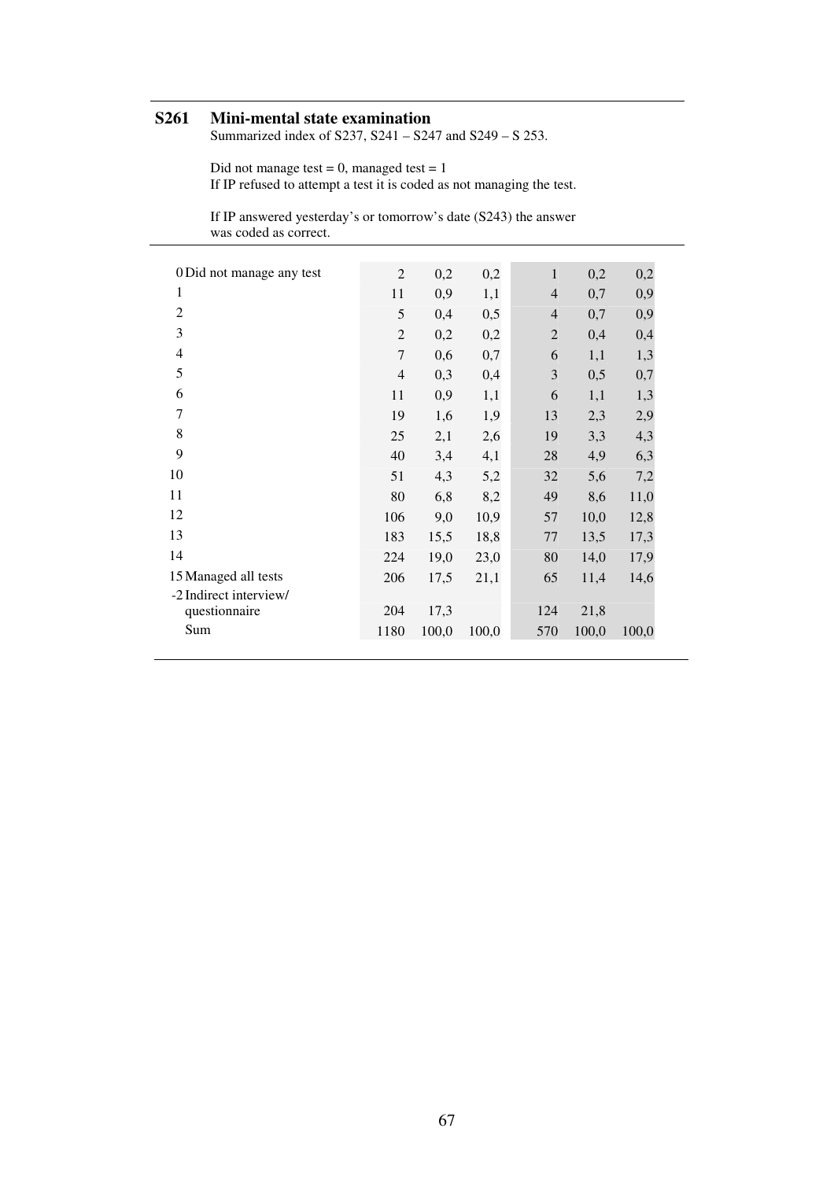## S261 Mini-mental state examination

Summarized index of S237, S241 – S247 and S249 – S 253.

Did not manage test = 0, managed test = 1
If IP refused to attempt a test it is coded as not managing the test.

If IP answered yesterday's or tomorrow's date (S243) the answer was coded as correct.

| | | | | | | |
|---|---|---|---|---|---|---|
| 0 Did not manage any test | 2 | 0,2 | 0,2 | 1 | 0,2 | 0,2 |
| 1 | 11 | 0,9 | 1,1 | 4 | 0,7 | 0,9 |
| 2 | 5 | 0,4 | 0,5 | 4 | 0,7 | 0,9 |
| 3 | 2 | 0,2 | 0,2 | 2 | 0,4 | 0,4 |
| 4 | 7 | 0,6 | 0,7 | 6 | 1,1 | 1,3 |
| 5 | 4 | 0,3 | 0,4 | 3 | 0,5 | 0,7 |
| 6 | 11 | 0,9 | 1,1 | 6 | 1,1 | 1,3 |
| 7 | 19 | 1,6 | 1,9 | 13 | 2,3 | 2,9 |
| 8 | 25 | 2,1 | 2,6 | 19 | 3,3 | 4,3 |
| 9 | 40 | 3,4 | 4,1 | 28 | 4,9 | 6,3 |
| 10 | 51 | 4,3 | 5,2 | 32 | 5,6 | 7,2 |
| 11 | 80 | 6,8 | 8,2 | 49 | 8,6 | 11,0 |
| 12 | 106 | 9,0 | 10,9 | 57 | 10,0 | 12,8 |
| 13 | 183 | 15,5 | 18,8 | 77 | 13,5 | 17,3 |
| 14 | 224 | 19,0 | 23,0 | 80 | 14,0 | 17,9 |
| 15 Managed all tests | 206 | 17,5 | 21,1 | 65 | 11,4 | 14,6 |
| -2 Indirect interview/ questionnaire | 204 | 17,3 | | 124 | 21,8 | |
| Sum | 1180 | 100,0 | 100,0 | 570 | 100,0 | 100,0 |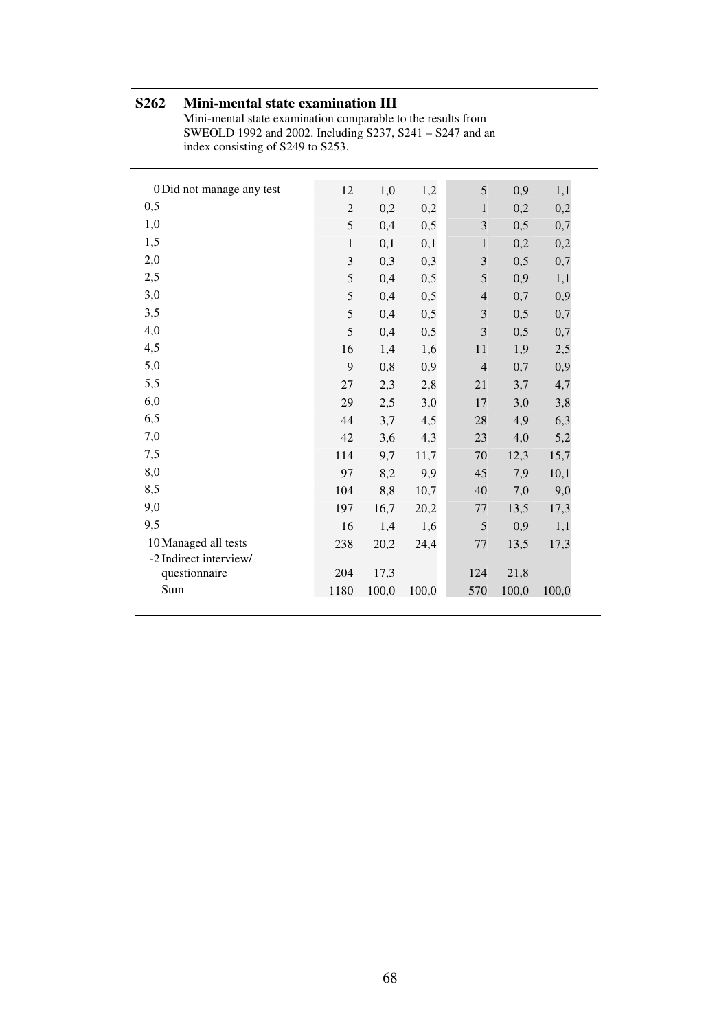## S262 Mini-mental state examination III

Mini-mental state examination comparable to the results from SWEOLD 1992 and 2002. Including S237, S241 – S247 and an index consisting of S249 to S253.

| | | | | | | |
|---|---|---|---|---|---|---|
| 0 Did not manage any test | 12 | 1,0 | 1,2 | 5 | 0,9 | 1,1 |
| 0,5 | 2 | 0,2 | 0,2 | 1 | 0,2 | 0,2 |
| 1,0 | 5 | 0,4 | 0,5 | 3 | 0,5 | 0,7 |
| 1,5 | 1 | 0,1 | 0,1 | 1 | 0,2 | 0,2 |
| 2,0 | 3 | 0,3 | 0,3 | 3 | 0,5 | 0,7 |
| 2,5 | 5 | 0,4 | 0,5 | 5 | 0,9 | 1,1 |
| 3,0 | 5 | 0,4 | 0,5 | 4 | 0,7 | 0,9 |
| 3,5 | 5 | 0,4 | 0,5 | 3 | 0,5 | 0,7 |
| 4,0 | 5 | 0,4 | 0,5 | 3 | 0,5 | 0,7 |
| 4,5 | 16 | 1,4 | 1,6 | 11 | 1,9 | 2,5 |
| 5,0 | 9 | 0,8 | 0,9 | 4 | 0,7 | 0,9 |
| 5,5 | 27 | 2,3 | 2,8 | 21 | 3,7 | 4,7 |
| 6,0 | 29 | 2,5 | 3,0 | 17 | 3,0 | 3,8 |
| 6,5 | 44 | 3,7 | 4,5 | 28 | 4,9 | 6,3 |
| 7,0 | 42 | 3,6 | 4,3 | 23 | 4,0 | 5,2 |
| 7,5 | 114 | 9,7 | 11,7 | 70 | 12,3 | 15,7 |
| 8,0 | 97 | 8,2 | 9,9 | 45 | 7,9 | 10,1 |
| 8,5 | 104 | 8,8 | 10,7 | 40 | 7,0 | 9,0 |
| 9,0 | 197 | 16,7 | 20,2 | 77 | 13,5 | 17,3 |
| 9,5 | 16 | 1,4 | 1,6 | 5 | 0,9 | 1,1 |
| 10 Managed all tests | 238 | 20,2 | 24,4 | 77 | 13,5 | 17,3 |
| -2 Indirect interview/ questionnaire | 204 | 17,3 | | 124 | 21,8 | |
| Sum | 1180 | 100,0 | 100,0 | 570 | 100,0 | 100,0 |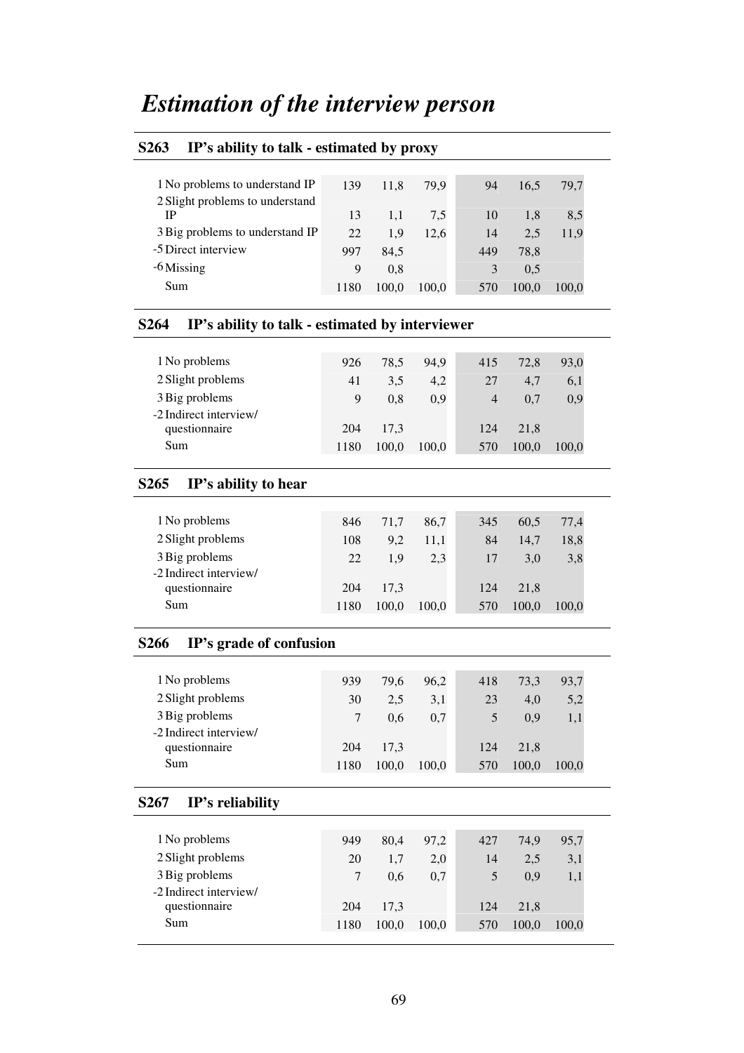# *Estimation of the interview person*

## S263 IP's ability to talk - estimated by proxy

| | | | | | | |
|---|---|---|---|---|---|---|
| 1 No problems to understand IP | 139 | 11,8 | 79,9 | 94 | 16,5 | 79,7 |
| 2 Slight problems to understand IP | 13 | 1,1 | 7,5 | 10 | 1,8 | 8,5 |
| 3 Big problems to understand IP | 22 | 1,9 | 12,6 | 14 | 2,5 | 11,9 |
| -5 Direct interview | 997 | 84,5 | | 449 | 78,8 | |
| -6 Missing | 9 | 0,8 | | 3 | 0,5 | |
| Sum | 1180 | 100,0 | 100,0 | 570 | 100,0 | 100,0 |

## S264 IP's ability to talk - estimated by interviewer

| | | | | | | |
|---|---|---|---|---|---|---|
| 1 No problems | 926 | 78,5 | 94,9 | 415 | 72,8 | 93,0 |
| 2 Slight problems | 41 | 3,5 | 4,2 | 27 | 4,7 | 6,1 |
| 3 Big problems | 9 | 0,8 | 0,9 | 4 | 0,7 | 0,9 |
| -2 Indirect interview/ questionnaire | 204 | 17,3 | | 124 | 21,8 | |
| Sum | 1180 | 100,0 | 100,0 | 570 | 100,0 | 100,0 |

## S265 IP's ability to hear

| | | | | | | |
|---|---|---|---|---|---|---|
| 1 No problems | 846 | 71,7 | 86,7 | 345 | 60,5 | 77,4 |
| 2 Slight problems | 108 | 9,2 | 11,1 | 84 | 14,7 | 18,8 |
| 3 Big problems | 22 | 1,9 | 2,3 | 17 | 3,0 | 3,8 |
| -2 Indirect interview/ questionnaire | 204 | 17,3 | | 124 | 21,8 | |
| Sum | 1180 | 100,0 | 100,0 | 570 | 100,0 | 100,0 |

## S266 IP's grade of confusion

| | | | | | | |
|---|---|---|---|---|---|---|
| 1 No problems | 939 | 79,6 | 96,2 | 418 | 73,3 | 93,7 |
| 2 Slight problems | 30 | 2,5 | 3,1 | 23 | 4,0 | 5,2 |
| 3 Big problems | 7 | 0,6 | 0,7 | 5 | 0,9 | 1,1 |
| -2 Indirect interview/ questionnaire | 204 | 17,3 | | 124 | 21,8 | |
| Sum | 1180 | 100,0 | 100,0 | 570 | 100,0 | 100,0 |

## S267 IP's reliability

| | | | | | | |
|---|---|---|---|---|---|---|
| 1 No problems | 949 | 80,4 | 97,2 | 427 | 74,9 | 95,7 |
| 2 Slight problems | 20 | 1,7 | 2,0 | 14 | 2,5 | 3,1 |
| 3 Big problems | 7 | 0,6 | 0,7 | 5 | 0,9 | 1,1 |
| -2 Indirect interview/ questionnaire | 204 | 17,3 | | 124 | 21,8 | |
| Sum | 1180 | 100,0 | 100,0 | 570 | 100,0 | 100,0 |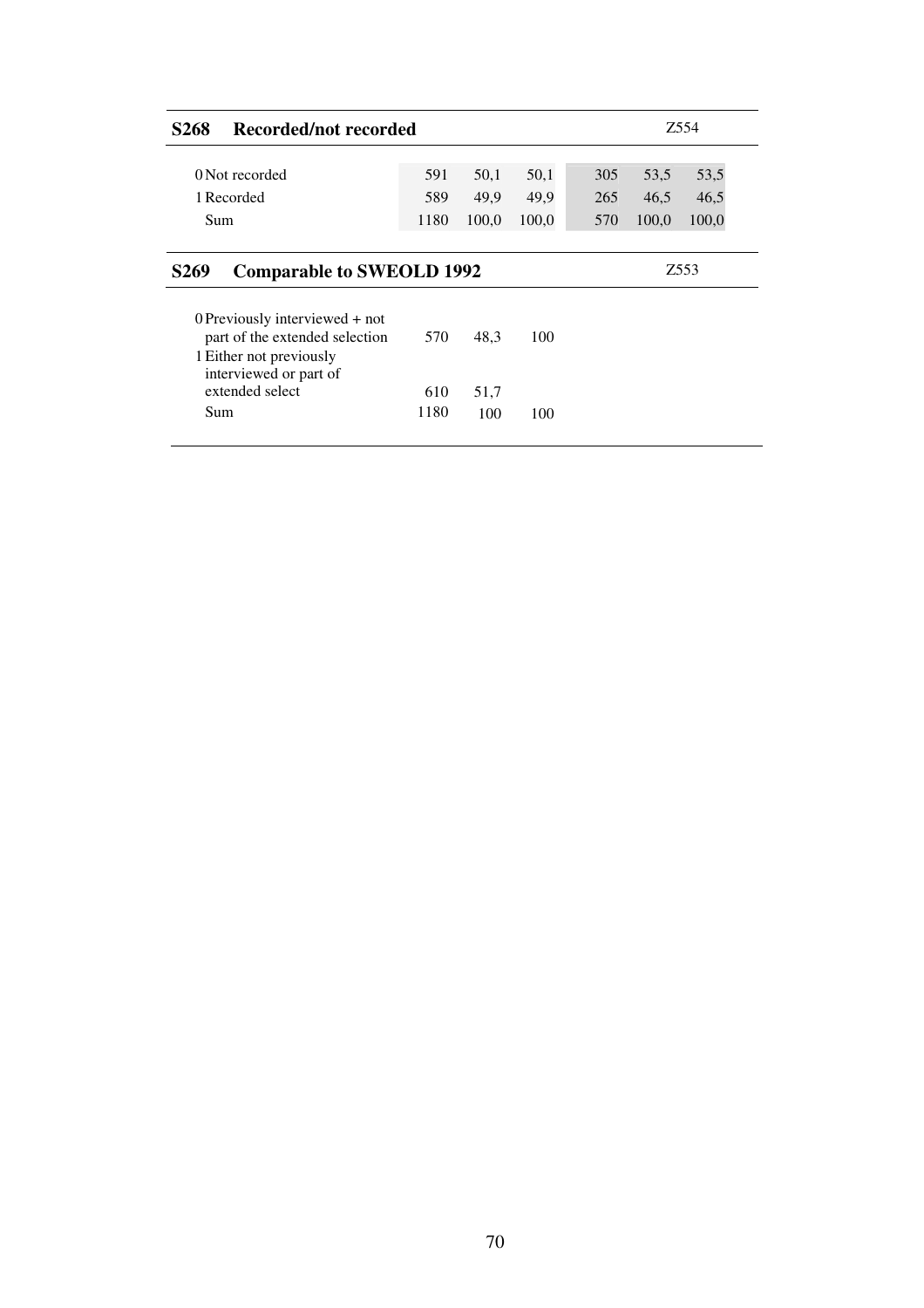## S268 Recorded/not recorded

Z554

| | | | | | | |
|---|---|---|---|---|---|---|
| 0 Not recorded | 591 | 50,1 | 50,1 | 305 | 53,5 | 53,5 |
| 1 Recorded | 589 | 49,9 | 49,9 | 265 | 46,5 | 46,5 |
| Sum | 1180 | 100,0 | 100,0 | 570 | 100,0 | 100,0 |

## S269 Comparable to SWEOLD 1992

Z553

| | | | |
|---|---|---|---|
| 0 Previously interviewed + not part of the extended selection | 570 | 48,3 | 100 |
| 1 Either not previously interviewed or part of extended select | 610 | 51,7 | |
| Sum | 1180 | 100 | 100 |